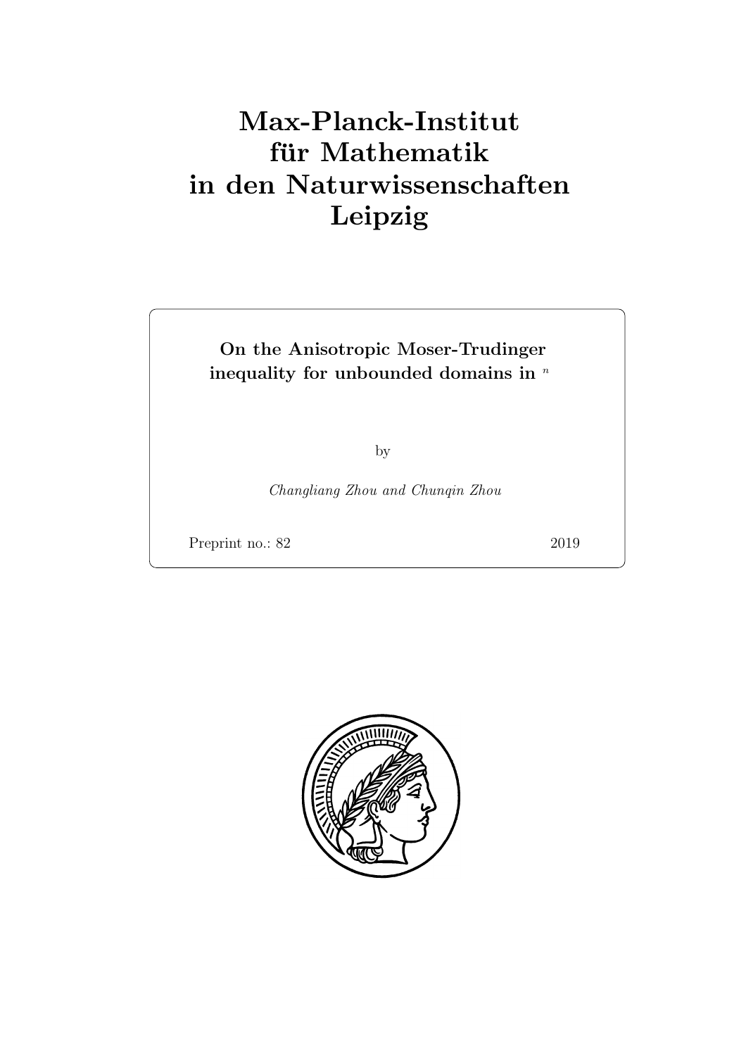# Max-Planck-Institut für Mathematik in den Naturwissenschaften Leipzig

**On the Anisotropic Moser-Trudinger inequality for unbounded domains in $^n$**

by

*Changliang Zhou and Chunqin Zhou*

Preprint no.: 82 2019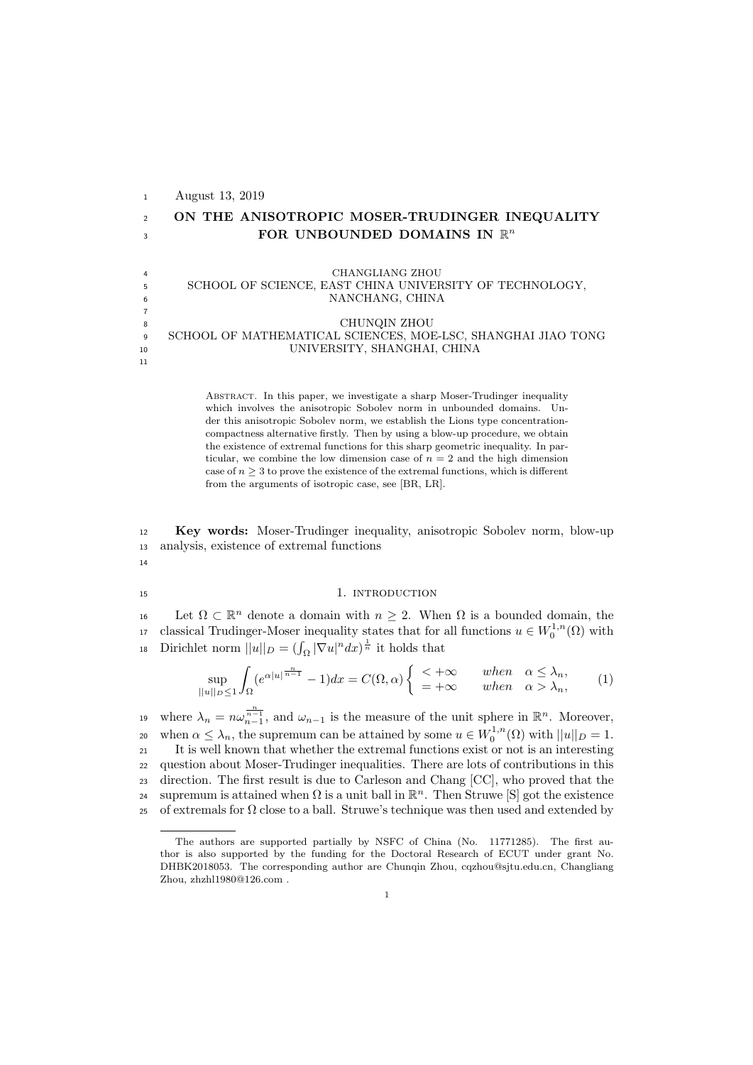August 13, 2019

# ON THE ANISOTROPIC MOSER-TRUDINGER INEQUALITY FOR UNBOUNDED DOMAINS IN $\mathbb{R}^n$

CHANGLIANG ZHOU
SCHOOL OF SCIENCE, EAST CHINA UNIVERSITY OF TECHNOLOGY, NANCHANG, CHINA

CHUNQIN ZHOU
SCHOOL OF MATHEMATICAL SCIENCES, MOE-LSC, SHANGHAI JIAO TONG UNIVERSITY, SHANGHAI, CHINA

Abstract. In this paper, we investigate a sharp Moser-Trudinger inequality which involves the anisotropic Sobolev norm in unbounded domains. Under this anisotropic Sobolev norm, we establish the Lions type concentration-compactness alternative firstly. Then by using a blow-up procedure, we obtain the existence of extremal functions for this sharp geometric inequality. In particular, we combine the low dimension case of $n = 2$ and the high dimension case of $n \geq 3$ to prove the existence of the extremal functions, which is different from the arguments of isotropic case, see [BR, LR].

**Key words:** Moser-Trudinger inequality, anisotropic Sobolev norm, blow-up analysis, existence of extremal functions

## 1. introduction

Let $\Omega \subset \mathbb{R}^n$ denote a domain with $n \geq 2$. When $\Omega$ is a bounded domain, the classical Trudinger-Moser inequality states that for all functions $u \in W_0^{1,n}(\Omega)$ with Dirichlet norm $||u||_D = (\int_\Omega |\nabla u|^n dx)^{\frac{1}{n}}$ it holds that

$$\sup_{||u||_D \leq 1} \int_\Omega (e^{\alpha |u|^{\frac{n}{n-1}}} - 1) dx = C(\Omega, \alpha) \begin{cases} < +\infty & when \quad \alpha \leq \lambda_n, \\ = +\infty & when \quad \alpha > \lambda_n, \end{cases} \tag{1}$$

where $\lambda_n = n\omega_{n-1}^{\frac{n}{n-1}}$, and $\omega_{n-1}$ is the measure of the unit sphere in $\mathbb{R}^n$. Moreover, when $\alpha \leq \lambda_n$, the supremum can be attained by some $u \in W_0^{1,n}(\Omega)$ with $||u||_D = 1$.

It is well known that whether the extremal functions exist or not is an interesting question about Moser-Trudinger inequalities. There are lots of contributions in this direction. The first result is due to Carleson and Chang [CC], who proved that the supremum is attained when $\Omega$ is a unit ball in $\mathbb{R}^n$. Then Struwe [S] got the existence of extremals for $\Omega$ close to a ball. Struwe's technique was then used and extended by

The authors are supported partially by NSFC of China (No. 11771285). The first author is also supported by the funding for the Doctoral Research of ECUT under grant No. DHBK2018053. The corresponding author are Chunqin Zhou, cqzhou@sjtu.edu.cn, Changliang Zhou, zhzhl1980@126.com .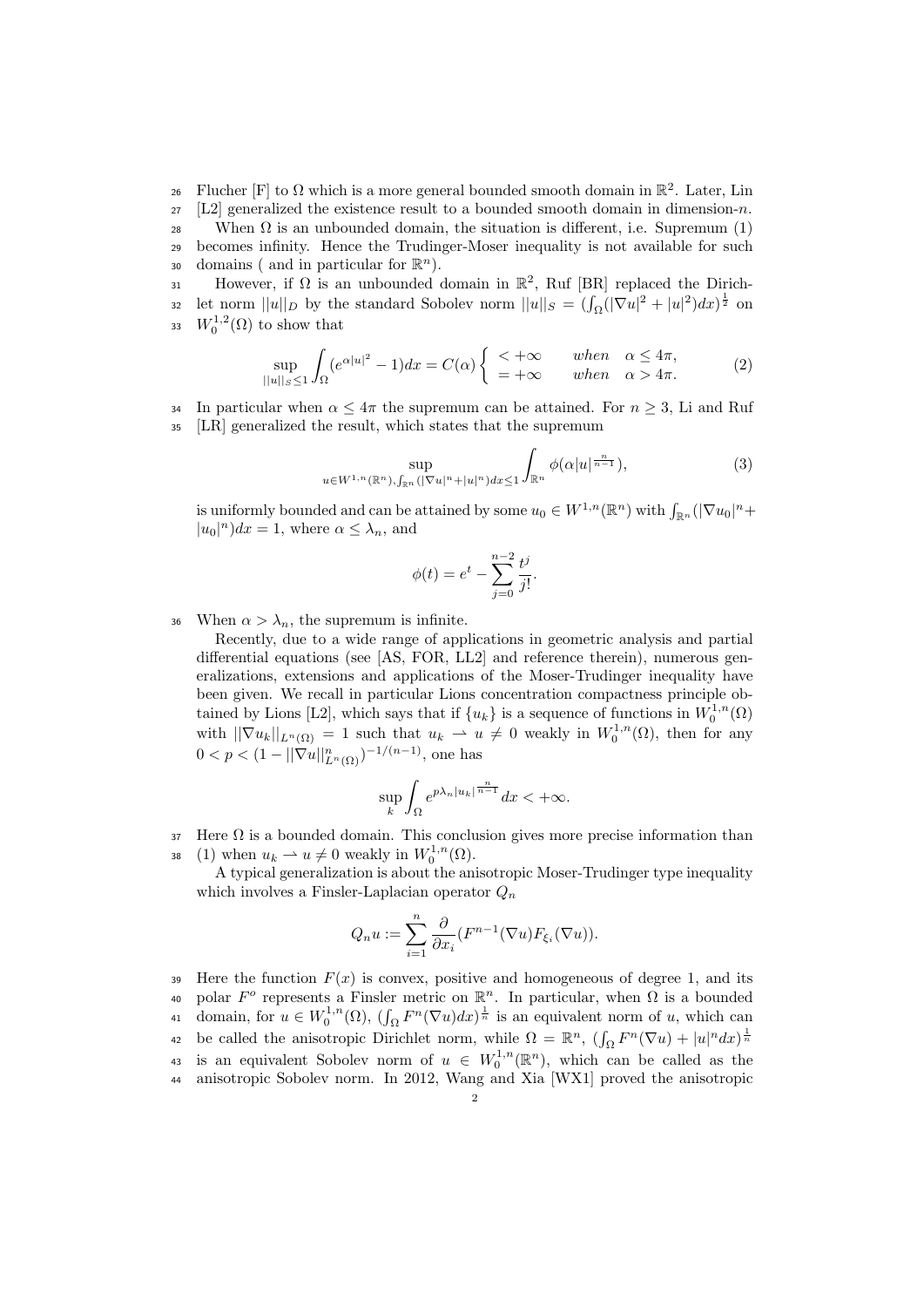Flucher [F] to $\Omega$ which is a more general bounded smooth domain in $\mathbb{R}^2$. Later, Lin [L2] generalized the existence result to a bounded smooth domain in dimension-$n$.

When $\Omega$ is an unbounded domain, the situation is different, i.e. Supremum (1) becomes infinity. Hence the Trudinger-Moser inequality is not available for such domains ( and in particular for $\mathbb{R}^n$).

However, if $\Omega$ is an unbounded domain in $\mathbb{R}^2$, Ruf [BR] replaced the Dirichlet norm $||u||_D$ by the standard Sobolev norm $||u||_S = (\int_\Omega(|\nabla u|^2 + |u|^2)dx)^{\frac{1}{2}}$ on $W_0^{1,2}(\Omega)$ to show that

$$\sup_{||u||_S \leq 1} \int_\Omega (e^{\alpha|u|^2} - 1)dx = C(\alpha) \begin{cases} < +\infty & when \quad \alpha \leq 4\pi, \\ = +\infty & when \quad \alpha > 4\pi. \end{cases} \tag{2}$$

In particular when $\alpha \leq 4\pi$ the supremum can be attained. For $n \geq 3$, Li and Ruf [LR] generalized the result, which states that the supremum

$$\sup_{u \in W^{1,n}(\mathbb{R}^n), \int_{\mathbb{R}^n}(|\nabla u|^n + |u|^n)dx \leq 1} \int_{\mathbb{R}^n} \phi(\alpha|u|^{\frac{n}{n-1}}), \tag{3}$$

is uniformly bounded and can be attained by some $u_0 \in W^{1,n}(\mathbb{R}^n)$ with $\int_{\mathbb{R}^n}(|\nabla u_0|^n + |u_0|^n)dx = 1$, where $\alpha \leq \lambda_n$, and

$$\phi(t) = e^t - \sum_{j=0}^{n-2} \frac{t^j}{j!}.$$

When $\alpha > \lambda_n$, the supremum is infinite.

Recently, due to a wide range of applications in geometric analysis and partial differential equations (see [AS, FOR, LL2] and reference therein), numerous generalizations, extensions and applications of the Moser-Trudinger inequality have been given. We recall in particular Lions concentration compactness principle obtained by Lions [L2], which says that if $\{u_k\}$ is a sequence of functions in $W_0^{1,n}(\Omega)$ with $||\nabla u_k||_{L^n(\Omega)} = 1$ such that $u_k \rightharpoonup u \neq 0$ weakly in $W_0^{1,n}(\Omega)$, then for any $0 < p < (1 - ||\nabla u||^n_{L^n(\Omega)})^{-1/(n-1)}$, one has

$$\sup_k \int_\Omega e^{p\lambda_n|u_k|^{\frac{n}{n-1}}} dx < +\infty.$$

Here $\Omega$ is a bounded domain. This conclusion gives more precise information than (1) when $u_k \rightharpoonup u \neq 0$ weakly in $W_0^{1,n}(\Omega)$.

A typical generalization is about the anisotropic Moser-Trudinger type inequality which involves a Finsler-Laplacian operator $Q_n$

$$Q_n u := \sum_{i=1}^n \frac{\partial}{\partial x_i}(F^{n-1}(\nabla u)F_{\xi_i}(\nabla u)).$$

Here the function $F(x)$ is convex, positive and homogeneous of degree 1, and its polar $F^o$ represents a Finsler metric on $\mathbb{R}^n$. In particular, when $\Omega$ is a bounded domain, for $u \in W_0^{1,n}(\Omega)$, $(\int_\Omega F^n(\nabla u)dx)^{\frac{1}{n}}$ is an equivalent norm of $u$, which can be called the anisotropic Dirichlet norm, while $\Omega = \mathbb{R}^n$, $(\int_\Omega F^n(\nabla u) + |u|^n dx)^{\frac{1}{n}}$ is an equivalent Sobolev norm of $u \in W_0^{1,n}(\mathbb{R}^n)$, which can be called as the anisotropic Sobolev norm. In 2012, Wang and Xia [WX1] proved the anisotropic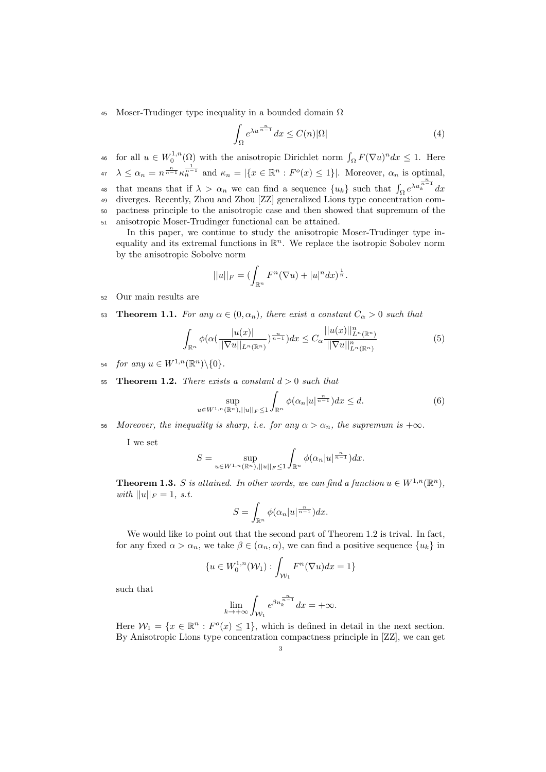Moser-Trudinger type inequality in a bounded domain $\Omega$

$$\int_\Omega e^{\lambda u^{\frac{n}{n-1}}} dx \le C(n)|\Omega| \tag{4}$$

for all $u \in W_0^{1,n}(\Omega)$ with the anisotropic Dirichlet norm $\int_\Omega F(\nabla u)^n dx \le 1$. Here $\lambda \le \alpha_n = n^{\frac{n}{n-1}} \kappa_n^{\frac{1}{n-1}}$ and $\kappa_n = |\{x \in \mathbb{R}^n : F^o(x) \le 1\}|$. Moreover, $\alpha_n$ is optimal, that means that if $\lambda > \alpha_n$ we can find a sequence $\{u_k\}$ such that $\int_\Omega e^{\lambda u_k^{\frac{n}{n-1}}} dx$ diverges. Recently, Zhou and Zhou [ZZ] generalized Lions type concentration compactness principle to the anisotropic case and then showed that supremum of the anisotropic Moser-Trudinger functional can be attained.

In this paper, we continue to study the anisotropic Moser-Trudinger type inequality and its extremal functions in $\mathbb{R}^n$. We replace the isotropic Sobolev norm by the anisotropic Sobolve norm

$$||u||_F = (\int_{\mathbb{R}^n} F^n(\nabla u) + |u|^n dx)^{\frac{1}{n}}.$$

Our main results are

**Theorem 1.1.** *For any $\alpha \in (0, \alpha_n)$, there exist a constant $C_\alpha > 0$ such that*

$$\int_{\mathbb{R}^n} \phi(\alpha(\frac{|u(x)|}{||\nabla u||_{L^n(\mathbb{R}^n)}})^{\frac{n}{n-1}}) dx \le C_\alpha \frac{||u(x)||^n_{L^n(\mathbb{R}^n)}}{||\nabla u||^n_{L^n(\mathbb{R}^n)}} \tag{5}$$

*for any $u \in W^{1,n}(\mathbb{R}^n)\backslash\{0\}$.*

**Theorem 1.2.** *There exists a constant $d > 0$ such that*

$$\sup_{u \in W^{1,n}(\mathbb{R}^n), ||u||_F \le 1} \int_{\mathbb{R}^n} \phi(\alpha_n |u|^{\frac{n}{n-1}}) dx \le d. \tag{6}$$

*Moreover, the inequality is sharp, i.e. for any $\alpha > \alpha_n$, the supremum is $+\infty$.*

I we set

$$S = \sup_{u \in W^{1,n}(\mathbb{R}^n), ||u||_F \le 1} \int_{\mathbb{R}^n} \phi(\alpha_n |u|^{\frac{n}{n-1}}) dx.$$

**Theorem 1.3.** *$S$ is attained. In other words, we can find a function $u \in W^{1,n}(\mathbb{R}^n)$, with $||u||_F = 1$, s.t.*

$$S = \int_{\mathbb{R}^n} \phi(\alpha_n |u|^{\frac{n}{n-1}}) dx.$$

We would like to point out that the second part of Theorem 1.2 is trival. In fact, for any fixed $\alpha > \alpha_n$, we take $\beta \in (\alpha_n, \alpha)$, we can find a positive sequence $\{u_k\}$ in

$$\{u \in W_0^{1,n}(\mathcal{W}_1) : \int_{\mathcal{W}_1} F^n(\nabla u) dx = 1\}$$

such that

$$\lim_{k \to +\infty} \int_{\mathcal{W}_1} e^{\beta u_k^{\frac{n}{n-1}}} dx = +\infty.$$

Here $\mathcal{W}_1 = \{x \in \mathbb{R}^n : F^o(x) \le 1\}$, which is defined in detail in the next section. By Anisotropic Lions type concentration compactness principle in [ZZ], we can get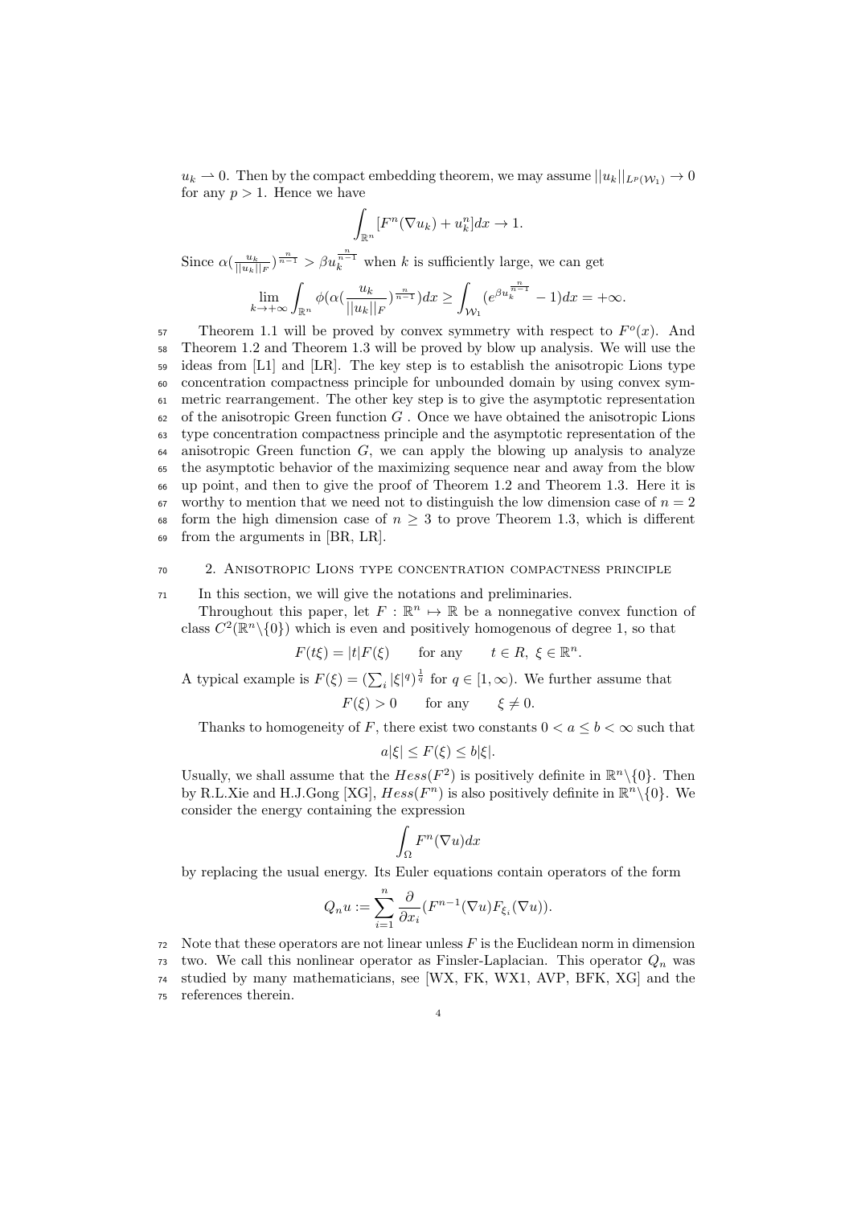$u_k \rightharpoonup 0$. Then by the compact embedding theorem, we may assume $||u_k||_{L^p(\mathcal{W}_1)} \to 0$ for any $p > 1$. Hence we have

$$\int_{\mathbb{R}^n} [F^n(\nabla u_k) + u_k^n] dx \to 1.$$

Since $\alpha(\frac{u_k}{||u_k||_F})^{\frac{n}{n-1}} > \beta u_k^{\frac{n}{n-1}}$ when $k$ is sufficiently large, we can get

$$\lim_{k\to+\infty} \int_{\mathbb{R}^n} \phi(\alpha(\frac{u_k}{||u_k||_F})^{\frac{n}{n-1}}) dx \geq \int_{\mathcal{W}_1} (e^{\beta u_k^{\frac{n}{n-1}}} - 1) dx = +\infty.$$

Theorem 1.1 will be proved by convex symmetry with respect to $F^o(x)$. And Theorem 1.2 and Theorem 1.3 will be proved by blow up analysis. We will use the ideas from [L1] and [LR]. The key step is to establish the anisotropic Lions type concentration compactness principle for unbounded domain by using convex symmetric rearrangement. The other key step is to give the asymptotic representation of the anisotropic Green function $G$ . Once we have obtained the anisotropic Lions type concentration compactness principle and the asymptotic representation of the anisotropic Green function $G$, we can apply the blowing up analysis to analyze the asymptotic behavior of the maximizing sequence near and away from the blow up point, and then to give the proof of Theorem 1.2 and Theorem 1.3. Here it is worthy to mention that we need not to distinguish the low dimension case of $n = 2$ form the high dimension case of $n \geq 3$ to prove Theorem 1.3, which is different from the arguments in [BR, LR].

## 2. Anisotropic Lions type concentration compactness principle

In this section, we will give the notations and preliminaries.

Throughout this paper, let $F : \mathbb{R}^n \mapsto \mathbb{R}$ be a nonnegative convex function of class $C^2(\mathbb{R}^n\backslash\{0\})$ which is even and positively homogenous of degree 1, so that

$$F(t\xi) = |t|F(\xi) \qquad \text{for any} \qquad t \in R,\ \xi \in \mathbb{R}^n.$$

A typical example is $F(\xi) = (\sum_i |\xi|^q)^{\frac{1}{q}}$ for $q \in [1, \infty)$. We further assume that

$$F(\xi) > 0 \qquad \text{for any} \qquad \xi \neq 0.$$

Thanks to homogeneity of $F$, there exist two constants $0 < a \leq b < \infty$ such that

$$a|\xi| \leq F(\xi) \leq b|\xi|.$$

Usually, we shall assume that the $Hess(F^2)$ is positively definite in $\mathbb{R}^n\backslash\{0\}$. Then by R.L.Xie and H.J.Gong [XG], $Hess(F^n)$ is also positively definite in $\mathbb{R}^n\backslash\{0\}$. We consider the energy containing the expression

$$\int_\Omega F^n(\nabla u) dx$$

by replacing the usual energy. Its Euler equations contain operators of the form

$$Q_n u := \sum_{i=1}^n \frac{\partial}{\partial x_i}(F^{n-1}(\nabla u)F_{\xi_i}(\nabla u)).$$

Note that these operators are not linear unless $F$ is the Euclidean norm in dimension two. We call this nonlinear operator as Finsler-Laplacian. This operator $Q_n$ was studied by many mathematicians, see [WX, FK, WX1, AVP, BFK, XG] and the references therein.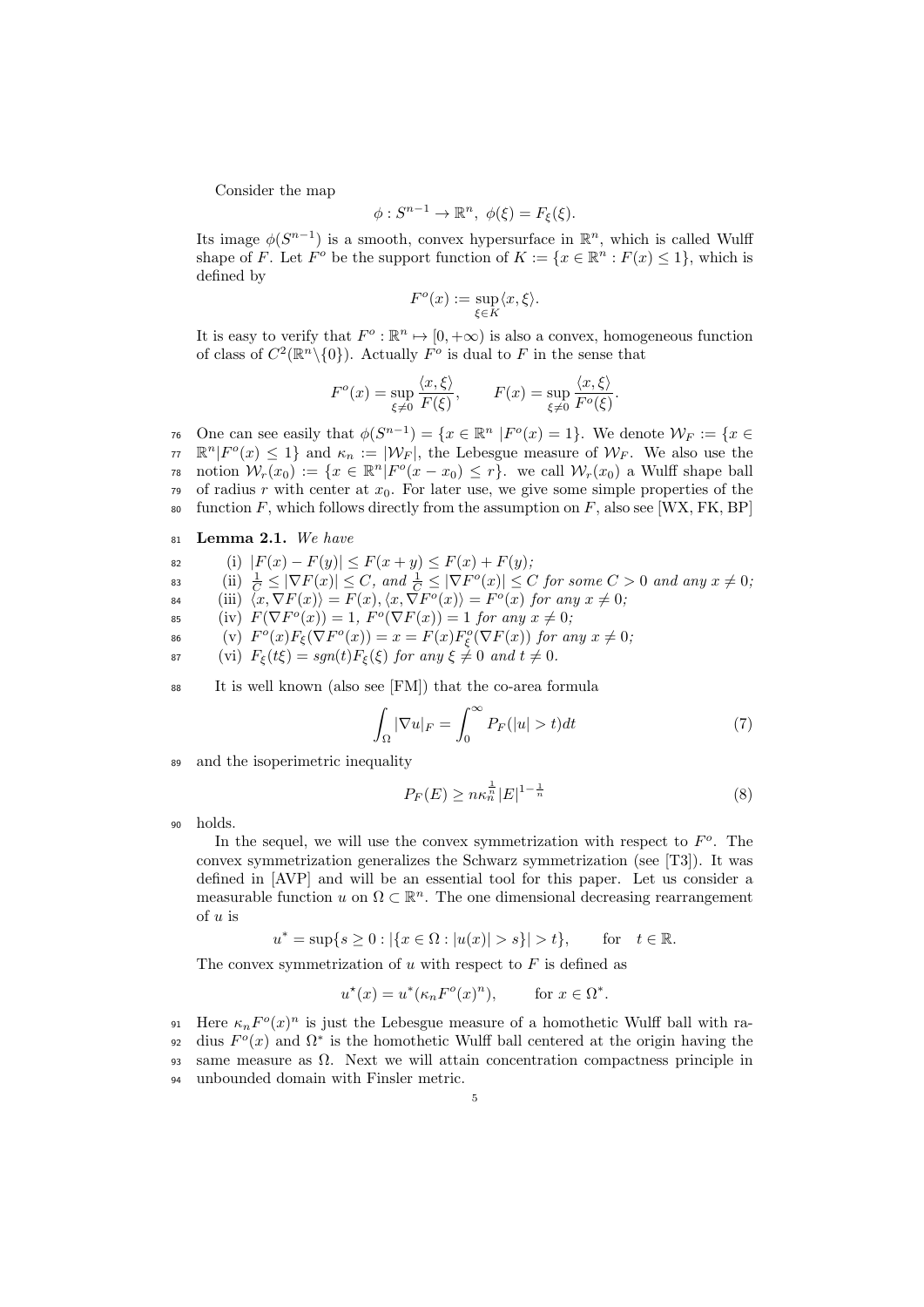Consider the map

$$\phi : S^{n-1} \to \mathbb{R}^n,\ \phi(\xi) = F_\xi(\xi).$$

Its image $\phi(S^{n-1})$ is a smooth, convex hypersurface in $\mathbb{R}^n$, which is called Wulff shape of $F$. Let $F^o$ be the support function of $K := \{x \in \mathbb{R}^n : F(x) \leq 1\}$, which is defined by

$$F^o(x) := \sup_{\xi \in K} \langle x, \xi \rangle.$$

It is easy to verify that $F^o : \mathbb{R}^n \mapsto [0, +\infty)$ is also a convex, homogeneous function of class of $C^2(\mathbb{R}^n \backslash \{0\})$. Actually $F^o$ is dual to $F$ in the sense that

$$F^o(x) = \sup_{\xi \neq 0} \frac{\langle x, \xi \rangle}{F(\xi)}, \qquad F(x) = \sup_{\xi \neq 0} \frac{\langle x, \xi \rangle}{F^o(\xi)}.$$

One can see easily that $\phi(S^{n-1}) = \{x \in \mathbb{R}^n \mid F^o(x) = 1\}$. We denote $\mathcal{W}_F := \{x \in \mathbb{R}^n | F^o(x) \leq 1\}$ and $\kappa_n := |\mathcal{W}_F|$, the Lebesgue measure of $\mathcal{W}_F$. We also use the notion $\mathcal{W}_r(x_0) := \{x \in \mathbb{R}^n | F^o(x - x_0) \leq r\}$. we call $\mathcal{W}_r(x_0)$ a Wulff shape ball of radius $r$ with center at $x_0$. For later use, we give some simple properties of the function $F$, which follows directly from the assumption on $F$, also see [WX, FK, BP]

**Lemma 2.1.** *We have*

(i) $|F(x) - F(y)| \leq F(x + y) \leq F(x) + F(y)$;

(ii) $\frac{1}{C} \leq |\nabla F(x)| \leq C$, *and* $\frac{1}{C} \leq |\nabla F^o(x)| \leq C$ *for some* $C > 0$ *and any* $x \neq 0$;

(iii) $\langle x, \nabla F(x) \rangle = F(x), \langle x, \nabla F^o(x) \rangle = F^o(x)$ *for any* $x \neq 0$;

(iv) $F(\nabla F^o(x)) = 1$, $F^o(\nabla F(x)) = 1$ *for any* $x \neq 0$;

(v) $F^o(x) F_\xi(\nabla F^o(x)) = x = F(x) F^o_\xi(\nabla F(x))$ *for any* $x \neq 0$;

(vi) $F_\xi(t\xi) = sgn(t) F_\xi(\xi)$ *for any* $\xi \neq 0$ *and* $t \neq 0$.

It is well known (also see [FM]) that the co-area formula

$$\int_\Omega |\nabla u|_F = \int_0^\infty P_F(|u| > t) dt \tag{7}$$

and the isoperimetric inequality

$$P_F(E) \geq n \kappa_n^{\frac{1}{n}} |E|^{1 - \frac{1}{n}} \tag{8}$$

holds.

In the sequel, we will use the convex symmetrization with respect to $F^o$. The convex symmetrization generalizes the Schwarz symmetrization (see [T3]). It was defined in [AVP] and will be an essential tool for this paper. Let us consider a measurable function $u$ on $\Omega \subset \mathbb{R}^n$. The one dimensional decreasing rearrangement of $u$ is

$$u^* = \sup\{s \geq 0 : |\{x \in \Omega : |u(x)| > s\}| > t\}, \qquad \text{for} \quad t \in \mathbb{R}.$$

The convex symmetrization of $u$ with respect to $F$ is defined as

$$u^\star(x) = u^*(\kappa_n F^o(x)^n), \qquad \text{for } x \in \Omega^*.$$

Here $\kappa_n F^o(x)^n$ is just the Lebesgue measure of a homothetic Wulff ball with radius $F^o(x)$ and $\Omega^*$ is the homothetic Wulff ball centered at the origin having the same measure as $\Omega$. Next we will attain concentration compactness principle in unbounded domain with Finsler metric.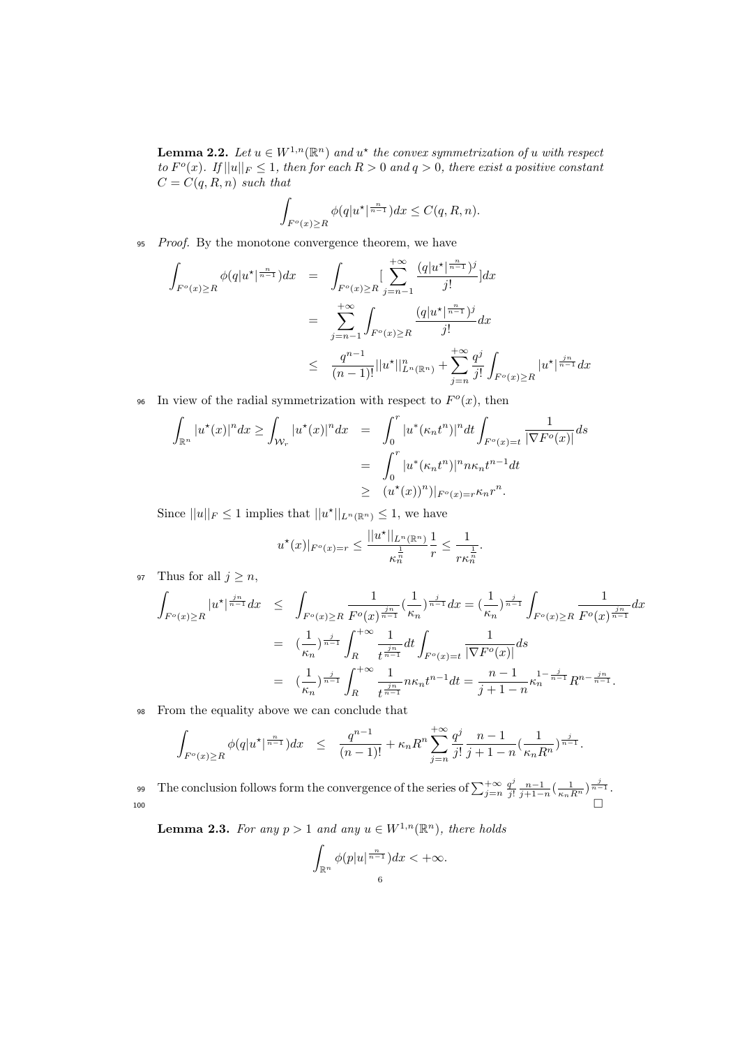**Lemma 2.2.** *Let $u \in W^{1,n}(\mathbb{R}^n)$ and $u^\star$ the convex symmetrization of $u$ with respect to $F^o(x)$. If $||u||_F \le 1$, then for each $R > 0$ and $q > 0$, there exist a positive constant $C = C(q, R, n)$ such that*

$$\int_{F^o(x)\ge R} \phi(q|u^\star|^{\frac{n}{n-1}})dx \le C(q, R, n).$$

*Proof.* By the monotone convergence theorem, we have

$$\begin{aligned}
\int_{F^o(x)\ge R} \phi(q|u^\star|^{\frac{n}{n-1}})dx &= \int_{F^o(x)\ge R} [\sum_{j=n-1}^{+\infty} \frac{(q|u^\star|^{\frac{n}{n-1}})^j}{j!}]dx \\
&= \sum_{j=n-1}^{+\infty} \int_{F^o(x)\ge R} \frac{(q|u^\star|^{\frac{n}{n-1}})^j}{j!}dx \\
&\le \frac{q^{n-1}}{(n-1)!}||u^\star||^n_{L^n(\mathbb{R}^n)} + \sum_{j=n}^{+\infty} \frac{q^j}{j!} \int_{F^o(x)\ge R} |u^\star|^{\frac{jn}{n-1}}dx
\end{aligned}$$

In view of the radial symmetrization with respect to $F^o(x)$, then

$$\begin{aligned}
\int_{\mathbb{R}^n} |u^\star(x)|^n dx \ge \int_{\mathcal{W}_r} |u^\star(x)|^n dx &= \int_0^r |u^*(\kappa_n t^n)|^n dt \int_{F^o(x)=t} \frac{1}{|\nabla F^o(x)|}ds \\
&= \int_0^r |u^*(\kappa_n t^n)|^n n\kappa_n t^{n-1}dt \\
&\ge (u^\star(x))^n)|_{F^o(x)=r}\kappa_n r^n.
\end{aligned}$$

Since $||u||_F \le 1$ implies that $||u^\star||_{L^n(\mathbb{R}^n)} \le 1$, we have

$$u^\star(x)|_{F^o(x)=r} \le \frac{||u^\star||_{L^n(\mathbb{R}^n)}}{\kappa_n^{\frac{1}{n}}}\frac{1}{r} \le \frac{1}{r\kappa_n^{\frac{1}{n}}}.$$

Thus for all $j \ge n$,

$$\begin{aligned}
\int_{F^o(x)\ge R} |u^\star|^{\frac{jn}{n-1}}dx &\le \int_{F^o(x)\ge R} \frac{1}{F^o(x)^{\frac{jn}{n-1}}}(\frac{1}{\kappa_n})^{\frac{j}{n-1}}dx = (\frac{1}{\kappa_n})^{\frac{j}{n-1}} \int_{F^o(x)\ge R} \frac{1}{F^o(x)^{\frac{jn}{n-1}}}dx \\
&= (\frac{1}{\kappa_n})^{\frac{j}{n-1}} \int_R^{+\infty} \frac{1}{t^{\frac{jn}{n-1}}}dt \int_{F^o(x)=t} \frac{1}{|\nabla F^o(x)|}ds \\
&= (\frac{1}{\kappa_n})^{\frac{j}{n-1}} \int_R^{+\infty} \frac{1}{t^{\frac{jn}{n-1}}} n\kappa_n t^{n-1}dt = \frac{n-1}{j+1-n}\kappa_n^{1-\frac{j}{n-1}} R^{n-\frac{jn}{n-1}}.
\end{aligned}$$

From the equality above we can conclude that

$$\int_{F^o(x)\ge R} \phi(q|u^\star|^{\frac{n}{n-1}})dx \le \frac{q^{n-1}}{(n-1)!} + \kappa_n R^n \sum_{j=n}^{+\infty} \frac{q^j}{j!}\frac{n-1}{j+1-n}(\frac{1}{\kappa_n R^n})^{\frac{j}{n-1}}.$$

The conclusion follows form the convergence of the series of $\sum_{j=n}^{+\infty} \frac{q^j}{j!}\frac{n-1}{j+1-n}(\frac{1}{\kappa_n R^n})^{\frac{j}{n-1}}$. $\square$

**Lemma 2.3.** *For any $p > 1$ and any $u \in W^{1,n}(\mathbb{R}^n)$, there holds*

$$\int_{\mathbb{R}^n} \phi(p|u|^{\frac{n}{n-1}})dx < +\infty.$$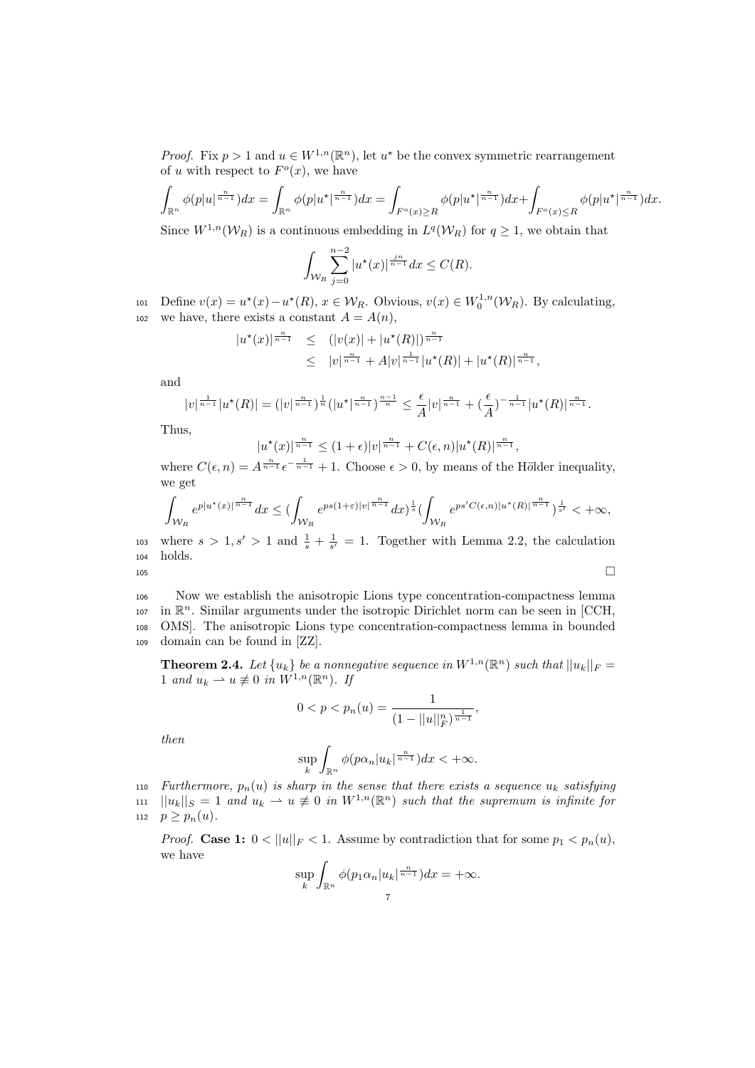*Proof.* Fix $p > 1$ and $u \in W^{1,n}(\mathbb{R}^n)$, let $u^\star$ be the convex symmetric rearrangement of $u$ with respect to $F^o(x)$, we have

$$\int_{\mathbb{R}^n} \phi(p|u|^{\frac{n}{n-1}})dx = \int_{\mathbb{R}^n} \phi(p|u^\star|^{\frac{n}{n-1}})dx = \int_{F^o(x)\geq R} \phi(p|u^\star|^{\frac{n}{n-1}})dx + \int_{F^o(x)\leq R} \phi(p|u^\star|^{\frac{n}{n-1}})dx.$$

Since $W^{1,n}(\mathcal{W}_R)$ is a continuous embedding in $L^q(\mathcal{W}_R)$ for $q \geq 1$, we obtain that

$$\int_{\mathcal{W}_R} \sum_{j=0}^{n-2} |u^\star(x)|^{\frac{jn}{n-1}} dx \leq C(R).$$

Define $v(x) = u^\star(x) - u^\star(R)$, $x \in \mathcal{W}_R$. Obvious, $v(x) \in W_0^{1,n}(\mathcal{W}_R)$. By calculating, we have, there exists a constant $A = A(n)$,

$$\begin{aligned} |u^\star(x)|^{\frac{n}{n-1}} &\leq (|v(x)| + |u^\star(R)|)^{\frac{n}{n-1}} \\ &\leq |v|^{\frac{n}{n-1}} + A|v|^{\frac{1}{n-1}}|u^\star(R)| + |u^\star(R)|^{\frac{n}{n-1}}, \end{aligned}$$

and

$$|v|^{\frac{1}{n-1}}|u^\star(R)| = (|v|^{\frac{n}{n-1}})^{\frac{1}{n}}(|u^\star|^{\frac{n}{n-1}})^{\frac{n-1}{n}} \leq \frac{\epsilon}{A}|v|^{\frac{n}{n-1}} + (\frac{\epsilon}{A})^{-\frac{1}{n-1}}|u^\star(R)|^{\frac{n}{n-1}}.$$

Thus,

$$|u^\star(x)|^{\frac{n}{n-1}} \leq (1+\epsilon)|v|^{\frac{n}{n-1}} + C(\epsilon, n)|u^\star(R)|^{\frac{n}{n-1}},$$

where $C(\epsilon, n) = A^{\frac{n}{n-1}}\epsilon^{-\frac{1}{n-1}} + 1$. Choose $\epsilon > 0$, by means of the Hölder inequality, we get

$$\int_{\mathcal{W}_R} e^{p|u^\star(x)|^{\frac{n}{n-1}}} dx \leq (\int_{\mathcal{W}_R} e^{ps(1+\varepsilon)|v|^{\frac{n}{n-1}}} dx)^{\frac{1}{s}} (\int_{\mathcal{W}_R} e^{ps'C(\epsilon,n)|u^\star(R)|^{\frac{n}{n-1}}})^{\frac{1}{s'}} < +\infty,$$

where $s > 1, s' > 1$ and $\frac{1}{s} + \frac{1}{s'} = 1$. Together with Lemma 2.2, the calculation holds. $\square$

Now we establish the anisotropic Lions type concentration-compactness lemma in $\mathbb{R}^n$. Similar arguments under the isotropic Dirichlet norm can be seen in [CCH, OMS]. The anisotropic Lions type concentration-compactness lemma in bounded domain can be found in [ZZ].

**Theorem 2.4.** *Let $\{u_k\}$ be a nonnegative sequence in $W^{1,n}(\mathbb{R}^n)$ such that $||u_k||_F = 1$ and $u_k \rightharpoonup u \not\equiv 0$ in $W^{1,n}(\mathbb{R}^n)$. If*

$$0 < p < p_n(u) = \frac{1}{(1 - ||u||_F^n)^{\frac{1}{n-1}}},$$

*then*

$$\sup_k \int_{\mathbb{R}^n} \phi(p\alpha_n|u_k|^{\frac{n}{n-1}})dx < +\infty.$$

*Furthermore, $p_n(u)$ is sharp in the sense that there exists a sequence $u_k$ satisfying $||u_k||_S = 1$ and $u_k \rightharpoonup u \not\equiv 0$ in $W^{1,n}(\mathbb{R}^n)$ such that the supremum is infinite for $p \geq p_n(u)$.*

*Proof.* **Case 1:** $0 < ||u||_F < 1$. Assume by contradiction that for some $p_1 < p_n(u)$, we have

$$\sup_k \int_{\mathbb{R}^n} \phi(p_1\alpha_n|u_k|^{\frac{n}{n-1}})dx = +\infty.$$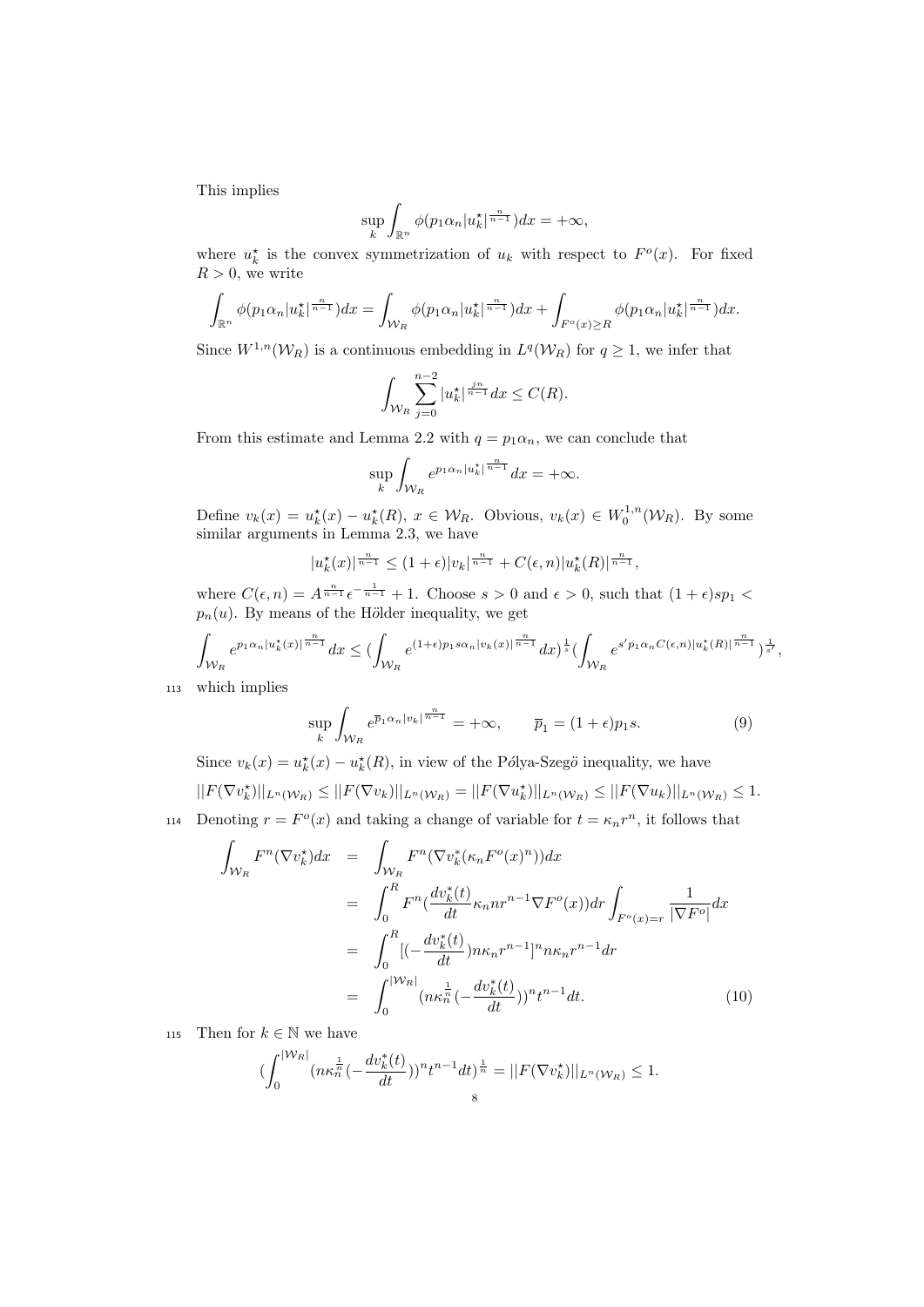This implies

$$\sup_k \int_{\mathbb{R}^n} \phi(p_1\alpha_n|u_k^\star|^{\frac{n}{n-1}})dx = +\infty,$$

where $u_k^\star$ is the convex symmetrization of $u_k$ with respect to $F^o(x)$. For fixed $R>0$, we write

$$\int_{\mathbb{R}^n} \phi(p_1\alpha_n|u_k^\star|^{\frac{n}{n-1}})dx = \int_{\mathcal{W}_R} \phi(p_1\alpha_n|u_k^\star|^{\frac{n}{n-1}})dx + \int_{F^o(x)\geq R} \phi(p_1\alpha_n|u_k^\star|^{\frac{n}{n-1}})dx.$$

Since $W^{1,n}(\mathcal{W}_R)$ is a continuous embedding in $L^q(\mathcal{W}_R)$ for $q\geq 1$, we infer that

$$\int_{\mathcal{W}_R} \sum_{j=0}^{n-2} |u_k^\star|^{\frac{jn}{n-1}}dx \leq C(R).$$

From this estimate and Lemma 2.2 with $q=p_1\alpha_n$, we can conclude that

$$\sup_k \int_{\mathcal{W}_R} e^{p_1\alpha_n|u_k^\star|^{\frac{n}{n-1}}}dx = +\infty.$$

Define $v_k(x)=u_k^\star(x)-u_k^\star(R)$, $x\in\mathcal{W}_R$. Obvious, $v_k(x)\in W_0^{1,n}(\mathcal{W}_R)$. By some similar arguments in Lemma 2.3, we have

$$|u_k^\star(x)|^{\frac{n}{n-1}} \leq (1+\epsilon)|v_k|^{\frac{n}{n-1}} + C(\epsilon,n)|u_k^\star(R)|^{\frac{n}{n-1}},$$

where $C(\epsilon,n)=A^{\frac{n}{n-1}}\epsilon^{-\frac{1}{n-1}}+1$. Choose $s>0$ and $\epsilon>0$, such that $(1+\epsilon)sp_1 < p_n(u)$. By means of the Hölder inequality, we get

$$\int_{\mathcal{W}_R} e^{p_1\alpha_n|u_k^\star(x)|^{\frac{n}{n-1}}}dx \leq (\int_{\mathcal{W}_R} e^{(1+\epsilon)p_1 s\alpha_n|v_k(x)|^{\frac{n}{n-1}}}dx)^{\frac{1}{s}}(\int_{\mathcal{W}_R} e^{s'p_1\alpha_n C(\epsilon,n)|u_k^\star(R)|^{\frac{n}{n-1}}})^{\frac{1}{s'}},$$

which implies

$$\sup_k \int_{\mathcal{W}_R} e^{\overline{p}_1\alpha_n|v_k|^{\frac{n}{n-1}}} = +\infty, \qquad \overline{p}_1=(1+\epsilon)p_1 s. \tag{9}$$

Since $v_k(x)=u_k^\star(x)-u_k^\star(R)$, in view of the Pólya-Szegö inequality, we have

$$||F(\nabla v_k^\star)||_{L^n(\mathcal{W}_R)} \leq ||F(\nabla v_k)||_{L^n(\mathcal{W}_R)} = ||F(\nabla u_k^\star)||_{L^n(\mathcal{W}_R)} \leq ||F(\nabla u_k)||_{L^n(\mathcal{W}_R)} \leq 1.$$

Denoting $r=F^o(x)$ and taking a change of variable for $t=\kappa_n r^n$, it follows that

$$\begin{aligned}
\int_{\mathcal{W}_R} F^n(\nabla v_k^\star)dx &= \int_{\mathcal{W}_R} F^n(\nabla v_k^*(\kappa_n F^o(x)^n))dx \\
&= \int_0^R F^n(\frac{dv_k^*(t)}{dt}\kappa_n n r^{n-1}\nabla F^o(x))dr \int_{F^o(x)=r}\frac{1}{|\nabla F^o|}dx \\
&= \int_0^R [(-\frac{dv_k^*(t)}{dt})n\kappa_n r^{n-1}]^n n\kappa_n r^{n-1}dr \\
&= \int_0^{|\mathcal{W}_R|} (n\kappa_n^{\frac{1}{n}}(-\frac{dv_k^*(t)}{dt}))^n t^{n-1}dt.
\end{aligned} \tag{10}$$

Then for $k\in\mathbb{N}$ we have

$$(\int_0^{|\mathcal{W}_R|} (n\kappa_n^{\frac{1}{n}}(-\frac{dv_k^*(t)}{dt}))^n t^{n-1}dt)^{\frac{1}{n}} = ||F(\nabla v_k^\star)||_{L^n(\mathcal{W}_R)} \leq 1.$$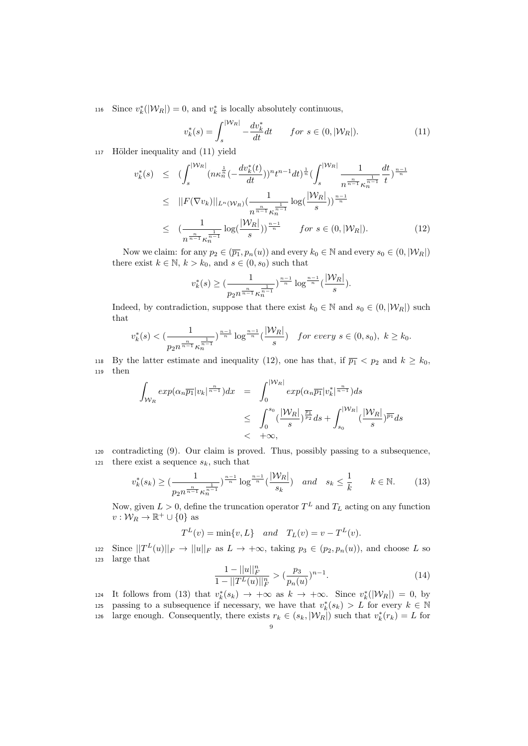Since $v_k^*(|\mathcal{W}_R|) = 0$, and $v_k^*$ is locally absolutely continuous,

$$v_k^*(s) = \int_s^{|\mathcal{W}_R|} -\frac{dv_k^*}{dt} dt \qquad for\ s \in (0, |\mathcal{W}_R|). \tag{11}$$

Hölder inequality and (11) yield

$$\begin{aligned} v_k^*(s) &\leq \left(\int_s^{|\mathcal{W}_R|} (n\kappa_n^{\frac{1}{n}}(-\frac{dv_k^*(t)}{dt}))^n t^{n-1} dt\right)^{\frac{1}{n}} \left(\int_s^{|\mathcal{W}_R|} \frac{1}{n^{\frac{n}{n-1}}\kappa_n^{\frac{1}{n-1}}} \frac{dt}{t}\right)^{\frac{n-1}{n}} \\ &\leq ||F(\nabla v_k)||_{L^n(\mathcal{W}_R)} \left(\frac{1}{n^{\frac{n}{n-1}}\kappa_n^{\frac{1}{n-1}}} \log(\frac{|\mathcal{W}_R|}{s})\right)^{\frac{n-1}{n}} \\ &\leq \left(\frac{1}{n^{\frac{n}{n-1}}\kappa_n^{\frac{1}{n-1}}} \log(\frac{|\mathcal{W}_R|}{s})\right)^{\frac{n-1}{n}} \qquad for\ s \in (0, |\mathcal{W}_R|). \end{aligned} \tag{12}$$

Now we claim: for any $p_2 \in (\overline{p_1}, p_n(u))$ and every $k_0 \in \mathbb{N}$ and every $s_0 \in (0, |\mathcal{W}_R|)$ there exist $k \in \mathbb{N}$, $k > k_0$, and $s \in (0, s_0)$ such that

$$v_k^*(s) \geq \left(\frac{1}{p_2 n^{\frac{n}{n-1}}\kappa_n^{\frac{1}{n-1}}}\right)^{\frac{n-1}{n}} \log^{\frac{n-1}{n}}(\frac{|\mathcal{W}_R|}{s}).$$

Indeed, by contradiction, suppose that there exist $k_0 \in \mathbb{N}$ and $s_0 \in (0, |\mathcal{W}_R|)$ such that

$$v_k^*(s) < \left(\frac{1}{p_2 n^{\frac{n}{n-1}}\kappa_n^{\frac{1}{n-1}}}\right)^{\frac{n-1}{n}} \log^{\frac{n-1}{n}}(\frac{|\mathcal{W}_R|}{s}) \quad for\ every\ s \in (0, s_0),\ k \geq k_0.$$

By the latter estimate and inequality (12), one has that, if $\overline{p_1} < p_2$ and $k \geq k_0$, then

$$\begin{aligned} \int_{\mathcal{W}_R} exp(\alpha_n \overline{p_1} |v_k|^{\frac{n}{n-1}}) dx &= \int_0^{|\mathcal{W}_R|} exp(\alpha_n \overline{p_1} |v_k^*|^{\frac{n}{n-1}}) ds \\ &\leq \int_0^{s_0} (\frac{|\mathcal{W}_R|}{s})^{\frac{\overline{p_1}}{p_2}} ds + \int_{s_0}^{|\mathcal{W}_R|} (\frac{|\mathcal{W}_R|}{s})^{\overline{p_1}} ds \\ &< +\infty, \end{aligned}$$

contradicting (9). Our claim is proved. Thus, possibly passing to a subsequence, there exist a sequence $s_k$, such that

$$v_k^*(s_k) \geq \left(\frac{1}{p_2 n^{\frac{n}{n-1}}\kappa_n^{\frac{1}{n-1}}}\right)^{\frac{n-1}{n}} \log^{\frac{n-1}{n}}(\frac{|\mathcal{W}_R|}{s_k}) \quad and \quad s_k \leq \frac{1}{k} \qquad k \in \mathbb{N}. \tag{13}$$

Now, given $L > 0$, define the truncation operator $T^L$ and $T_L$ acting on any function $v : \mathcal{W}_R \to \mathbb{R}^+ \cup \{0\}$ as

$$T^L(v) = \min\{v, L\} \quad and \quad T_L(v) = v - T^L(v).$$

Since $||T^L(u)||_F \to ||u||_F$ as $L \to +\infty$, taking $p_3 \in (p_2, p_n(u))$, and choose $L$ so large that

$$\frac{1 - ||u||_F^n}{1 - ||T^L(u)||_F^n} > (\frac{p_3}{p_n(u)})^{n-1}. \tag{14}$$

It follows from (13) that $v_k^*(s_k) \to +\infty$ as $k \to +\infty$. Since $v_k^*(|\mathcal{W}_R|) = 0$, by passing to a subsequence if necessary, we have that $v_k^*(s_k) > L$ for every $k \in \mathbb{N}$ large enough. Consequently, there exists $r_k \in (s_k, |\mathcal{W}_R|)$ such that $v_k^*(r_k) = L$ for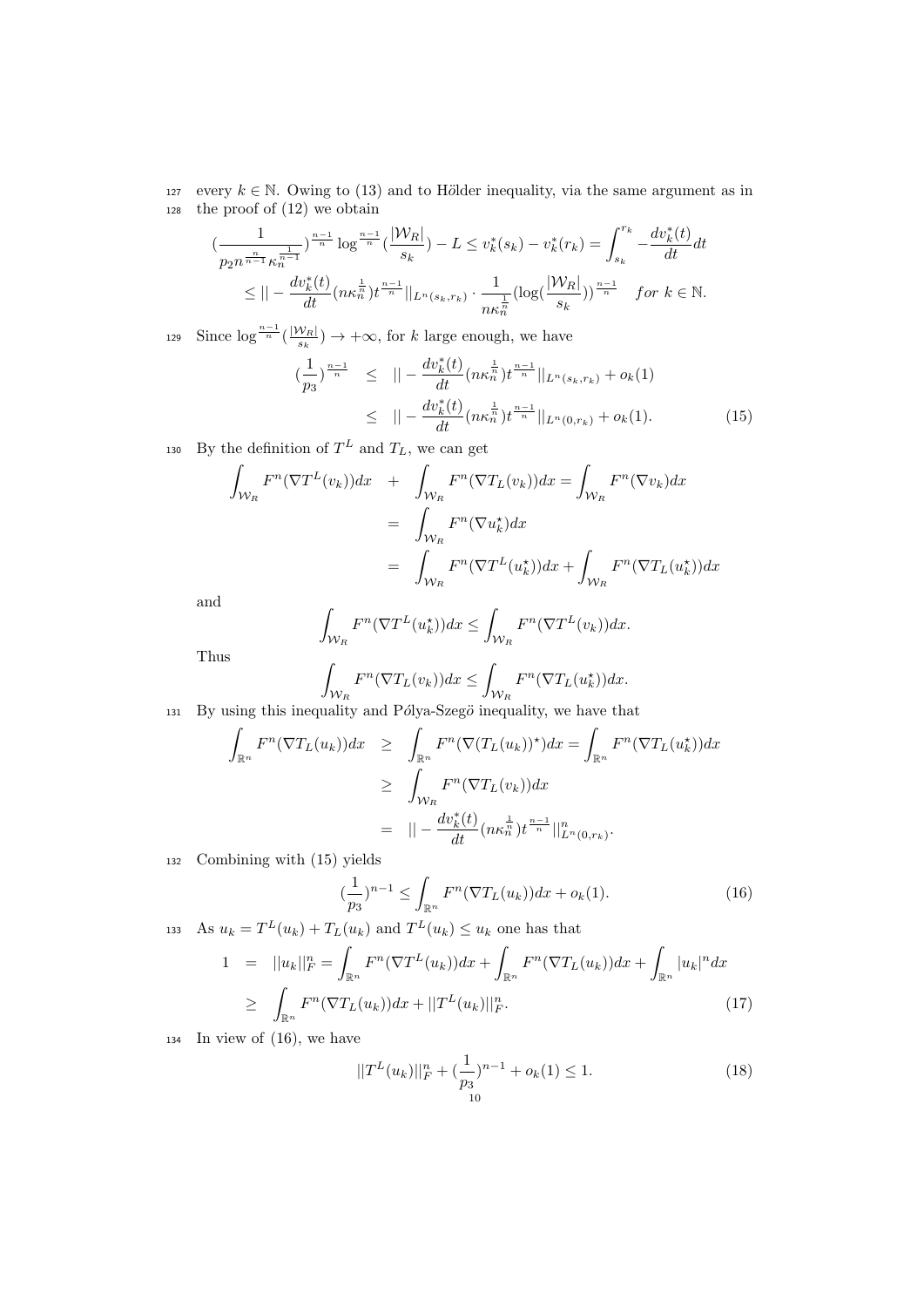every $k \in \mathbb{N}$. Owing to (13) and to Hölder inequality, via the same argument as in the proof of (12) we obtain

$$
\begin{aligned}
&(\frac{1}{p_2 n^{\frac{n}{n-1}} \kappa_n^{\frac{1}{n-1}}})^{\frac{n-1}{n}} \log^{\frac{n-1}{n}}(\frac{|\mathcal{W}_R|}{s_k}) - L \leq v_k^*(s_k) - v_k^*(r_k) = \int_{s_k}^{r_k} -\frac{dv_k^*(t)}{dt} dt \\
&\leq || - \frac{dv_k^*(t)}{dt}(n\kappa_n^{\frac{1}{n}}) t^{\frac{n-1}{n}} ||_{L^n(s_k, r_k)} \cdot \frac{1}{n\kappa_n^{\frac{1}{n}}} (\log(\frac{|\mathcal{W}_R|}{s_k}))^{\frac{n-1}{n}} \quad for\ k \in \mathbb{N}.
\end{aligned}
$$

Since $\log^{\frac{n-1}{n}}(\frac{|\mathcal{W}_R|}{s_k}) \to +\infty$, for $k$ large enough, we have

$$
\begin{aligned}
(\frac{1}{p_3})^{\frac{n-1}{n}} &\leq || - \frac{dv_k^*(t)}{dt}(n\kappa_n^{\frac{1}{n}}) t^{\frac{n-1}{n}} ||_{L^n(s_k, r_k)} + o_k(1) \\
&\leq || - \frac{dv_k^*(t)}{dt}(n\kappa_n^{\frac{1}{n}}) t^{\frac{n-1}{n}} ||_{L^n(0, r_k)} + o_k(1). \qquad (15)
\end{aligned}
$$

By the definition of $T^L$ and $T_L$, we can get

$$
\begin{aligned}
\int_{\mathcal{W}_R} F^n(\nabla T^L(v_k)) dx &+ \int_{\mathcal{W}_R} F^n(\nabla T_L(v_k)) dx = \int_{\mathcal{W}_R} F^n(\nabla v_k) dx \\
&= \int_{\mathcal{W}_R} F^n(\nabla u_k^\star) dx \\
&= \int_{\mathcal{W}_R} F^n(\nabla T^L(u_k^\star)) dx + \int_{\mathcal{W}_R} F^n(\nabla T_L(u_k^\star)) dx
\end{aligned}
$$

and

$$
\int_{\mathcal{W}_R} F^n(\nabla T^L(u_k^\star)) dx \leq \int_{\mathcal{W}_R} F^n(\nabla T^L(v_k)) dx.
$$

Thus

$$
\int_{\mathcal{W}_R} F^n(\nabla T_L(v_k)) dx \leq \int_{\mathcal{W}_R} F^n(\nabla T_L(u_k^\star)) dx.
$$

By using this inequality and Pólya-Szegö inequality, we have that

$$
\begin{aligned}
\int_{\mathbb{R}^n} F^n(\nabla T_L(u_k)) dx &\geq \int_{\mathbb{R}^n} F^n(\nabla (T_L(u_k))^\star) dx = \int_{\mathbb{R}^n} F^n(\nabla T_L(u_k^\star)) dx \\
&\geq \int_{\mathcal{W}_R} F^n(\nabla T_L(v_k)) dx \\
&= || - \frac{dv_k^*(t)}{dt}(n\kappa_n^{\frac{1}{n}}) t^{\frac{n-1}{n}} ||^n_{L^n(0, r_k)}.
\end{aligned}
$$

Combining with (15) yields

$$
(\frac{1}{p_3})^{n-1} \leq \int_{\mathbb{R}^n} F^n(\nabla T_L(u_k)) dx + o_k(1). \qquad (16)
$$

As $u_k = T^L(u_k) + T_L(u_k)$ and $T^L(u_k) \leq u_k$ one has that

$$
\begin{aligned}
1 &= ||u_k||_F^n = \int_{\mathbb{R}^n} F^n(\nabla T^L(u_k)) dx + \int_{\mathbb{R}^n} F^n(\nabla T_L(u_k)) dx + \int_{\mathbb{R}^n} |u_k|^n dx \\
&\geq \int_{\mathbb{R}^n} F^n(\nabla T_L(u_k)) dx + ||T^L(u_k)||_F^n. \qquad (17)
\end{aligned}
$$

In view of (16), we have

$$
||T^L(u_k)||_F^n + (\frac{1}{p_3})^{n-1} + o_k(1) \leq 1. \qquad (18)
$$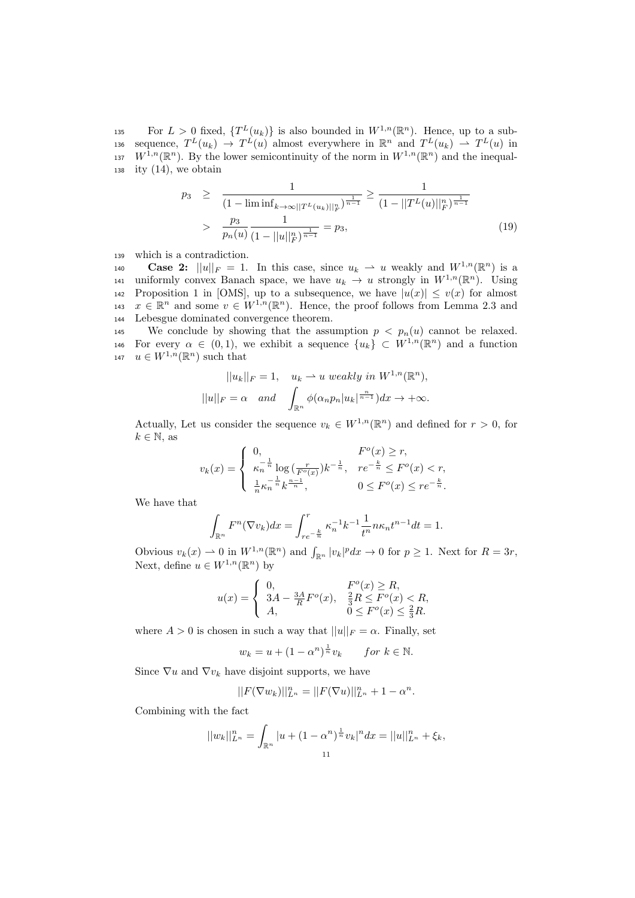For $L > 0$ fixed, $\{T^L(u_k)\}$ is also bounded in $W^{1,n}(\mathbb{R}^n)$. Hence, up to a subsequence, $T^L(u_k) \to T^L(u)$ almost everywhere in $\mathbb{R}^n$ and $T^L(u_k) \rightharpoonup T^L(u)$ in $W^{1,n}(\mathbb{R}^n)$. By the lower semicontinuity of the norm in $W^{1,n}(\mathbb{R}^n)$ and the inequality (14), we obtain

$$
\begin{aligned}
p_3 &\geq \frac{1}{(1-\liminf_{k\to\infty}||T^L(u_k)||_F^n)^{\frac{1}{n-1}}} \geq \frac{1}{(1-||T^L(u)||_F^n)^{\frac{1}{n-1}}} \\
&> \frac{p_3}{p_n(u)}\frac{1}{(1-||u||_F^n)^{\frac{1}{n-1}}} = p_3,
\end{aligned} \tag{19}
$$

which is a contradiction.

**Case 2:** $||u||_F = 1$. In this case, since $u_k \rightharpoonup u$ weakly and $W^{1,n}(\mathbb{R}^n)$ is a uniformly convex Banach space, we have $u_k \to u$ strongly in $W^{1,n}(\mathbb{R}^n)$. Using Proposition 1 in [OMS], up to a subsequence, we have $|u(x)| \leq v(x)$ for almost $x \in \mathbb{R}^n$ and some $v \in W^{1,n}(\mathbb{R}^n)$. Hence, the proof follows from Lemma 2.3 and Lebesgue dominated convergence theorem.

We conclude by showing that the assumption $p < p_n(u)$ cannot be relaxed. For every $\alpha \in (0,1)$, we exhibit a sequence $\{u_k\} \subset W^{1,n}(\mathbb{R}^n)$ and a function $u \in W^{1,n}(\mathbb{R}^n)$ such that

$$
||u_k||_F = 1, \quad u_k \rightharpoonup u \textit{ weakly in } W^{1,n}(\mathbb{R}^n),
$$
$$
||u||_F = \alpha \quad \textit{and} \quad \int_{\mathbb{R}^n} \phi(\alpha_n p_n |u_k|^{\frac{n}{n-1}})dx \to +\infty.
$$

Actually, Let us consider the sequence $v_k \in W^{1,n}(\mathbb{R}^n)$ and defined for $r > 0$, for $k \in \mathbb{N}$, as

$$
v_k(x) = \begin{cases} 0, & F^o(x) \geq r, \\ \kappa_n^{-\frac{1}{n}} \log\left(\frac{r}{F^o(x)}\right) k^{-\frac{1}{n}}, & re^{-\frac{k}{n}} \leq F^o(x) < r, \\ \frac{1}{n}\kappa_n^{-\frac{1}{n}} k^{\frac{n-1}{n}}, & 0 \leq F^o(x) \leq re^{-\frac{k}{n}}. \end{cases}
$$

We have that

$$
\int_{\mathbb{R}^n} F^n(\nabla v_k)dx = \int_{re^{-\frac{k}{n}}}^{r} \kappa_n^{-1} k^{-1} \frac{1}{t^n} n\kappa_n t^{n-1} dt = 1.
$$

Obvious $v_k(x) \rightharpoonup 0$ in $W^{1,n}(\mathbb{R}^n)$ and $\int_{\mathbb{R}^n} |v_k|^p dx \to 0$ for $p \geq 1$. Next for $R = 3r$, Next, define $u \in W^{1,n}(\mathbb{R}^n)$ by

$$
u(x) = \begin{cases} 0, & F^o(x) \geq R, \\ 3A - \frac{3A}{R}F^o(x), & \frac{2}{3}R \leq F^o(x) < R, \\ A, & 0 \leq F^o(x) \leq \frac{2}{3}R. \end{cases}
$$

where $A > 0$ is chosen in such a way that $||u||_F = \alpha$. Finally, set

$$
w_k = u + (1-\alpha^n)^{\frac{1}{n}} v_k \qquad \textit{for } k \in \mathbb{N}.
$$

Since $\nabla u$ and $\nabla v_k$ have disjoint supports, we have

$$
||F(\nabla w_k)||_{L^n}^n = ||F(\nabla u)||_{L^n}^n + 1 - \alpha^n.
$$

Combining with the fact

$$
||w_k||_{L^n}^n = \int_{\mathbb{R}^n} |u + (1-\alpha^n)^{\frac{1}{n}} v_k|^n dx = ||u||_{L^n}^n + \xi_k,
$$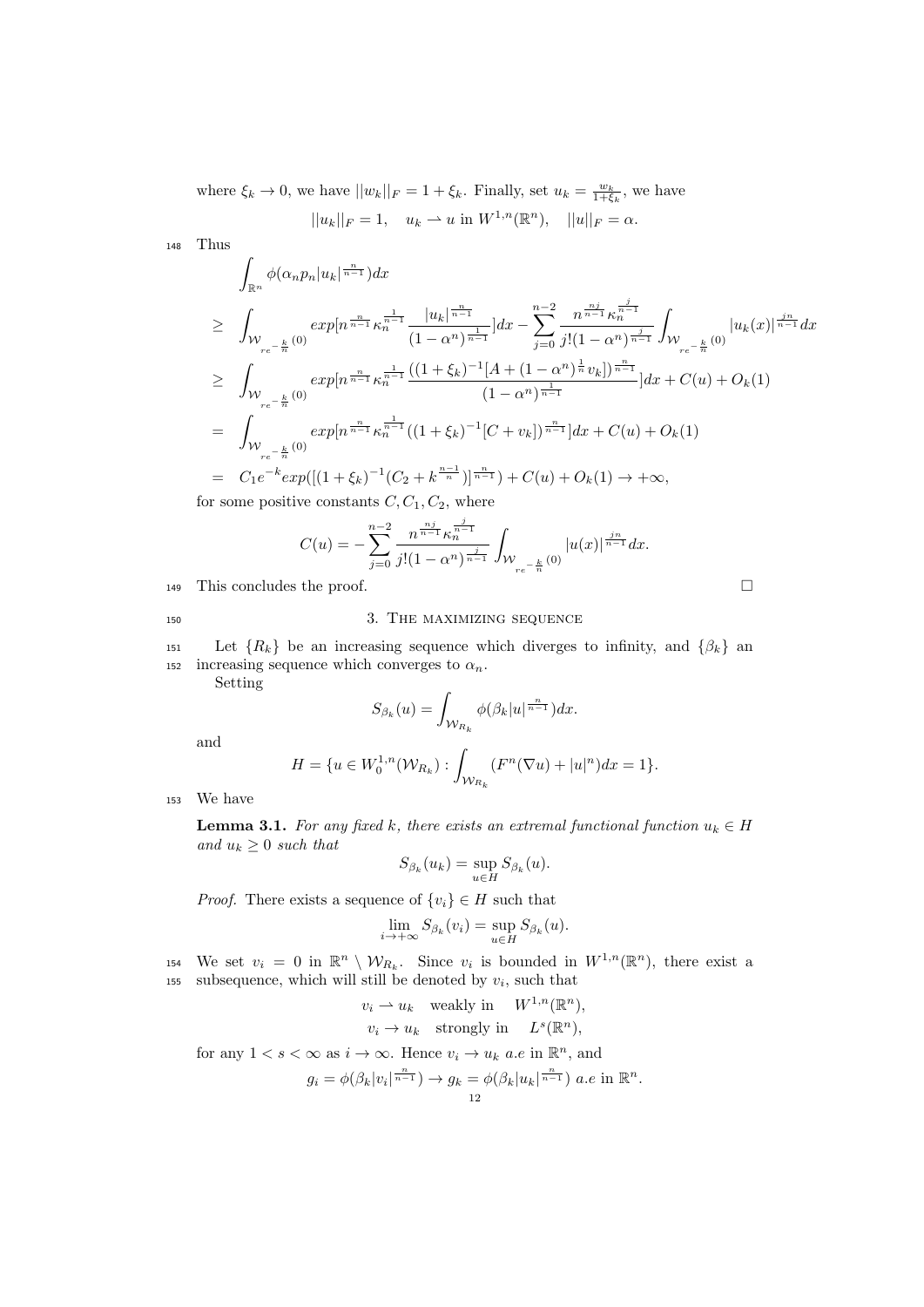where $\xi_k \to 0$, we have $||w_k||_F = 1 + \xi_k$. Finally, set $u_k = \frac{w_k}{1+\xi_k}$, we have

$$||u_k||_F = 1, \quad u_k \rightharpoonup u \text{ in } W^{1,n}(\mathbb{R}^n), \quad ||u||_F = \alpha.$$

Thus

$$\begin{aligned}
&\int_{\mathbb{R}^n} \phi(\alpha_n p_n |u_k|^{\frac{n}{n-1}}) dx \\
\geq\ & \int_{\mathcal{W}_{re^{-\frac{k}{n}}}(0)} exp[n^{\frac{n}{n-1}} \kappa_n^{\frac{1}{n-1}} \frac{|u_k|^{\frac{n}{n-1}}}{(1-\alpha^n)^{\frac{1}{n-1}}}] dx - \sum_{j=0}^{n-2} \frac{n^{\frac{nj}{n-1}} \kappa_n^{\frac{j}{n-1}}}{j!(1-\alpha^n)^{\frac{j}{n-1}}} \int_{\mathcal{W}_{re^{-\frac{k}{n}}}(0)} |u_k(x)|^{\frac{jn}{n-1}} dx \\
\geq\ & \int_{\mathcal{W}_{re^{-\frac{k}{n}}}(0)} exp[n^{\frac{n}{n-1}} \kappa_n^{\frac{1}{n-1}} \frac{((1+\xi_k)^{-1}[A + (1-\alpha^n)^{\frac{1}{n}} v_k])^{\frac{n}{n-1}}}{(1-\alpha^n)^{\frac{1}{n-1}}}] dx + C(u) + O_k(1) \\
=\ & \int_{\mathcal{W}_{re^{-\frac{k}{n}}}(0)} exp[n^{\frac{n}{n-1}} \kappa_n^{\frac{1}{n-1}} ((1+\xi_k)^{-1}[C + v_k])^{\frac{n}{n-1}}] dx + C(u) + O_k(1) \\
=\ & C_1 e^{-k} exp([(1+\xi_k)^{-1}(C_2 + k^{\frac{n-1}{n}})]^{\frac{n}{n-1}}) + C(u) + O_k(1) \to +\infty,
\end{aligned}$$

for some positive constants $C, C_1, C_2$, where

$$C(u) = -\sum_{j=0}^{n-2} \frac{n^{\frac{nj}{n-1}} \kappa_n^{\frac{j}{n-1}}}{j!(1-\alpha^n)^{\frac{j}{n-1}}} \int_{\mathcal{W}_{re^{-\frac{k}{n}}}(0)} |u(x)|^{\frac{jn}{n-1}} dx.$$

This concludes the proof. $\square$

## 3. The maximizing sequence

Let $\{R_k\}$ be an increasing sequence which diverges to infinity, and $\{\beta_k\}$ an increasing sequence which converges to $\alpha_n$.

Setting

$$S_{\beta_k}(u) = \int_{\mathcal{W}_{R_k}} \phi(\beta_k |u|^{\frac{n}{n-1}}) dx.$$

and

$$H = \{u \in W_0^{1,n}(\mathcal{W}_{R_k}) : \int_{\mathcal{W}_{R_k}} (F^n(\nabla u) + |u|^n) dx = 1\}.$$

We have

**Lemma 3.1.** *For any fixed $k$, there exists an extremal functional function $u_k \in H$ and $u_k \geq 0$ such that*

$$S_{\beta_k}(u_k) = \sup_{u \in H} S_{\beta_k}(u).$$

*Proof.* There exists a sequence of $\{v_i\} \in H$ such that

$$\lim_{i \to +\infty} S_{\beta_k}(v_i) = \sup_{u \in H} S_{\beta_k}(u).$$

We set $v_i = 0$ in $\mathbb{R}^n \setminus \mathcal{W}_{R_k}$. Since $v_i$ is bounded in $W^{1,n}(\mathbb{R}^n)$, there exist a subsequence, which will still be denoted by $v_i$, such that

$$\begin{aligned}
v_i &\rightharpoonup u_k \quad \text{weakly in} \quad W^{1,n}(\mathbb{R}^n), \\
v_i &\to u_k \quad \text{strongly in} \quad L^s(\mathbb{R}^n),
\end{aligned}$$

for any $1 < s < \infty$ as $i \to \infty$. Hence $v_i \to u_k$ *a.e* in $\mathbb{R}^n$, and

$$g_i = \phi(\beta_k |v_i|^{\frac{n}{n-1}}) \to g_k = \phi(\beta_k |u_k|^{\frac{n}{n-1}}) \ a.e \text{ in } \mathbb{R}^n.$$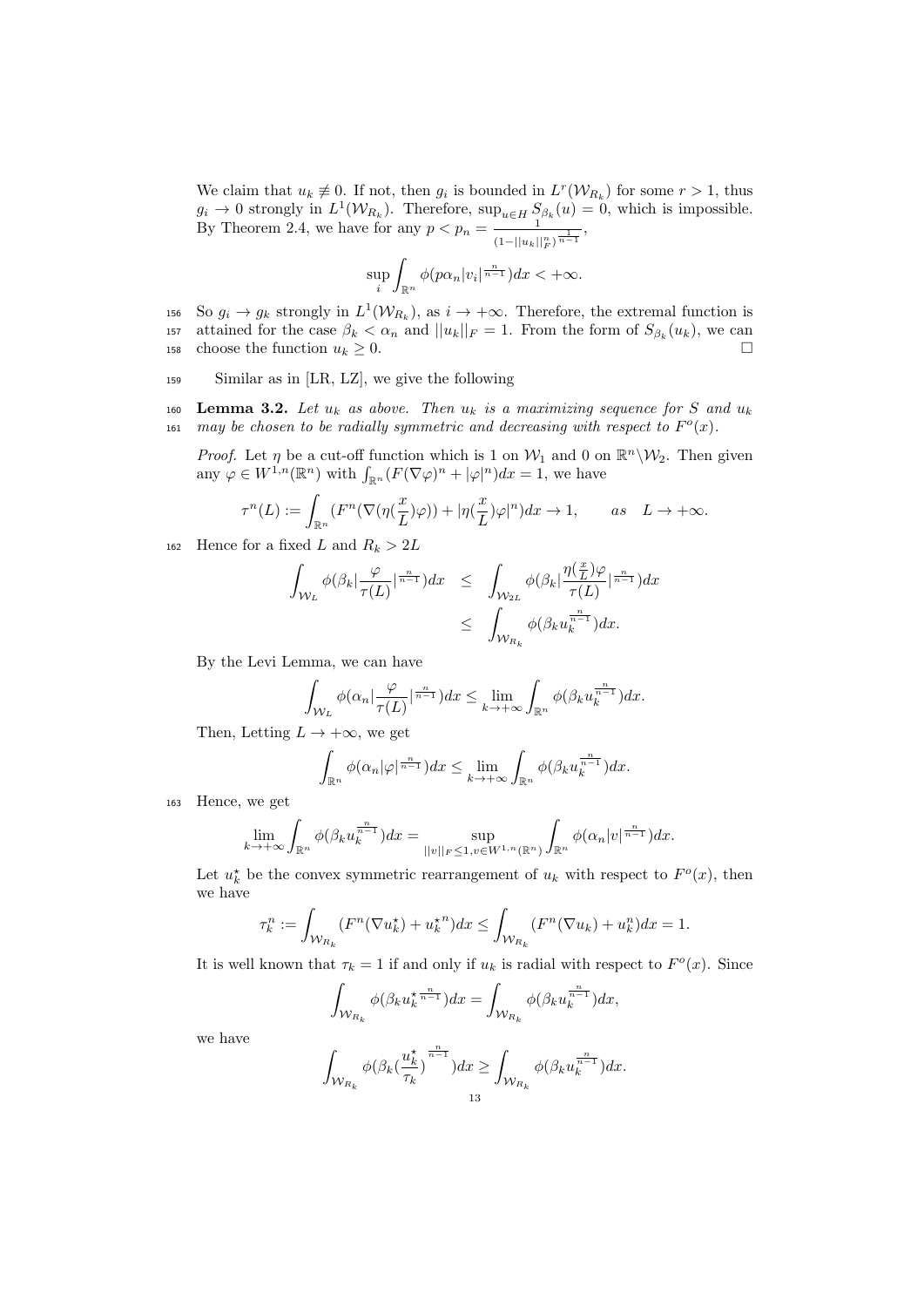We claim that $u_k \not\equiv 0$. If not, then $g_i$ is bounded in $L^r(\mathcal{W}_{R_k})$ for some $r > 1$, thus $g_i \to 0$ strongly in $L^1(\mathcal{W}_{R_k})$. Therefore, $\sup_{u\in H} S_{\beta_k}(u) = 0$, which is impossible. By Theorem 2.4, we have for any $p < p_n = \frac{1}{(1-||u_k||_F^n)^{\frac{1}{n-1}}}$,

$$\sup_i \int_{\mathbb{R}^n} \phi(p\alpha_n |v_i|^{\frac{n}{n-1}})dx < +\infty.$$

So $g_i \to g_k$ strongly in $L^1(\mathcal{W}_{R_k})$, as $i \to +\infty$. Therefore, the extremal function is attained for the case $\beta_k < \alpha_n$ and $||u_k||_F = 1$. From the form of $S_{\beta_k}(u_k)$, we can choose the function $u_k \geq 0$. $\square$

Similar as in [LR, LZ], we give the following

**Lemma 3.2.** *Let $u_k$ as above. Then $u_k$ is a maximizing sequence for $S$ and $u_k$ may be chosen to be radially symmetric and decreasing with respect to $F^o(x)$.*

*Proof.* Let $\eta$ be a cut-off function which is 1 on $\mathcal{W}_1$ and 0 on $\mathbb{R}^n \backslash \mathcal{W}_2$. Then given any $\varphi \in W^{1,n}(\mathbb{R}^n)$ with $\int_{\mathbb{R}^n}(F(\nabla\varphi)^n + |\varphi|^n)dx = 1$, we have

$$\tau^n(L) := \int_{\mathbb{R}^n} (F^n(\nabla(\eta(\frac{x}{L})\varphi)) + |\eta(\frac{x}{L})\varphi|^n)dx \to 1, \qquad as \quad L \to +\infty.$$

Hence for a fixed $L$ and $R_k > 2L$

$$\begin{aligned}
\int_{\mathcal{W}_L} \phi(\beta_k |\frac{\varphi}{\tau(L)}|^{\frac{n}{n-1}})dx &\leq \int_{\mathcal{W}_{2L}} \phi(\beta_k |\frac{\eta(\frac{x}{L})\varphi}{\tau(L)}|^{\frac{n}{n-1}})dx \\
&\leq \int_{\mathcal{W}_{R_k}} \phi(\beta_k u_k^{\frac{n}{n-1}})dx.
\end{aligned}$$

By the Levi Lemma, we can have

$$\int_{\mathcal{W}_L} \phi(\alpha_n |\frac{\varphi}{\tau(L)}|^{\frac{n}{n-1}})dx \leq \lim_{k\to+\infty} \int_{\mathbb{R}^n} \phi(\beta_k u_k^{\frac{n}{n-1}})dx.$$

Then, Letting $L \to +\infty$, we get

$$\int_{\mathbb{R}^n} \phi(\alpha_n |\varphi|^{\frac{n}{n-1}})dx \leq \lim_{k\to+\infty} \int_{\mathbb{R}^n} \phi(\beta_k u_k^{\frac{n}{n-1}})dx.$$

Hence, we get

$$\lim_{k\to+\infty} \int_{\mathbb{R}^n} \phi(\beta_k u_k^{\frac{n}{n-1}})dx = \sup_{||v||_F \leq 1, v\in W^{1,n}(\mathbb{R}^n)} \int_{\mathbb{R}^n} \phi(\alpha_n |v|^{\frac{n}{n-1}})dx.$$

Let $u_k^\star$ be the convex symmetric rearrangement of $u_k$ with respect to $F^o(x)$, then we have

$$\tau_k^n := \int_{\mathcal{W}_{R_k}} (F^n(\nabla u_k^\star) + {u_k^\star}^n)dx \leq \int_{\mathcal{W}_{R_k}} (F^n(\nabla u_k) + u_k^n)dx = 1.$$

It is well known that $\tau_k = 1$ if and only if $u_k$ is radial with respect to $F^o(x)$. Since

$$\int_{\mathcal{W}_{R_k}} \phi(\beta_k {u_k^\star}^{\frac{n}{n-1}})dx = \int_{\mathcal{W}_{R_k}} \phi(\beta_k u_k^{\frac{n}{n-1}})dx,$$

we have

$$\int_{\mathcal{W}_{R_k}} \phi(\beta_k (\frac{u_k^\star}{\tau_k})^{\frac{n}{n-1}})dx \geq \int_{\mathcal{W}_{R_k}} \phi(\beta_k u_k^{\frac{n}{n-1}})dx.$$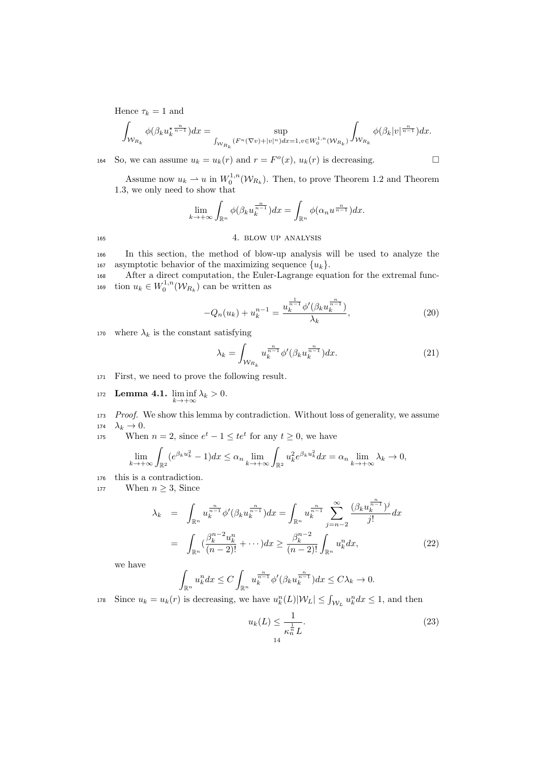Hence $\tau_k = 1$ and

$$\int_{\mathcal{W}_{R_k}} \phi(\beta_k u_k^{\star\frac{n}{n-1}})dx = \sup_{\int_{\mathcal{W}_{R_k}}(F^n(\nabla v)+|v|^n)dx=1, v\in W_0^{1,n}(\mathcal{W}_{R_k})} \int_{\mathcal{W}_{R_k}} \phi(\beta_k |v|^{\frac{n}{n-1}})dx.$$

So, we can assume $u_k = u_k(r)$ and $r = F^o(x)$, $u_k(r)$ is decreasing. $\square$

Assume now $u_k \rightharpoonup u$ in $W_0^{1,n}(\mathcal{W}_{R_k})$. Then, to prove Theorem 1.2 and Theorem 1.3, we only need to show that

$$\lim_{k\to+\infty} \int_{\mathbb{R}^n} \phi(\beta_k u_k^{\frac{n}{n-1}})dx = \int_{\mathbb{R}^n} \phi(\alpha_n u^{\frac{n}{n-1}})dx.$$

## 4. Blow up analysis

In this section, the method of blow-up analysis will be used to analyze the asymptotic behavior of the maximizing sequence $\{u_k\}$.

After a direct computation, the Euler-Lagrange equation for the extremal function $u_k \in W_0^{1,n}(\mathcal{W}_{R_k})$ can be written as

$$-Q_n(u_k) + u_k^{n-1} = \frac{u_k^{\frac{1}{n-1}}\phi'(\beta_k u_k^{\frac{n}{n-1}})}{\lambda_k}, \tag{20}$$

where $\lambda_k$ is the constant satisfying

$$\lambda_k = \int_{\mathcal{W}_{R_k}} u_k^{\frac{n}{n-1}}\phi'(\beta_k u_k^{\frac{n}{n-1}})dx. \tag{21}$$

First, we need to prove the following result.

**Lemma 4.1.** $\liminf\limits_{k\to+\infty} \lambda_k > 0.$

*Proof.* We show this lemma by contradiction. Without loss of generality, we assume $\lambda_k \to 0$.

When $n = 2$, since $e^t - 1 \le te^t$ for any $t \ge 0$, we have

$$\lim_{k\to+\infty} \int_{\mathbb{R}^2} (e^{\beta_k u_k^2} - 1)dx \le \alpha_n \lim_{k\to+\infty} \int_{\mathbb{R}^2} u_k^2 e^{\beta_k u_k^2}dx = \alpha_n \lim_{k\to+\infty} \lambda_k \to 0,$$

this is a contradiction.

When $n \ge 3$, Since

$$\begin{aligned}
\lambda_k &= \int_{\mathbb{R}^n} u_k^{\frac{n}{n-1}}\phi'(\beta_k u_k^{\frac{n}{n-1}})dx = \int_{\mathbb{R}^n} u_k^{\frac{n}{n-1}} \sum_{j=n-2}^{\infty} \frac{(\beta_k u_k^{\frac{n}{n-1}})^j}{j!}dx \\
&= \int_{\mathbb{R}^n} (\frac{\beta_k^{n-2}u_k^n}{(n-2)!} + \cdots)dx \ge \frac{\beta_k^{n-2}}{(n-2)!}\int_{\mathbb{R}^n} u_k^n dx,
\end{aligned} \tag{22}$$

we have

$$\int_{\mathbb{R}^n} u_k^n dx \le C\int_{\mathbb{R}^n} u_k^{\frac{n}{n-1}}\phi'(\beta_k u_k^{\frac{n}{n-1}})dx \le C\lambda_k \to 0.$$

Since $u_k = u_k(r)$ is decreasing, we have $u_k^n(L)|\mathcal{W}_L| \le \int_{\mathcal{W}_L} u_k^n dx \le 1$, and then

$$u_k(L) \le \frac{1}{\kappa_n^{\frac{1}{n}} L}. \tag{23}$$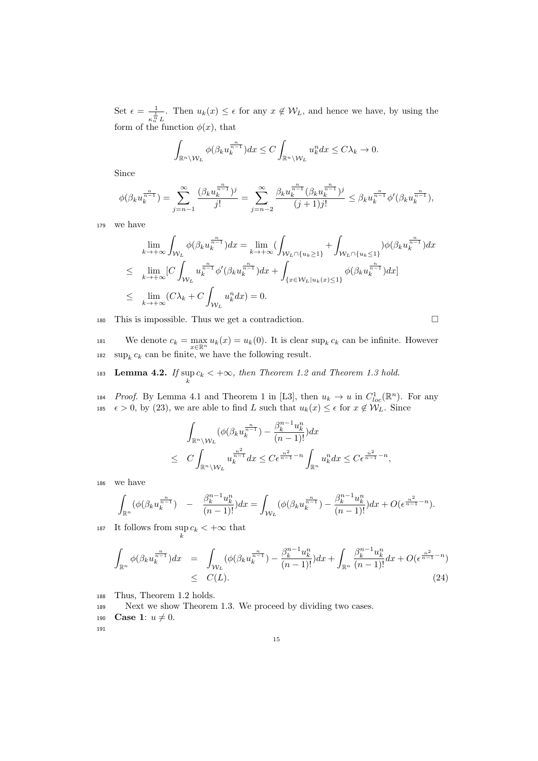Set $\epsilon = \frac{1}{\kappa_n^{\frac{1}{n}} L}$. Then $u_k(x) \leq \epsilon$ for any $x \notin \mathcal{W}_L$, and hence we have, by using the form of the function $\phi(x)$, that

$$\int_{\mathbb{R}^n \setminus \mathcal{W}_L} \phi(\beta_k u_k^{\frac{n}{n-1}}) dx \leq C \int_{\mathbb{R}^n \setminus \mathcal{W}_L} u_k^n dx \leq C\lambda_k \to 0.$$

Since

$$\phi(\beta_k u_k^{\frac{n}{n-1}}) = \sum_{j=n-1}^{\infty} \frac{(\beta_k u_k^{\frac{n}{n-1}})^j}{j!} = \sum_{j=n-2}^{\infty} \frac{\beta_k u_k^{\frac{n}{n-1}} (\beta_k u_k^{\frac{n}{n-1}})^j}{(j+1)j!} \leq \beta_k u_k^{\frac{n}{n-1}} \phi'(\beta_k u_k^{\frac{n}{n-1}}),$$

we have

$$\begin{aligned}
& \lim_{k\to+\infty} \int_{\mathcal{W}_L} \phi(\beta_k u_k^{\frac{n}{n-1}}) dx = \lim_{k\to+\infty} (\int_{\mathcal{W}_L \cap \{u_k \geq 1\}} + \int_{\mathcal{W}_L \cap \{u_k \leq 1\}}) \phi(\beta_k u_k^{\frac{n}{n-1}}) dx \\
\leq & \lim_{k\to+\infty} [C \int_{\mathcal{W}_L} u_k^{\frac{n}{n-1}} \phi'(\beta_k u_k^{\frac{n}{n-1}}) dx + \int_{\{x \in \mathcal{W}_L | u_k(x) \leq 1\}} \phi(\beta_k u_k^{\frac{n}{n-1}}) dx] \\
\leq & \lim_{k\to+\infty} (C\lambda_k + C \int_{\mathcal{W}_L} u_k^n dx) = 0.
\end{aligned}$$

This is impossible. Thus we get a contradiction. $\square$

We denote $c_k = \max_{x\in\mathbb{R}^n} u_k(x) = u_k(0)$. It is clear $\sup_k c_k$ can be infinite. However $\sup_k c_k$ can be finite, we have the following result.

**Lemma 4.2.** *If $\sup_k c_k < +\infty$, then Theorem 1.2 and Theorem 1.3 hold.*

*Proof.* By Lemma 4.1 and Theorem 1 in [L3], then $u_k \to u$ in $C^1_{loc}(\mathbb{R}^n)$. For any $\epsilon > 0$, by (23), we are able to find $L$ such that $u_k(x) \leq \epsilon$ for $x \notin \mathcal{W}_L$. Since

$$\begin{aligned}
& \int_{\mathbb{R}^n \setminus \mathcal{W}_L} (\phi(\beta_k u_k^{\frac{n}{n-1}}) - \frac{\beta_k^{n-1} u_k^n}{(n-1)!}) dx \\
\leq & \; C \int_{\mathbb{R}^n \setminus \mathcal{W}_L} u_k^{\frac{n^2}{n-1}} dx \leq C\epsilon^{\frac{n^2}{n-1}-n} \int_{\mathbb{R}^n} u_k^n dx \leq C\epsilon^{\frac{n^2}{n-1}-n},
\end{aligned}$$

we have

$$\int_{\mathbb{R}^n} (\phi(\beta_k u_k^{\frac{n}{n-1}}) \; - \; \frac{\beta_k^{n-1} u_k^n}{(n-1)!}) dx = \int_{\mathcal{W}_L} (\phi(\beta_k u_k^{\frac{n}{n-1}}) - \frac{\beta_k^{n-1} u_k^n}{(n-1)!}) dx + O(\epsilon^{\frac{n^2}{n-1}-n}).$$

It follows from $\sup_k c_k < +\infty$ that

$$\begin{aligned}
\int_{\mathbb{R}^n} \phi(\beta_k u_k^{\frac{n}{n-1}}) dx &= \int_{\mathcal{W}_L} (\phi(\beta_k u_k^{\frac{n}{n-1}}) - \frac{\beta_k^{n-1} u_k^n}{(n-1)!}) dx + \int_{\mathbb{R}^n} \frac{\beta_k^{n-1} u_k^n}{(n-1)!} dx + O(\epsilon^{\frac{n^2}{n-1}-n}) \\
&\leq C(L). \qquad (24)
\end{aligned}$$

Thus, Theorem 1.2 holds.

Next we show Theorem 1.3. We proceed by dividing two cases.

**Case 1**: $u \neq 0$.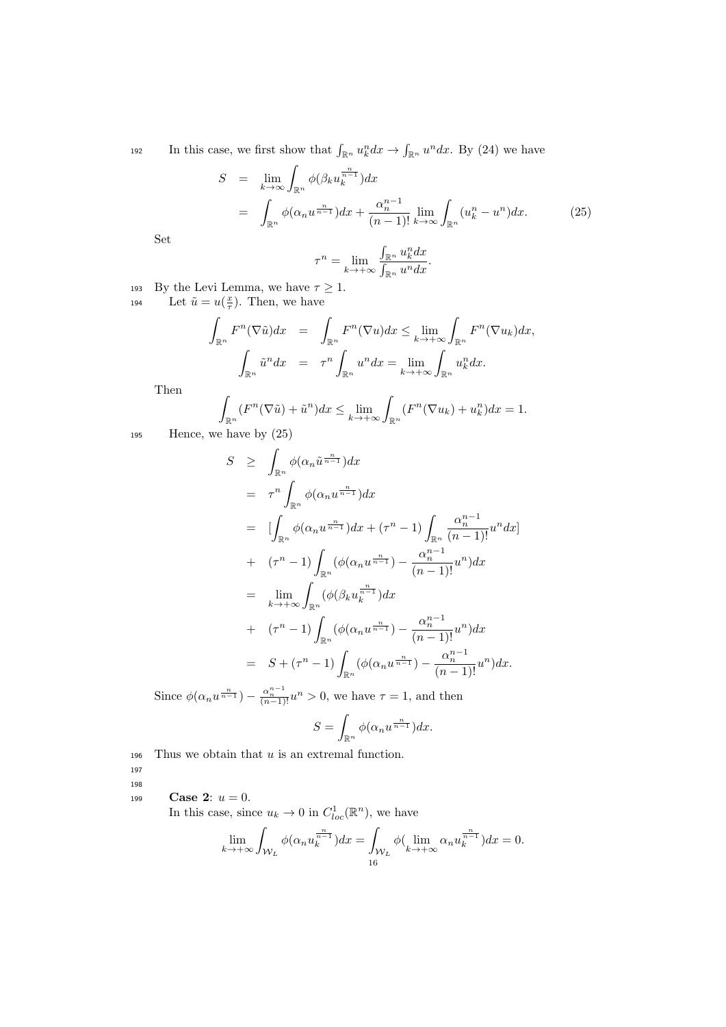In this case, we first show that $\int_{\mathbb{R}^n} u_k^n dx \to \int_{\mathbb{R}^n} u^n dx$. By (24) we have

$$
\begin{aligned}
S &= \lim_{k\to\infty}\int_{\mathbb{R}^n}\phi(\beta_k u_k^{\frac{n}{n-1}})dx \\
&= \int_{\mathbb{R}^n}\phi(\alpha_n u^{\frac{n}{n-1}})dx + \frac{\alpha_n^{n-1}}{(n-1)!}\lim_{k\to\infty}\int_{\mathbb{R}^n}(u_k^n - u^n)dx. \qquad (25)
\end{aligned}
$$

Set

$$
\tau^n = \lim_{k\to+\infty}\frac{\int_{\mathbb{R}^n} u_k^n dx}{\int_{\mathbb{R}^n} u^n dx}.
$$

By the Levi Lemma, we have $\tau \geq 1$.

Let $\tilde{u} = u(\frac{x}{\tau})$. Then, we have

$$
\begin{aligned}
\int_{\mathbb{R}^n} F^n(\nabla \tilde{u})dx &= \int_{\mathbb{R}^n} F^n(\nabla u)dx \leq \lim_{k\to+\infty}\int_{\mathbb{R}^n} F^n(\nabla u_k)dx, \\
\int_{\mathbb{R}^n}\tilde{u}^n dx &= \tau^n\int_{\mathbb{R}^n} u^n dx = \lim_{k\to+\infty}\int_{\mathbb{R}^n} u_k^n dx.
\end{aligned}
$$

Then

$$
\int_{\mathbb{R}^n}(F^n(\nabla\tilde{u}) + \tilde{u}^n)dx \leq \lim_{k\to+\infty}\int_{\mathbb{R}^n}(F^n(\nabla u_k) + u_k^n)dx = 1.
$$

Hence, we have by (25)

$$
\begin{aligned}
S &\geq \int_{\mathbb{R}^n}\phi(\alpha_n\tilde{u}^{\frac{n}{n-1}})dx \\
&= \tau^n\int_{\mathbb{R}^n}\phi(\alpha_n u^{\frac{n}{n-1}})dx \\
&= [\int_{\mathbb{R}^n}\phi(\alpha_n u^{\frac{n}{n-1}})dx + (\tau^n - 1)\int_{\mathbb{R}^n}\frac{\alpha_n^{n-1}}{(n-1)!}u^n dx] \\
&+ (\tau^n - 1)\int_{\mathbb{R}^n}(\phi(\alpha_n u^{\frac{n}{n-1}}) - \frac{\alpha_n^{n-1}}{(n-1)!}u^n)dx \\
&= \lim_{k\to+\infty}\int_{\mathbb{R}^n}(\phi(\beta_k u_k^{\frac{n}{n-1}})dx \\
&+ (\tau^n - 1)\int_{\mathbb{R}^n}(\phi(\alpha_n u^{\frac{n}{n-1}}) - \frac{\alpha_n^{n-1}}{(n-1)!}u^n)dx \\
&= S + (\tau^n - 1)\int_{\mathbb{R}^n}(\phi(\alpha_n u^{\frac{n}{n-1}}) - \frac{\alpha_n^{n-1}}{(n-1)!}u^n)dx.
\end{aligned}
$$

Since $\phi(\alpha_n u^{\frac{n}{n-1}}) - \frac{\alpha_n^{n-1}}{(n-1)!}u^n > 0$, we have $\tau = 1$, and then

$$
S = \int_{\mathbb{R}^n}\phi(\alpha_n u^{\frac{n}{n-1}})dx.
$$

Thus we obtain that $u$ is an extremal function.

**Case 2**: $u = 0$.

In this case, since $u_k \to 0$ in $C^1_{loc}(\mathbb{R}^n)$, we have

$$
\lim_{k\to+\infty}\int_{\mathcal{W}_L}\phi(\alpha_n u_k^{\frac{n}{n-1}})dx = \int_{\mathcal{W}_L}\phi(\lim_{k\to+\infty}\alpha_n u_k^{\frac{n}{n-1}})dx = 0.
$$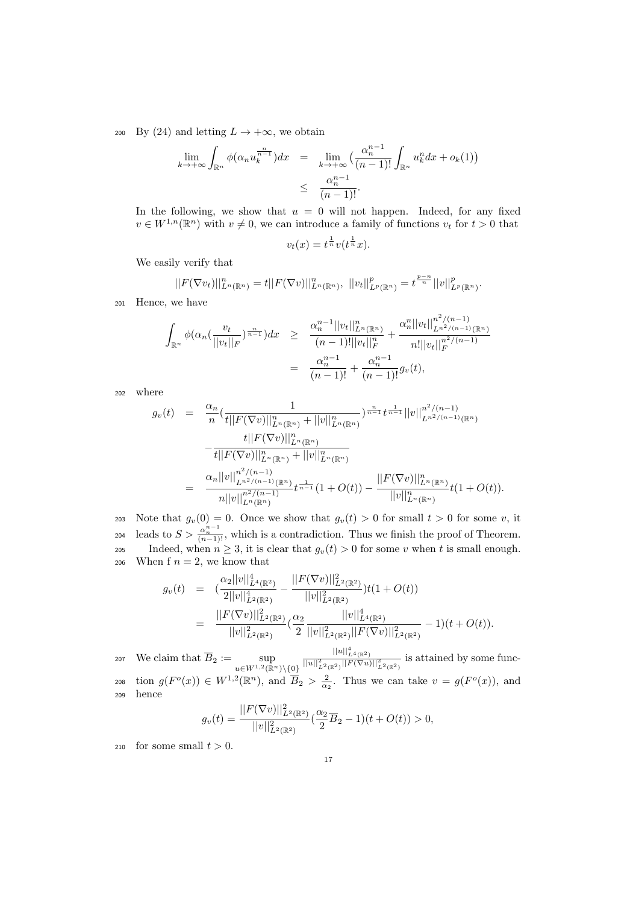By (24) and letting $L \to +\infty$, we obtain

$$
\begin{aligned}
\lim_{k\to+\infty}\int_{\mathbb{R}^n}\phi(\alpha_n u_k^{\frac{n}{n-1}})dx &= \lim_{k\to+\infty}\big(\frac{\alpha_n^{n-1}}{(n-1)!}\int_{\mathbb{R}^n}u_k^n dx + o_k(1)\big)\\
&\leq \frac{\alpha_n^{n-1}}{(n-1)!}.
\end{aligned}
$$

In the following, we show that $u = 0$ will not happen. Indeed, for any fixed $v \in W^{1,n}(\mathbb{R}^n)$ with $v \neq 0$, we can introduce a family of functions $v_t$ for $t > 0$ that

$$
v_t(x) = t^{\frac{1}{n}} v(t^{\frac{1}{n}}x).
$$

We easily verify that

$$
||F(\nabla v_t)||^n_{L^n(\mathbb{R}^n)} = t||F(\nabla v)||^n_{L^n(\mathbb{R}^n)},\ \ ||v_t||^p_{L^p(\mathbb{R}^n)} = t^{\frac{p-n}{n}}||v||^p_{L^p(\mathbb{R}^n)}.
$$

Hence, we have

$$
\begin{aligned}
\int_{\mathbb{R}^n}\phi(\alpha_n(\frac{v_t}{||v_t||_F})^{\frac{n}{n-1}})dx &\geq \frac{\alpha_n^{n-1}||v_t||^n_{L^n(\mathbb{R}^n)}}{(n-1)!||v_t||^n_F} + \frac{\alpha_n^n||v_t||^{n^2/(n-1)}_{L^{n^2/(n-1)}(\mathbb{R}^n)}}{n!||v_t||_F^{n^2/(n-1)}}\\
&= \frac{\alpha_n^{n-1}}{(n-1)!} + \frac{\alpha_n^{n-1}}{(n-1)!}g_v(t),
\end{aligned}
$$

where

$$
\begin{aligned}
g_v(t) &= \frac{\alpha_n}{n}\Big(\frac{1}{t||F(\nabla v)||^n_{L^n(\mathbb{R}^n)} + ||v||^n_{L^n(\mathbb{R}^n)}}\Big)^{\frac{n}{n-1}} t^{\frac{1}{n-1}}||v||^{n^2/(n-1)}_{L^{n^2/(n-1)}(\mathbb{R}^n)}\\
&\quad - \frac{t||F(\nabla v)||^n_{L^n(\mathbb{R}^n)}}{t||F(\nabla v)||^n_{L^n(\mathbb{R}^n)} + ||v||^n_{L^n(\mathbb{R}^n)}}\\
&= \frac{\alpha_n||v||^{n^2/(n-1)}_{L^{n^2/(n-1)}(\mathbb{R}^n)}}{n||v||^{n^2/(n-1)}_{L^n(\mathbb{R}^n)}}t^{\frac{1}{n-1}}(1+O(t)) - \frac{||F(\nabla v)||^n_{L^n(\mathbb{R}^n)}}{||v||^n_{L^n(\mathbb{R}^n)}}t(1+O(t)).
\end{aligned}
$$

Note that $g_v(0) = 0$. Once we show that $g_v(t) > 0$ for small $t > 0$ for some $v$, it leads to $S > \frac{\alpha_n^{n-1}}{(n-1)!}$, which is a contradiction. Thus we finish the proof of Theorem.

Indeed, when $n \geq 3$, it is clear that $g_v(t) > 0$ for some $v$ when $t$ is small enough. When f $n = 2$, we know that

$$
\begin{aligned}
g_v(t) &= \Big(\frac{\alpha_2||v||^4_{L^4(\mathbb{R}^2)}}{2||v||^4_{L^2(\mathbb{R}^2)}} - \frac{||F(\nabla v)||^2_{L^2(\mathbb{R}^2)}}{||v||^2_{L^2(\mathbb{R}^2)}}\Big)t(1+O(t))\\
&= \frac{||F(\nabla v)||^2_{L^2(\mathbb{R}^2)}}{||v||^2_{L^2(\mathbb{R}^2)}}\Big(\frac{\alpha_2}{2}\frac{||v||^4_{L^4(\mathbb{R}^2)}}{||v||^2_{L^2(\mathbb{R}^2)}||F(\nabla v)||^2_{L^2(\mathbb{R}^2)}} - 1\Big)(t+O(t)).
\end{aligned}
$$

We claim that $\overline{B}_2 := \sup\limits_{u\in W^{1,2}(\mathbb{R}^n)\setminus\{0\}} \frac{||u||^4_{L^4(\mathbb{R}^2)}}{||u||^2_{L^2(\mathbb{R}^2)}||F(\nabla u)||^2_{L^2(\mathbb{R}^2)}}$ is attained by some function $g(F^o(x)) \in W^{1,2}(\mathbb{R}^n)$, and $\overline{B}_2 > \frac{2}{\alpha_2}$. Thus we can take $v = g(F^o(x))$, and hence

$$
g_v(t) = \frac{||F(\nabla v)||^2_{L^2(\mathbb{R}^2)}}{||v||^2_{L^2(\mathbb{R}^2)}}\Big(\frac{\alpha_2}{2}\overline{B}_2 - 1\Big)(t+O(t)) > 0,
$$

for some small $t > 0$.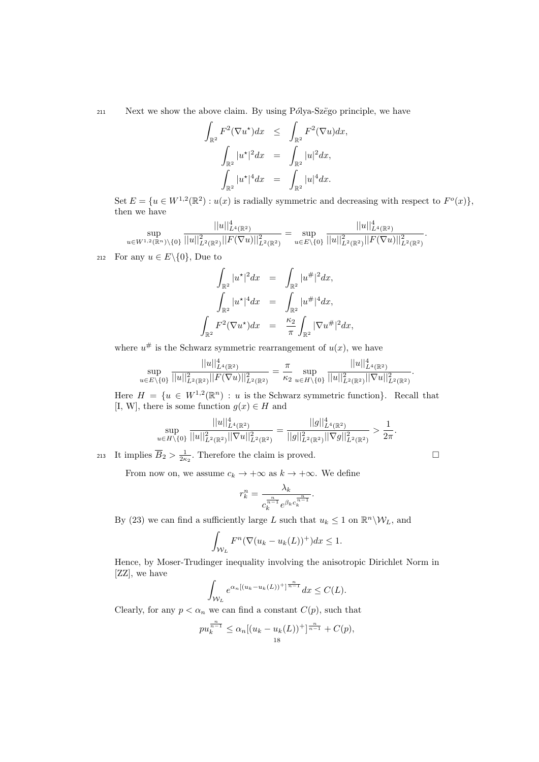Next we show the above claim. By using Pólya-Szëgo principle, we have

$$
\begin{aligned}
\int_{\mathbb{R}^2} F^2(\nabla u^\star)dx &\leq \int_{\mathbb{R}^2} F^2(\nabla u)dx,\\
\int_{\mathbb{R}^2} |u^\star|^2 dx &= \int_{\mathbb{R}^2} |u|^2 dx,\\
\int_{\mathbb{R}^2} |u^\star|^4 dx &= \int_{\mathbb{R}^2} |u|^4 dx.
\end{aligned}
$$

Set $E = \{u \in W^{1,2}(\mathbb{R}^2) : u(x)$ is radially symmetric and decreasing with respect to $F^o(x)\}$, then we have

$$
\sup_{u\in W^{1,2}(\mathbb{R}^n)\setminus\{0\}} \frac{||u||^4_{L^4(\mathbb{R}^2)}}{||u||^2_{L^2(\mathbb{R}^2)}||F(\nabla u)||^2_{L^2(\mathbb{R}^2)}} = \sup_{u\in E\setminus\{0\}} \frac{||u||^4_{L^4(\mathbb{R}^2)}}{||u||^2_{L^2(\mathbb{R}^2)}||F(\nabla u)||^2_{L^2(\mathbb{R}^2)}}.
$$

For any $u \in E\setminus\{0\}$, Due to

$$
\begin{aligned}
\int_{\mathbb{R}^2} |u^\star|^2 dx &= \int_{\mathbb{R}^2} |u^\#|^2 dx,\\
\int_{\mathbb{R}^2} |u^\star|^4 dx &= \int_{\mathbb{R}^2} |u^\#|^4 dx,\\
\int_{\mathbb{R}^2} F^2(\nabla u^\star)dx &= \frac{\kappa_2}{\pi}\int_{\mathbb{R}^2} |\nabla u^\#|^2 dx,
\end{aligned}
$$

where $u^\#$ is the Schwarz symmetric rearrangement of $u(x)$, we have

$$
\sup_{u\in E\setminus\{0\}} \frac{||u||^4_{L^4(\mathbb{R}^2)}}{||u||^2_{L^2(\mathbb{R}^2)}||F(\nabla u)||^2_{L^2(\mathbb{R}^2)}} = \frac{\pi}{\kappa_2}\sup_{u\in H\setminus\{0\}} \frac{||u||^4_{L^4(\mathbb{R}^2)}}{||u||^2_{L^2(\mathbb{R}^2)}||\nabla u||^2_{L^2(\mathbb{R}^2)}}.
$$

Here $H = \{u \in W^{1,2}(\mathbb{R}^n) : u$ is the Schwarz symmetric function$\}$. Recall that [I, W], there is some function $g(x) \in H$ and

$$
\sup_{u\in H\setminus\{0\}} \frac{||u||^4_{L^4(\mathbb{R}^2)}}{||u||^2_{L^2(\mathbb{R}^2)}||\nabla u||^2_{L^2(\mathbb{R}^2)}} = \frac{||g||^4_{L^4(\mathbb{R}^2)}}{||g||^2_{L^2(\mathbb{R}^2)}||\nabla g||^2_{L^2(\mathbb{R}^2)}} > \frac{1}{2\pi}.
$$

It implies $\overline{B}_2 > \frac{1}{2\kappa_2}$. Therefore the claim is proved. □

From now on, we assume $c_k \to +\infty$ as $k \to +\infty$. We define

$$
r_k^n = \frac{\lambda_k}{c_k^{\frac{n}{n-1}} e^{\beta_k c_k^{\frac{n}{n-1}}}}.
$$

By (23) we can find a sufficiently large $L$ such that $u_k \leq 1$ on $\mathbb{R}^n\setminus\mathcal{W}_L$, and

$$
\int_{\mathcal{W}_L} F^n(\nabla(u_k - u_k(L))^+)dx \leq 1.
$$

Hence, by Moser-Trudinger inequality involving the anisotropic Dirichlet Norm in [ZZ], we have

$$
\int_{\mathcal{W}_L} e^{\alpha_n[(u_k - u_k(L))^+]^{\frac{n}{n-1}}} dx \leq C(L).
$$

Clearly, for any $p < \alpha_n$ we can find a constant $C(p)$, such that

$$
p u_k^{\frac{n}{n-1}} \leq \alpha_n[(u_k - u_k(L))^+]^{\frac{n}{n-1}} + C(p),
$$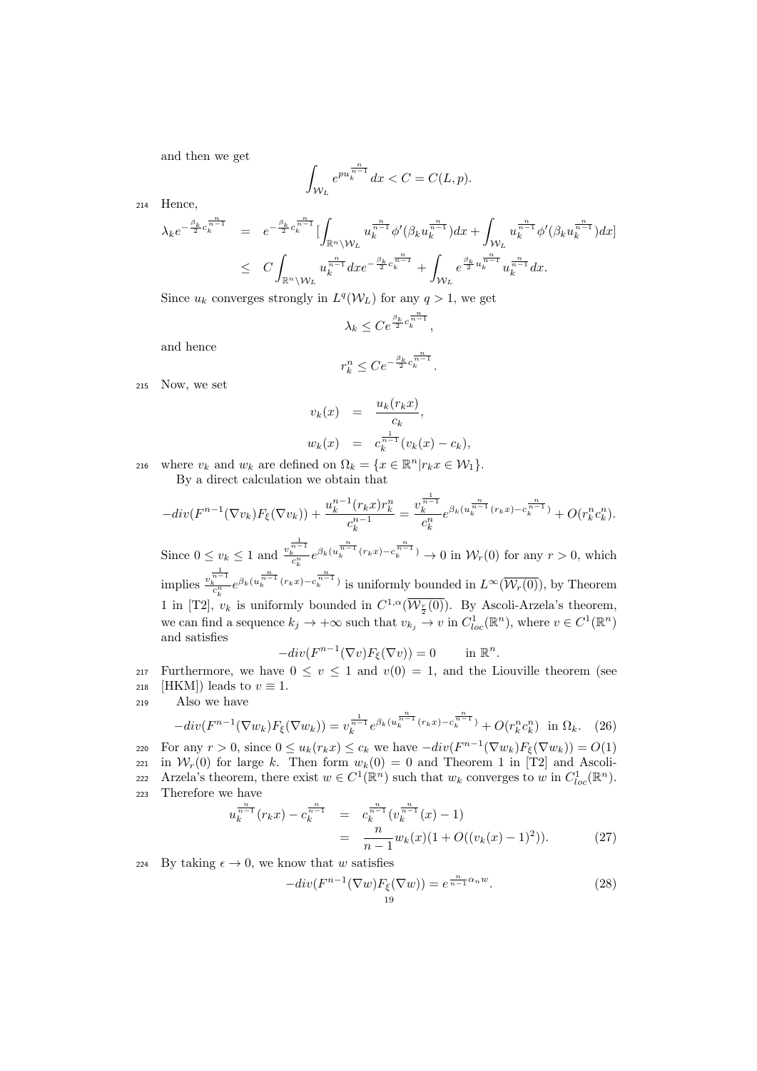and then we get

$$\int_{\mathcal{W}_L} e^{pu_k^{\frac{n}{n-1}}}dx < C = C(L,p).$$

Hence,

$$\begin{aligned}
\lambda_k e^{-\frac{\beta_k}{2}c_k^{\frac{n}{n-1}}} &= e^{-\frac{\beta_k}{2}c_k^{\frac{n}{n-1}}}[\int_{\mathbb{R}^n\setminus\mathcal{W}_L} u_k^{\frac{n}{n-1}}\phi'(\beta_k u_k^{\frac{n}{n-1}})dx + \int_{\mathcal{W}_L} u_k^{\frac{n}{n-1}}\phi'(\beta_k u_k^{\frac{n}{n-1}})dx] \\
&\le C\int_{\mathbb{R}^n\setminus\mathcal{W}_L} u_k^{\frac{n}{n-1}}dx e^{-\frac{\beta_k}{2}c_k^{\frac{n}{n-1}}} + \int_{\mathcal{W}_L} e^{\frac{\beta_k}{2}u_k^{\frac{n}{n-1}}}u_k^{\frac{n}{n-1}}dx.
\end{aligned}$$

Since $u_k$ converges strongly in $L^q(\mathcal{W}_L)$ for any $q>1$, we get

$$\lambda_k \le Ce^{\frac{\beta_k}{2}c_k^{\frac{n}{n-1}}},$$

and hence

$$r_k^n \le Ce^{-\frac{\beta_k}{2}c_k^{\frac{n}{n-1}}}.$$

Now, we set

$$\begin{aligned}
v_k(x) &= \frac{u_k(r_k x)}{c_k}, \\
w_k(x) &= c_k^{\frac{1}{n-1}}(v_k(x)-c_k),
\end{aligned}$$

where $v_k$ and $w_k$ are defined on $\Omega_k = \{x\in\mathbb{R}^n | r_k x \in \mathcal{W}_1\}$.

By a direct calculation we obtain that

$$-div(F^{n-1}(\nabla v_k)F_\xi(\nabla v_k)) + \frac{u_k^{n-1}(r_k x)r_k^n}{c_k^{n-1}} = \frac{v_k^{\frac{1}{n-1}}}{c_k^n}e^{\beta_k(u_k^{\frac{n}{n-1}}(r_k x)-c_k^{\frac{n}{n-1}})} + O(r_k^n c_k^n).$$

Since $0\le v_k\le 1$ and $\frac{v_k^{\frac{1}{n-1}}}{c_k^n}e^{\beta_k(u_k^{\frac{n}{n-1}}(r_k x)-c_k^{\frac{n}{n-1}})} \to 0$ in $\mathcal{W}_r(0)$ for any $r>0$, which implies $\frac{v_k^{\frac{1}{n-1}}}{c_k^n}e^{\beta_k(u_k^{\frac{n}{n-1}}(r_k x)-c_k^{\frac{n}{n-1}})}$ is uniformly bounded in $L^\infty(\overline{\mathcal{W}_r(0)})$, by Theorem 1 in [T2], $v_k$ is uniformly bounded in $C^{1,\alpha}(\overline{\mathcal{W}_{\frac{r}{2}}(0)})$. By Ascoli-Arzela's theorem, we can find a sequence $k_j\to+\infty$ such that $v_{k_j}\to v$ in $C^1_{loc}(\mathbb{R}^n)$, where $v\in C^1(\mathbb{R}^n)$ and satisfies

$$-div(F^{n-1}(\nabla v)F_\xi(\nabla v)) = 0 \qquad \text{in } \mathbb{R}^n.$$

Furthermore, we have $0\le v\le 1$ and $v(0)=1$, and the Liouville theorem (see [HKM]) leads to $v\equiv 1$.

Also we have

$$-div(F^{n-1}(\nabla w_k)F_\xi(\nabla w_k)) = v_k^{\frac{1}{n-1}}e^{\beta_k(u_k^{\frac{n}{n-1}}(r_k x)-c_k^{\frac{n}{n-1}})} + O(r_k^n c_k^n) \ \text{ in } \Omega_k. \quad (26)$$

For any $r>0$, since $0\le u_k(r_k x)\le c_k$ we have $-div(F^{n-1}(\nabla w_k)F_\xi(\nabla w_k)) = O(1)$ in $\mathcal{W}_r(0)$ for large $k$. Then form $w_k(0)=0$ and Theorem 1 in [T2] and Ascoli-Arzela's theorem, there exist $w\in C^1(\mathbb{R}^n)$ such that $w_k$ converges to $w$ in $C^1_{loc}(\mathbb{R}^n)$. Therefore we have

$$\begin{aligned}
u_k^{\frac{n}{n-1}}(r_k x) - c_k^{\frac{n}{n-1}} &= c_k^{\frac{n}{n-1}}(v_k^{\frac{n}{n-1}}(x)-1) \\
&= \frac{n}{n-1}w_k(x)(1+O((v_k(x)-1)^2)). \quad (27)
\end{aligned}$$

By taking $\epsilon\to 0$, we know that $w$ satisfies

$$-div(F^{n-1}(\nabla w)F_\xi(\nabla w)) = e^{\frac{n}{n-1}\alpha_n w}. \quad (28)$$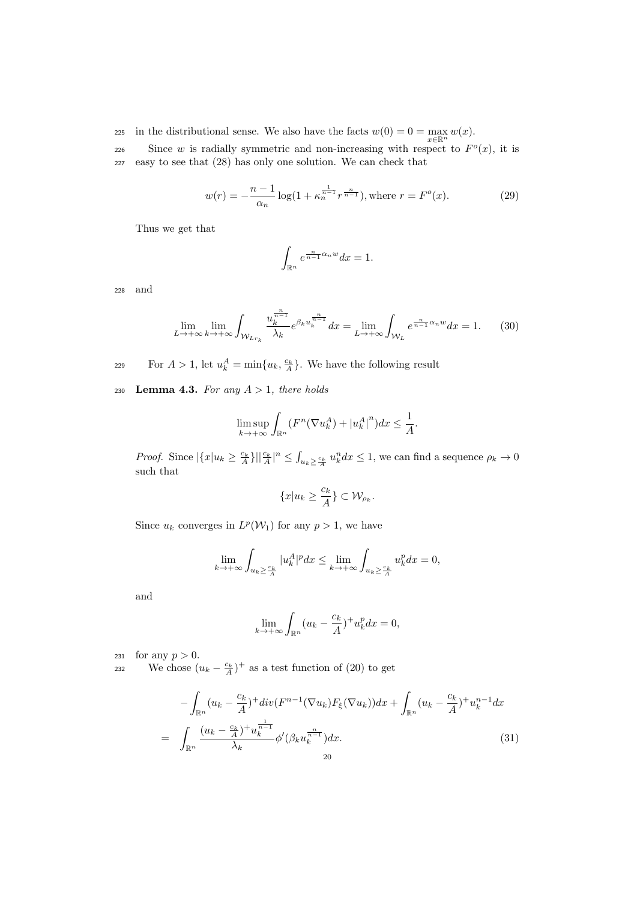in the distributional sense. We also have the facts $w(0) = 0 = \max_{x\in\mathbb{R}^n} w(x)$.

Since $w$ is radially symmetric and non-increasing with respect to $F^o(x)$, it is easy to see that (28) has only one solution. We can check that

$$w(r) = -\frac{n-1}{\alpha_n}\log(1+\kappa_n^{\frac{1}{n-1}} r^{\frac{n}{n-1}}), \text{where } r = F^o(x). \tag{29}$$

Thus we get that

$$\int_{\mathbb{R}^n} e^{\frac{n}{n-1}\alpha_n w} dx = 1.$$

and

$$\lim_{L\to+\infty}\lim_{k\to+\infty}\int_{\mathcal{W}_{Lr_k}} \frac{u_k^{\frac{n}{n-1}}}{\lambda_k} e^{\beta_k u_k^{\frac{n}{n-1}}} dx = \lim_{L\to+\infty}\int_{\mathcal{W}_L} e^{\frac{n}{n-1}\alpha_n w} dx = 1. \tag{30}$$

For $A > 1$, let $u_k^A = \min\{u_k, \frac{c_k}{A}\}$. We have the following result

**Lemma 4.3.** *For any $A > 1$, there holds*

$$\limsup_{k\to+\infty}\int_{\mathbb{R}^n}(F^n(\nabla u_k^A) + |u_k^A|^n)dx \le \frac{1}{A}.$$

*Proof.* Since $|\{x|u_k \ge \frac{c_k}{A}\}||\frac{c_k}{A}|^n \le \int_{u_k\ge\frac{c_k}{A}} u_k^n dx \le 1$, we can find a sequence $\rho_k \to 0$ such that

$$\{x|u_k \ge \frac{c_k}{A}\} \subset \mathcal{W}_{\rho_k}.$$

Since $u_k$ converges in $L^p(\mathcal{W}_1)$ for any $p > 1$, we have

$$\lim_{k\to+\infty}\int_{u_k\ge\frac{c_k}{A}} |u_k^A|^p dx \le \lim_{k\to+\infty}\int_{u_k\ge\frac{c_k}{A}} u_k^p dx = 0,$$

and

$$\lim_{k\to+\infty}\int_{\mathbb{R}^n}(u_k - \frac{c_k}{A})^+ u_k^p dx = 0,$$

for any $p > 0$.

We chose $(u_k - \frac{c_k}{A})^+$ as a test function of (20) to get

$$\begin{aligned}
&-\int_{\mathbb{R}^n}(u_k - \frac{c_k}{A})^+ div(F^{n-1}(\nabla u_k)F_\xi(\nabla u_k))dx + \int_{\mathbb{R}^n}(u_k - \frac{c_k}{A})^+ u_k^{n-1}dx \\
= \quad &\int_{\mathbb{R}^n}\frac{(u_k - \frac{c_k}{A})^+ u_k^{\frac{1}{n-1}}}{\lambda_k}\phi'(\beta_k u_k^{\frac{n}{n-1}})dx. \qquad (31)
\end{aligned}$$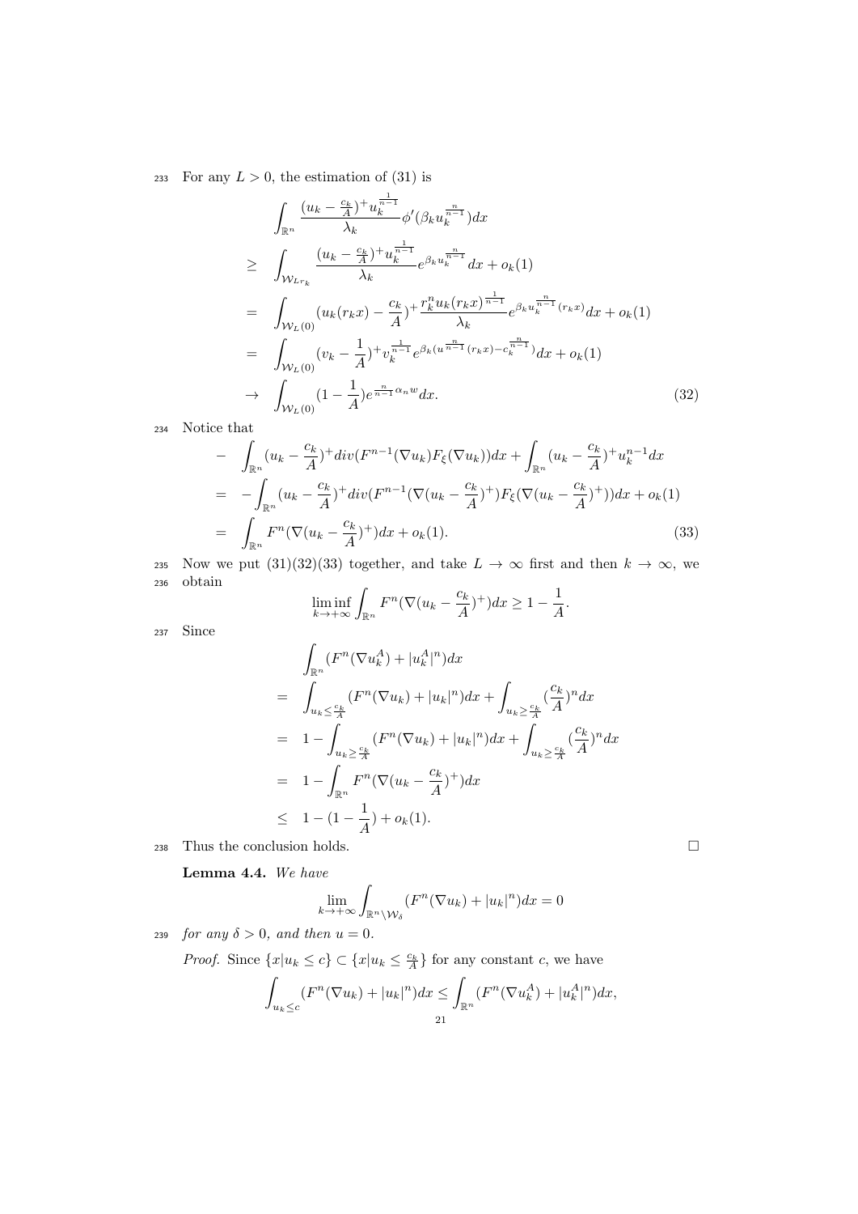For any $L > 0$, the estimation of (31) is

$$
\begin{aligned}
& \int_{\mathbb{R}^n} \frac{(u_k - \frac{c_k}{A})^+ u_k^{\frac{1}{n-1}}}{\lambda_k} \phi'(\beta_k u_k^{\frac{n}{n-1}}) dx \\
\geq \quad & \int_{\mathcal{W}_{Lr_k}} \frac{(u_k - \frac{c_k}{A})^+ u_k^{\frac{1}{n-1}}}{\lambda_k} e^{\beta_k u_k^{\frac{n}{n-1}}} dx + o_k(1) \\
= \quad & \int_{\mathcal{W}_L(0)} (u_k(r_k x) - \frac{c_k}{A})^+ \frac{r_k^n u_k(r_k x)^{\frac{1}{n-1}}}{\lambda_k} e^{\beta_k u_k^{\frac{n}{n-1}}(r_k x)} dx + o_k(1) \\
= \quad & \int_{\mathcal{W}_L(0)} (v_k - \frac{1}{A})^+ v_k^{\frac{1}{n-1}} e^{\beta_k (u^{\frac{n}{n-1}}(r_k x) - c_k^{\frac{n}{n-1}})} dx + o_k(1) \\
\to \quad & \int_{\mathcal{W}_L(0)} (1 - \frac{1}{A}) e^{\frac{n}{n-1}\alpha_n w} dx. \qquad (32)
\end{aligned}
$$

Notice that

$$
\begin{aligned}
- \quad & \int_{\mathbb{R}^n} (u_k - \frac{c_k}{A})^+ div(F^{n-1}(\nabla u_k) F_\xi(\nabla u_k)) dx + \int_{\mathbb{R}^n} (u_k - \frac{c_k}{A})^+ u_k^{n-1} dx \\
= \quad & -\int_{\mathbb{R}^n} (u_k - \frac{c_k}{A})^+ div(F^{n-1}(\nabla (u_k - \frac{c_k}{A})^+) F_\xi(\nabla (u_k - \frac{c_k}{A})^+)) dx + o_k(1) \\
= \quad & \int_{\mathbb{R}^n} F^n(\nabla (u_k - \frac{c_k}{A})^+) dx + o_k(1). \qquad (33)
\end{aligned}
$$

Now we put (31)(32)(33) together, and take $L \to \infty$ first and then $k \to \infty$, we obtain

$$
\liminf_{k \to +\infty} \int_{\mathbb{R}^n} F^n(\nabla (u_k - \frac{c_k}{A})^+) dx \geq 1 - \frac{1}{A}.
$$

Since

$$
\begin{aligned}
& \int_{\mathbb{R}^n} (F^n(\nabla u_k^A) + |u_k^A|^n) dx \\
= \quad & \int_{u_k \leq \frac{c_k}{A}} (F^n(\nabla u_k) + |u_k|^n) dx + \int_{u_k \geq \frac{c_k}{A}} (\frac{c_k}{A})^n dx \\
= \quad & 1 - \int_{u_k \geq \frac{c_k}{A}} (F^n(\nabla u_k) + |u_k|^n) dx + \int_{u_k \geq \frac{c_k}{A}} (\frac{c_k}{A})^n dx \\
= \quad & 1 - \int_{\mathbb{R}^n} F^n(\nabla (u_k - \frac{c_k}{A})^+) dx \\
\leq \quad & 1 - (1 - \frac{1}{A}) + o_k(1).
\end{aligned}
$$

Thus the conclusion holds. $\square$

**Lemma 4.4.** *We have*

$$
\lim_{k \to +\infty} \int_{\mathbb{R}^n \setminus \mathcal{W}_\delta} (F^n(\nabla u_k) + |u_k|^n) dx = 0
$$

*for any $\delta > 0$, and then $u = 0$.*

*Proof.* Since $\{x | u_k \leq c\} \subset \{x | u_k \leq \frac{c_k}{A}\}$ for any constant $c$, we have

$$
\int_{u_k \leq c} (F^n(\nabla u_k) + |u_k|^n) dx \leq \int_{\mathbb{R}^n} (F^n(\nabla u_k^A) + |u_k^A|^n) dx,
$$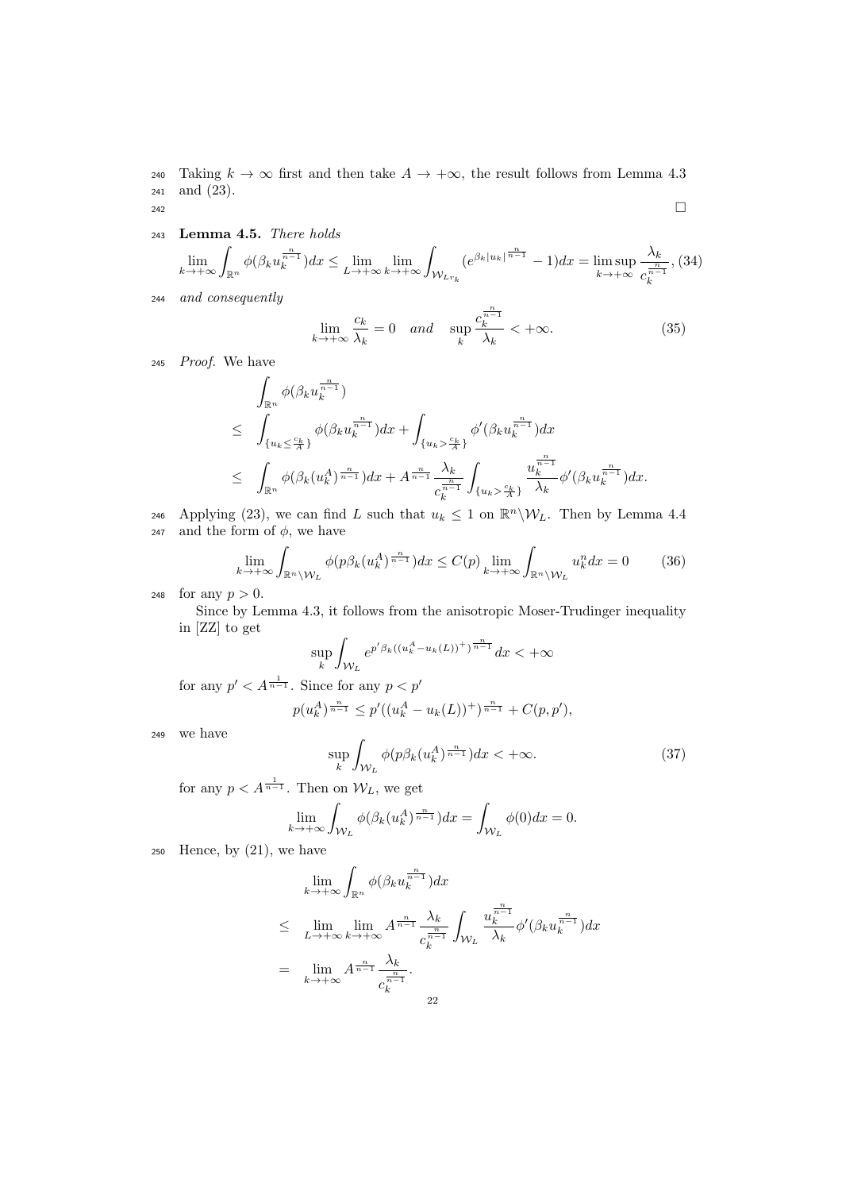Taking $k \to \infty$ first and then take $A \to +\infty$, the result follows from Lemma 4.3 and (23).

$\square$

**Lemma 4.5.** *There holds*

$$\lim_{k\to+\infty}\int_{\mathbb{R}^n}\phi(\beta_k u_k^{\frac{n}{n-1}})dx \le \lim_{L\to+\infty}\lim_{k\to+\infty}\int_{\mathcal{W}_{Lr_k}}(e^{\beta_k|u_k|^{\frac{n}{n-1}}}-1)dx = \limsup_{k\to+\infty}\frac{\lambda_k}{c_k^{\frac{n}{n-1}}}, \quad (34)$$

*and consequently*

$$\lim_{k\to+\infty}\frac{c_k}{\lambda_k}=0 \quad \text{and} \quad \sup_k \frac{c_k^{\frac{n}{n-1}}}{\lambda_k}<+\infty. \quad (35)$$

*Proof.* We have

$$\begin{aligned}
&\int_{\mathbb{R}^n}\phi(\beta_k u_k^{\frac{n}{n-1}})\\
\le\ &\int_{\{u_k\le\frac{c_k}{A}\}}\phi(\beta_k u_k^{\frac{n}{n-1}})dx+\int_{\{u_k>\frac{c_k}{A}\}}\phi'(\beta_k u_k^{\frac{n}{n-1}})dx\\
\le\ &\int_{\mathbb{R}^n}\phi(\beta_k (u_k^A)^{\frac{n}{n-1}})dx+A^{\frac{n}{n-1}}\frac{\lambda_k}{c_k^{\frac{n}{n-1}}}\int_{\{u_k>\frac{c_k}{A}\}}\frac{u_k^{\frac{n}{n-1}}}{\lambda_k}\phi'(\beta_k u_k^{\frac{n}{n-1}})dx.
\end{aligned}$$

Applying (23), we can find $L$ such that $u_k\le 1$ on $\mathbb{R}^n\backslash\mathcal{W}_L$. Then by Lemma 4.4 and the form of $\phi$, we have

$$\lim_{k\to+\infty}\int_{\mathbb{R}^n\backslash\mathcal{W}_L}\phi(p\beta_k(u_k^A)^{\frac{n}{n-1}})dx\le C(p)\lim_{k\to+\infty}\int_{\mathbb{R}^n\backslash\mathcal{W}_L}u_k^n dx=0 \quad (36)$$

for any $p>0$.

Since by Lemma 4.3, it follows from the anisotropic Moser-Trudinger inequality in [ZZ] to get

$$\sup_k\int_{\mathcal{W}_L}e^{p'\beta_k((u_k^A-u_k(L))^+)^{\frac{n}{n-1}}}dx<+\infty$$

for any $p'<A^{\frac{1}{n-1}}$. Since for any $p<p'$

$$p(u_k^A)^{\frac{n}{n-1}}\le p'((u_k^A-u_k(L))^+)^{\frac{n}{n-1}}+C(p,p'),$$

we have

$$\sup_k\int_{\mathcal{W}_L}\phi(p\beta_k(u_k^A)^{\frac{n}{n-1}})dx<+\infty. \quad (37)$$

for any $p<A^{\frac{1}{n-1}}$. Then on $\mathcal{W}_L$, we get

$$\lim_{k\to+\infty}\int_{\mathcal{W}_L}\phi(\beta_k(u_k^A)^{\frac{n}{n-1}})dx=\int_{\mathcal{W}_L}\phi(0)dx=0.$$

Hence, by (21), we have

$$\begin{aligned}
&\lim_{k\to+\infty}\int_{\mathbb{R}^n}\phi(\beta_k u_k^{\frac{n}{n-1}})dx\\
\le\ &\lim_{L\to+\infty}\lim_{k\to+\infty}A^{\frac{n}{n-1}}\frac{\lambda_k}{c_k^{\frac{n}{n-1}}}\int_{\mathcal{W}_L}\frac{u_k^{\frac{n}{n-1}}}{\lambda_k}\phi'(\beta_k u_k^{\frac{n}{n-1}})dx\\
=\ &\lim_{k\to+\infty}A^{\frac{n}{n-1}}\frac{\lambda_k}{c_k^{\frac{n}{n-1}}}.
\end{aligned}$$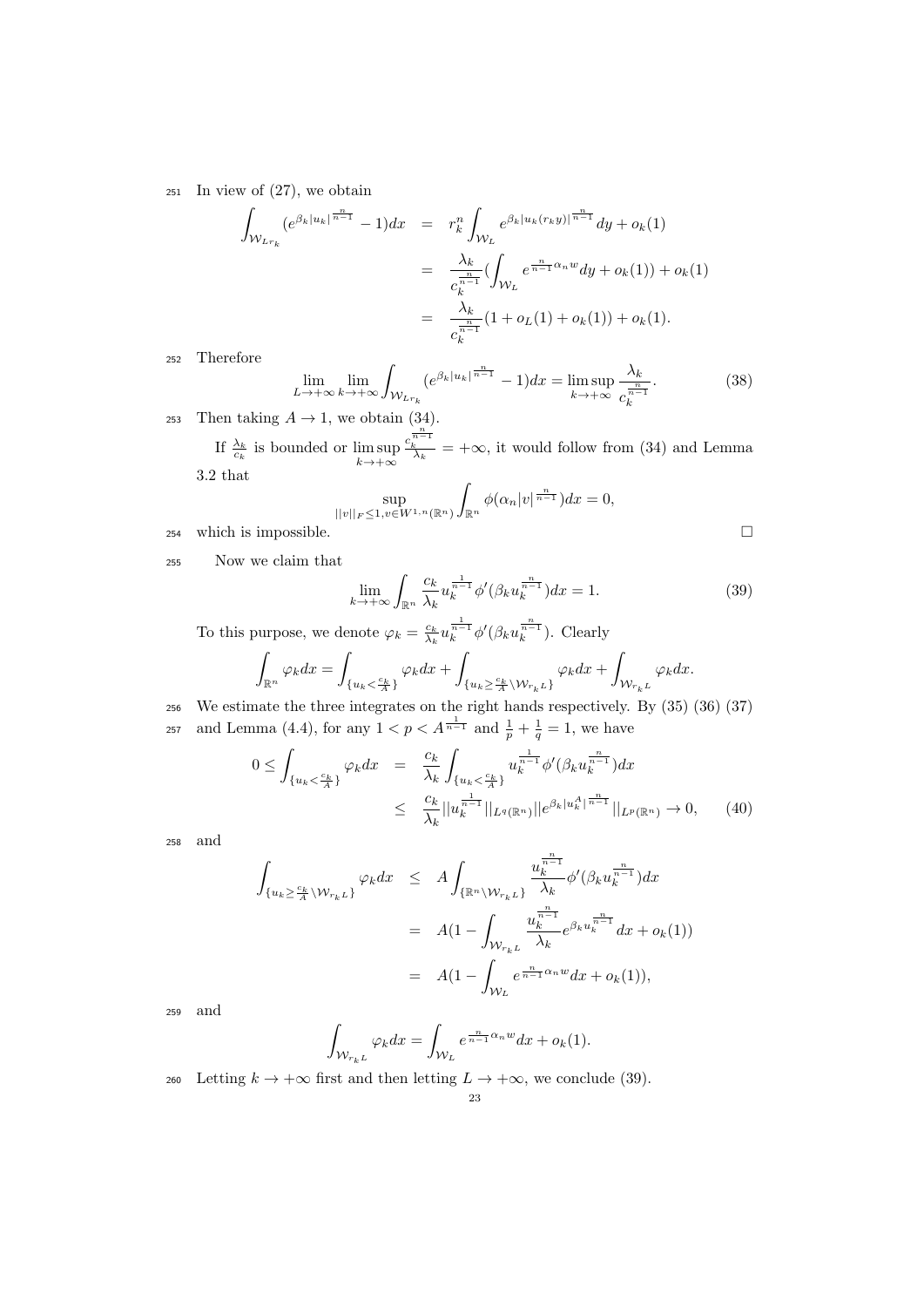In view of (27), we obtain

$$
\begin{aligned}
\int_{\mathcal{W}_{Lr_k}} (e^{\beta_k |u_k|^{\frac{n}{n-1}}} - 1)dx &= r_k^n \int_{\mathcal{W}_L} e^{\beta_k |u_k(r_k y)|^{\frac{n}{n-1}}} dy + o_k(1) \\
&= \frac{\lambda_k}{c_k^{\frac{n}{n-1}}} (\int_{\mathcal{W}_L} e^{\frac{n}{n-1}\alpha_n w} dy + o_k(1)) + o_k(1) \\
&= \frac{\lambda_k}{c_k^{\frac{n}{n-1}}} (1 + o_L(1) + o_k(1)) + o_k(1).
\end{aligned}
$$

Therefore

$$
\lim_{L\to+\infty} \lim_{k\to+\infty} \int_{\mathcal{W}_{Lr_k}} (e^{\beta_k |u_k|^{\frac{n}{n-1}}} - 1)dx = \limsup_{k\to+\infty} \frac{\lambda_k}{c_k^{\frac{n}{n-1}}}. \tag{38}
$$

Then taking $A \to 1$, we obtain (34).

If $\frac{\lambda_k}{c_k}$ is bounded or $\limsup_{k\to+\infty} \frac{c_k^{\frac{n}{n-1}}}{\lambda_k} = +\infty$, it would follow from (34) and Lemma 3.2 that

$$
\sup_{||v||_F \le 1, v \in W^{1,n}(\mathbb{R}^n)} \int_{\mathbb{R}^n} \phi(\alpha_n |v|^{\frac{n}{n-1}})dx = 0,
$$

which is impossible. $\square$

Now we claim that

$$
\lim_{k\to+\infty} \int_{\mathbb{R}^n} \frac{c_k}{\lambda_k} u_k^{\frac{1}{n-1}} \phi'(\beta_k u_k^{\frac{n}{n-1}})dx = 1. \tag{39}
$$

To this purpose, we denote $\varphi_k = \frac{c_k}{\lambda_k} u_k^{\frac{1}{n-1}} \phi'(\beta_k u_k^{\frac{n}{n-1}})$. Clearly

$$
\int_{\mathbb{R}^n} \varphi_k dx = \int_{\{u_k < \frac{c_k}{A}\}} \varphi_k dx + \int_{\{u_k \ge \frac{c_k}{A} \setminus \mathcal{W}_{r_k L}\}} \varphi_k dx + \int_{\mathcal{W}_{r_k L}} \varphi_k dx.
$$

We estimate the three integrates on the right hands respectively. By (35) (36) (37) and Lemma (4.4), for any $1 < p < A^{\frac{1}{n-1}}$ and $\frac{1}{p} + \frac{1}{q} = 1$, we have

$$
\begin{aligned}
0 \le \int_{\{u_k < \frac{c_k}{A}\}} \varphi_k dx &= \frac{c_k}{\lambda_k} \int_{\{u_k < \frac{c_k}{A}\}} u_k^{\frac{1}{n-1}} \phi'(\beta_k u_k^{\frac{n}{n-1}})dx \\
&\le \frac{c_k}{\lambda_k} ||u_k^{\frac{1}{n-1}}||_{L^q(\mathbb{R}^n)} ||e^{\beta_k |u_k^A|^{\frac{n}{n-1}}}||_{L^p(\mathbb{R}^n)} \to 0,
\end{aligned} \tag{40}
$$

and

$$
\begin{aligned}
\int_{\{u_k \ge \frac{c_k}{A} \setminus \mathcal{W}_{r_k L}\}} \varphi_k dx &\le A \int_{\{\mathbb{R}^n \setminus \mathcal{W}_{r_k L}\}} \frac{u_k^{\frac{n}{n-1}}}{\lambda_k} \phi'(\beta_k u_k^{\frac{n}{n-1}})dx \\
&= A(1 - \int_{\mathcal{W}_{r_k L}} \frac{u_k^{\frac{n}{n-1}}}{\lambda_k} e^{\beta_k u_k^{\frac{n}{n-1}}} dx + o_k(1)) \\
&= A(1 - \int_{\mathcal{W}_L} e^{\frac{n}{n-1}\alpha_n w} dx + o_k(1)),
\end{aligned}
$$

and

$$
\int_{\mathcal{W}_{r_k L}} \varphi_k dx = \int_{\mathcal{W}_L} e^{\frac{n}{n-1}\alpha_n w} dx + o_k(1).
$$

Letting $k \to +\infty$ first and then letting $L \to +\infty$, we conclude (39).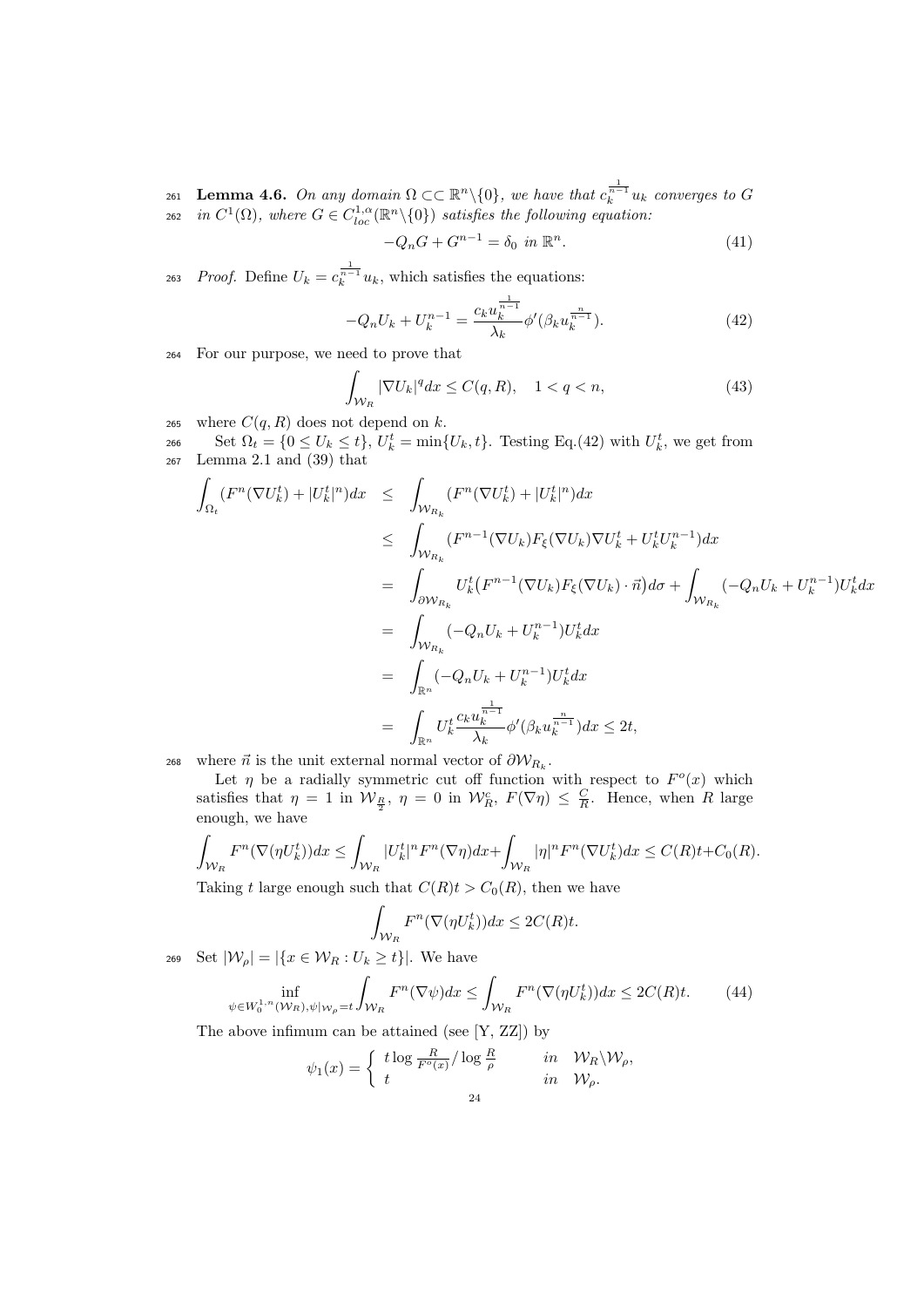**Lemma 4.6.** *On any domain $\Omega \subset\subset \mathbb{R}^n\backslash\{0\}$, we have that $c_k^{\frac{1}{n-1}} u_k$ converges to $G$ in $C^1(\Omega)$, where $G \in C^{1,\alpha}_{loc}(\mathbb{R}^n\backslash\{0\})$ satisfies the following equation:*

$$-Q_n G + G^{n-1} = \delta_0 \ \ in \ \mathbb{R}^n. \tag{41}$$

*Proof.* Define $U_k = c_k^{\frac{1}{n-1}} u_k$, which satisfies the equations:

$$-Q_n U_k + U_k^{n-1} = \frac{c_k u_k^{\frac{1}{n-1}}}{\lambda_k} \phi'(\beta_k u_k^{\frac{n}{n-1}}). \tag{42}$$

For our purpose, we need to prove that

$$\int_{\mathcal{W}_R} |\nabla U_k|^q dx \leq C(q, R), \quad 1 < q < n, \tag{43}$$

where $C(q,R)$ does not depend on $k$.

Set $\Omega_t = \{0 \leq U_k \leq t\}$, $U_k^t = \min\{U_k, t\}$. Testing Eq.(42) with $U_k^t$, we get from Lemma 2.1 and (39) that

$$\begin{aligned}
\int_{\Omega_t} (F^n(\nabla U_k^t) + |U_k^t|^n) dx &\leq \int_{\mathcal{W}_{R_k}} (F^n(\nabla U_k^t) + |U_k^t|^n) dx \\
&\leq \int_{\mathcal{W}_{R_k}} (F^{n-1}(\nabla U_k) F_\xi(\nabla U_k) \nabla U_k^t + U_k^t U_k^{n-1}) dx \\
&= \int_{\partial \mathcal{W}_{R_k}} U_k^t \big(F^{n-1}(\nabla U_k) F_\xi(\nabla U_k) \cdot \vec{n}\big) d\sigma + \int_{\mathcal{W}_{R_k}} (-Q_n U_k + U_k^{n-1}) U_k^t dx \\
&= \int_{\mathcal{W}_{R_k}} (-Q_n U_k + U_k^{n-1}) U_k^t dx \\
&= \int_{\mathbb{R}^n} (-Q_n U_k + U_k^{n-1}) U_k^t dx \\
&= \int_{\mathbb{R}^n} U_k^t \frac{c_k u_k^{\frac{1}{n-1}}}{\lambda_k} \phi'(\beta_k u_k^{\frac{n}{n-1}}) dx \leq 2t,
\end{aligned}$$

where $\vec{n}$ is the unit external normal vector of $\partial \mathcal{W}_{R_k}$.

Let $\eta$ be a radially symmetric cut off function with respect to $F^o(x)$ which satisfies that $\eta = 1$ in $\mathcal{W}_{\frac{R}{2}}$, $\eta = 0$ in $\mathcal{W}_R^c$, $F(\nabla \eta) \leq \frac{C}{R}$. Hence, when $R$ large enough, we have

$$\int_{\mathcal{W}_R} F^n(\nabla(\eta U_k^t)) dx \leq \int_{\mathcal{W}_R} |U_k^t|^n F^n(\nabla \eta) dx + \int_{\mathcal{W}_R} |\eta|^n F^n(\nabla U_k^t) dx \leq C(R)t + C_0(R).$$

Taking $t$ large enough such that $C(R)t > C_0(R)$, then we have

$$\int_{\mathcal{W}_R} F^n(\nabla(\eta U_k^t)) dx \leq 2C(R)t.$$

Set $|\mathcal{W}_\rho| = |\{x \in \mathcal{W}_R : U_k \geq t\}|$. We have

$$\inf_{\psi \in W_0^{1,n}(\mathcal{W}_R), \psi|_{\mathcal{W}_\rho} = t} \int_{\mathcal{W}_R} F^n(\nabla \psi) dx \leq \int_{\mathcal{W}_R} F^n(\nabla(\eta U_k^t)) dx \leq 2C(R)t. \tag{44}$$

The above infimum can be attained (see [Y, ZZ]) by

$$\psi_1(x) = \begin{cases} t \log \frac{R}{F^o(x)} / \log \frac{R}{\rho} & in \ \ \mathcal{W}_R \backslash \mathcal{W}_\rho, \\ t & in \ \ \mathcal{W}_\rho. \end{cases}$$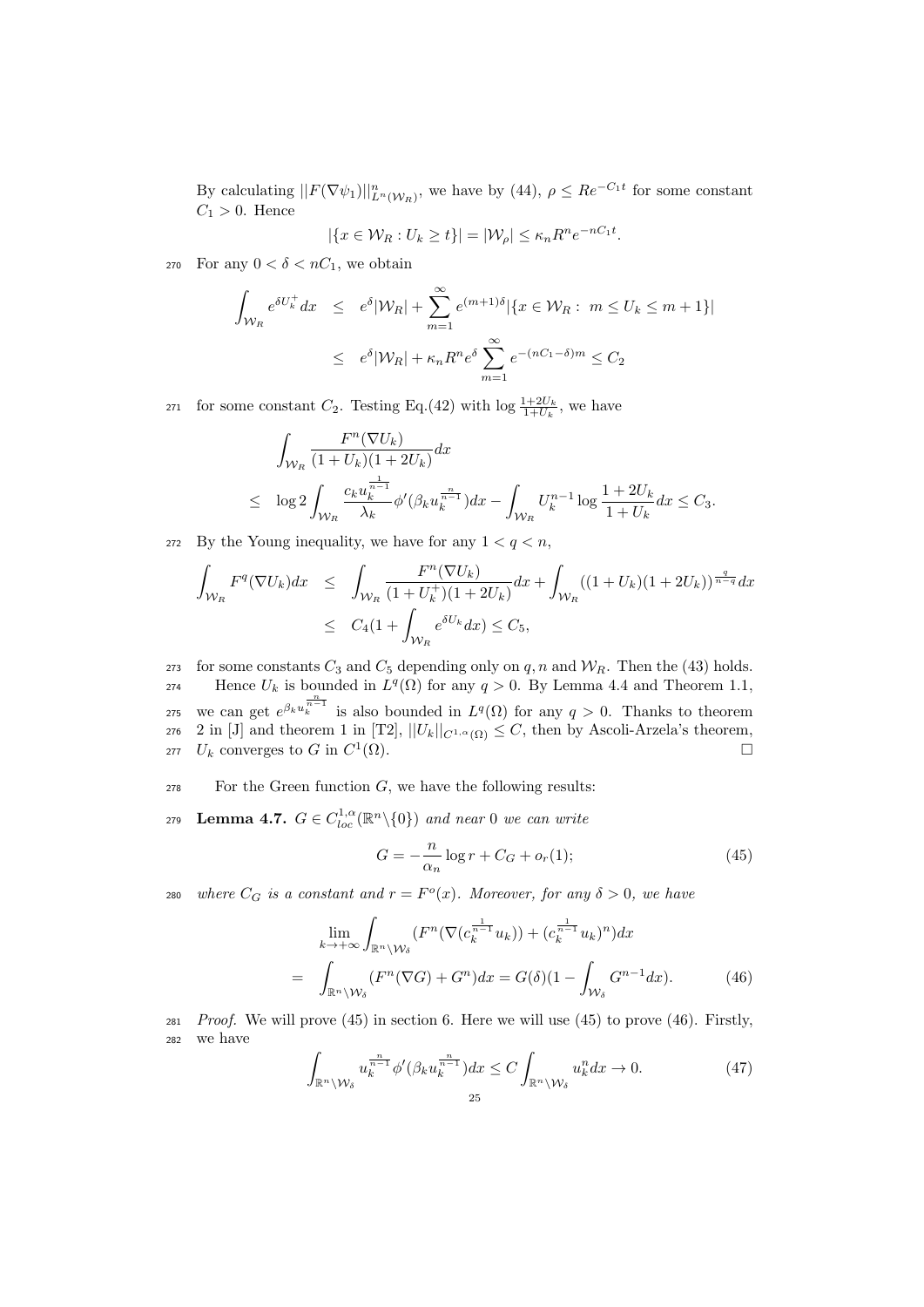By calculating $||F(\nabla\psi_1)||^n_{L^n(\mathcal{W}_R)}$, we have by (44), $\rho \leq Re^{-C_1 t}$ for some constant $C_1 > 0$. Hence

$$|\{x \in \mathcal{W}_R : U_k \geq t\}| = |\mathcal{W}_\rho| \leq \kappa_n R^n e^{-nC_1 t}.$$

For any $0 < \delta < nC_1$, we obtain

$$\begin{aligned}
\int_{\mathcal{W}_R} e^{\delta U_k^+} dx &\leq e^\delta |\mathcal{W}_R| + \sum_{m=1}^{\infty} e^{(m+1)\delta} |\{x \in \mathcal{W}_R : \; m \leq U_k \leq m+1\}| \\
&\leq e^\delta |\mathcal{W}_R| + \kappa_n R^n e^\delta \sum_{m=1}^{\infty} e^{-(nC_1 - \delta)m} \leq C_2
\end{aligned}$$

for some constant $C_2$. Testing Eq.(42) with $\log \frac{1+2U_k}{1+U_k}$, we have

$$\begin{aligned}
&\int_{\mathcal{W}_R} \frac{F^n(\nabla U_k)}{(1+U_k)(1+2U_k)} dx \\
\leq\;& \log 2 \int_{\mathcal{W}_R} \frac{c_k u_k^{\frac{1}{n-1}}}{\lambda_k} \phi'(\beta_k u_k^{\frac{n}{n-1}}) dx - \int_{\mathcal{W}_R} U_k^{n-1} \log \frac{1+2U_k}{1+U_k} dx \leq C_3.
\end{aligned}$$

By the Young inequality, we have for any $1 < q < n$,

$$\begin{aligned}
\int_{\mathcal{W}_R} F^q(\nabla U_k) dx &\leq \int_{\mathcal{W}_R} \frac{F^n(\nabla U_k)}{(1+U_k^+)(1+2U_k)} dx + \int_{\mathcal{W}_R} ((1+U_k)(1+2U_k))^{\frac{q}{n-q}} dx \\
&\leq C_4 (1 + \int_{\mathcal{W}_R} e^{\delta U_k} dx) \leq C_5,
\end{aligned}$$

for some constants $C_3$ and $C_5$ depending only on $q, n$ and $\mathcal{W}_R$. Then the (43) holds.

Hence $U_k$ is bounded in $L^q(\Omega)$ for any $q > 0$. By Lemma 4.4 and Theorem 1.1, we can get $e^{\beta_k u_k^{\frac{n}{n-1}}}$ is also bounded in $L^q(\Omega)$ for any $q > 0$. Thanks to theorem 2 in [J] and theorem 1 in [T2], $||U_k||_{C^{1,\alpha}(\Omega)} \leq C$, then by Ascoli-Arzela's theorem, $U_k$ converges to $G$ in $C^1(\Omega)$. $\square$

For the Green function $G$, we have the following results:

**Lemma 4.7.** *$G \in C^{1,\alpha}_{loc}(\mathbb{R}^n \backslash \{0\})$ and near 0 we can write*

$$G = -\frac{n}{\alpha_n} \log r + C_G + o_r(1); \tag{45}$$

*where $C_G$ is a constant and $r = F^o(x)$. Moreover, for any $\delta > 0$, we have*

$$\begin{aligned}
&\lim_{k \to +\infty} \int_{\mathbb{R}^n \backslash \mathcal{W}_\delta} (F^n(\nabla(c_k^{\frac{1}{n-1}} u_k)) + (c_k^{\frac{1}{n-1}} u_k)^n) dx \\
=\;& \int_{\mathbb{R}^n \backslash \mathcal{W}_\delta} (F^n(\nabla G) + G^n) dx = G(\delta)(1 - \int_{\mathcal{W}_\delta} G^{n-1} dx).
\end{aligned} \tag{46}$$

*Proof.* We will prove (45) in section 6. Here we will use (45) to prove (46). Firstly, we have

$$\int_{\mathbb{R}^n \backslash \mathcal{W}_\delta} u_k^{\frac{n}{n-1}} \phi'(\beta_k u_k^{\frac{n}{n-1}}) dx \leq C \int_{\mathbb{R}^n \backslash \mathcal{W}_\delta} u_k^n dx \to 0. \tag{47}$$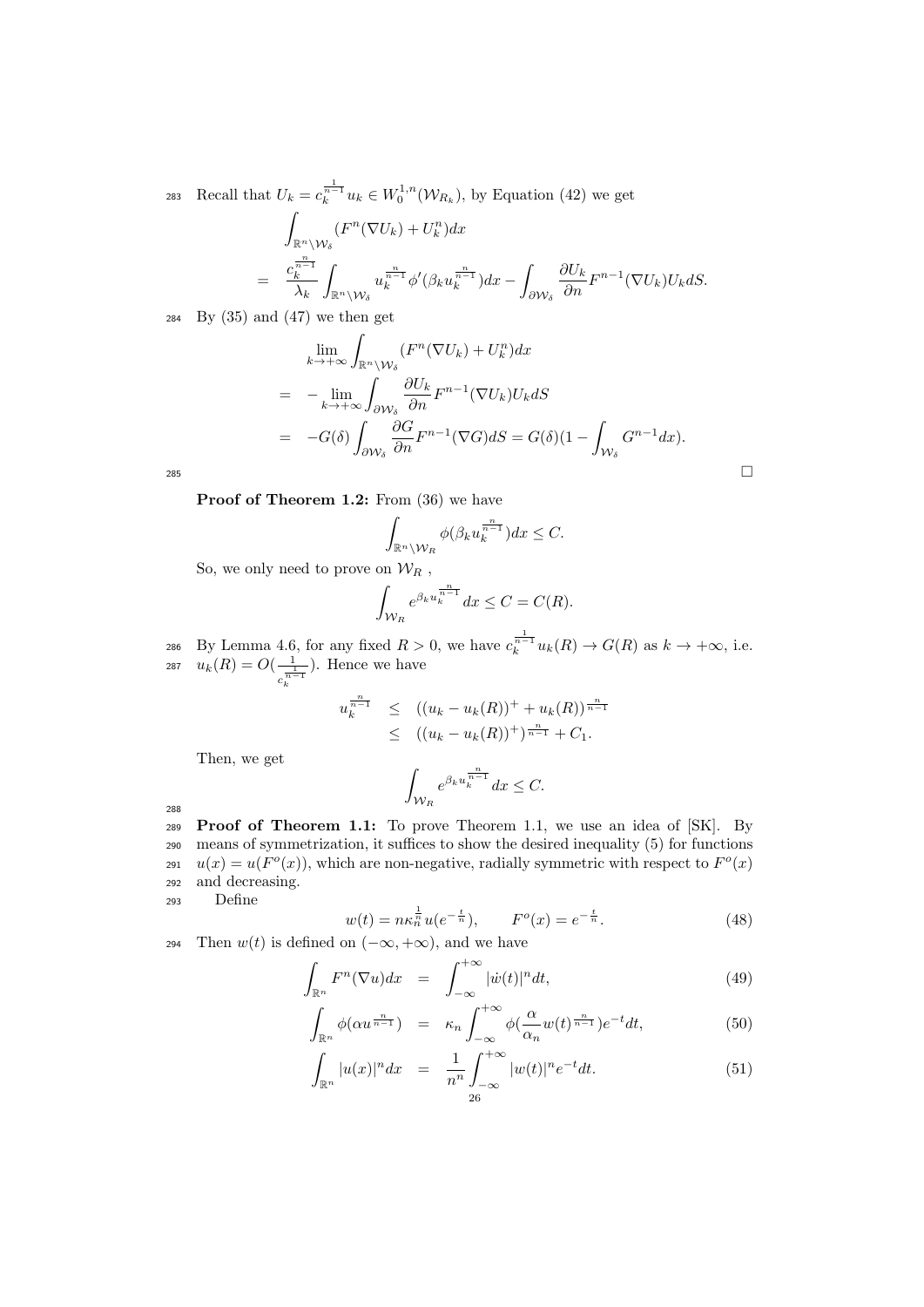Recall that $U_k = c_k^{\frac{1}{n-1}} u_k \in W_0^{1,n}(\mathcal{W}_{R_k})$, by Equation (42) we get

$$
\begin{aligned}
&\int_{\mathbb{R}^n \setminus \mathcal{W}_\delta} (F^n(\nabla U_k) + U_k^n) dx \\
= \;& \frac{c_k^{\frac{n}{n-1}}}{\lambda_k} \int_{\mathbb{R}^n \setminus \mathcal{W}_\delta} u_k^{\frac{n}{n-1}} \phi'(\beta_k u_k^{\frac{n}{n-1}}) dx - \int_{\partial \mathcal{W}_\delta} \frac{\partial U_k}{\partial n} F^{n-1}(\nabla U_k) U_k dS.
\end{aligned}
$$

By (35) and (47) we then get

$$
\begin{aligned}
&\lim_{k \to +\infty} \int_{\mathbb{R}^n \setminus \mathcal{W}_\delta} (F^n(\nabla U_k) + U_k^n) dx \\
= \;& -\lim_{k \to +\infty} \int_{\partial \mathcal{W}_\delta} \frac{\partial U_k}{\partial n} F^{n-1}(\nabla U_k) U_k dS \\
= \;& -G(\delta) \int_{\partial \mathcal{W}_\delta} \frac{\partial G}{\partial n} F^{n-1}(\nabla G) dS = G(\delta)(1 - \int_{\mathcal{W}_\delta} G^{n-1} dx).
\end{aligned}
$$

$\square$

**Proof of Theorem 1.2:** From (36) we have

$$
\int_{\mathbb{R}^n \setminus \mathcal{W}_R} \phi(\beta_k u_k^{\frac{n}{n-1}}) dx \leq C.
$$

So, we only need to prove on $\mathcal{W}_R$ ,

$$
\int_{\mathcal{W}_R} e^{\beta_k u_k^{\frac{n}{n-1}}} dx \leq C = C(R).
$$

By Lemma 4.6, for any fixed $R > 0$, we have $c_k^{\frac{1}{n-1}} u_k(R) \to G(R)$ as $k \to +\infty$, i.e. $u_k(R) = O(\frac{1}{c_k^{\frac{1}{n-1}}})$. Hence we have

$$
\begin{aligned}
u_k^{\frac{n}{n-1}} &\leq ((u_k - u_k(R))^+ + u_k(R))^{\frac{n}{n-1}} \\
&\leq ((u_k - u_k(R))^+)^{\frac{n}{n-1}} + C_1.
\end{aligned}
$$

Then, we get

$$
\int_{\mathcal{W}_R} e^{\beta_k u_k^{\frac{n}{n-1}}} dx \leq C.
$$

**Proof of Theorem 1.1:** To prove Theorem 1.1, we use an idea of [SK]. By means of symmetrization, it suffices to show the desired inequality (5) for functions $u(x) = u(F^o(x))$, which are non-negative, radially symmetric with respect to $F^o(x)$ and decreasing.

Define

$$
w(t) = n\kappa_n^{\frac{1}{n}} u(e^{-\frac{t}{n}}), \qquad F^o(x) = e^{-\frac{t}{n}}. \tag{48}
$$

Then $w(t)$ is defined on $(-\infty, +\infty)$, and we have

$$
\int_{\mathbb{R}^n} F^n(\nabla u) dx = \int_{-\infty}^{+\infty} |\dot{w}(t)|^n dt, \tag{49}
$$

$$
\int_{\mathbb{R}^n} \phi(\alpha u^{\frac{n}{n-1}}) = \kappa_n \int_{-\infty}^{+\infty} \phi(\frac{\alpha}{\alpha_n} w(t)^{\frac{n}{n-1}}) e^{-t} dt, \tag{50}
$$

$$
\int_{\mathbb{R}^n} |u(x)|^n dx = \frac{1}{n^n} \int_{-\infty}^{+\infty} |w(t)|^n e^{-t} dt. \tag{51}
$$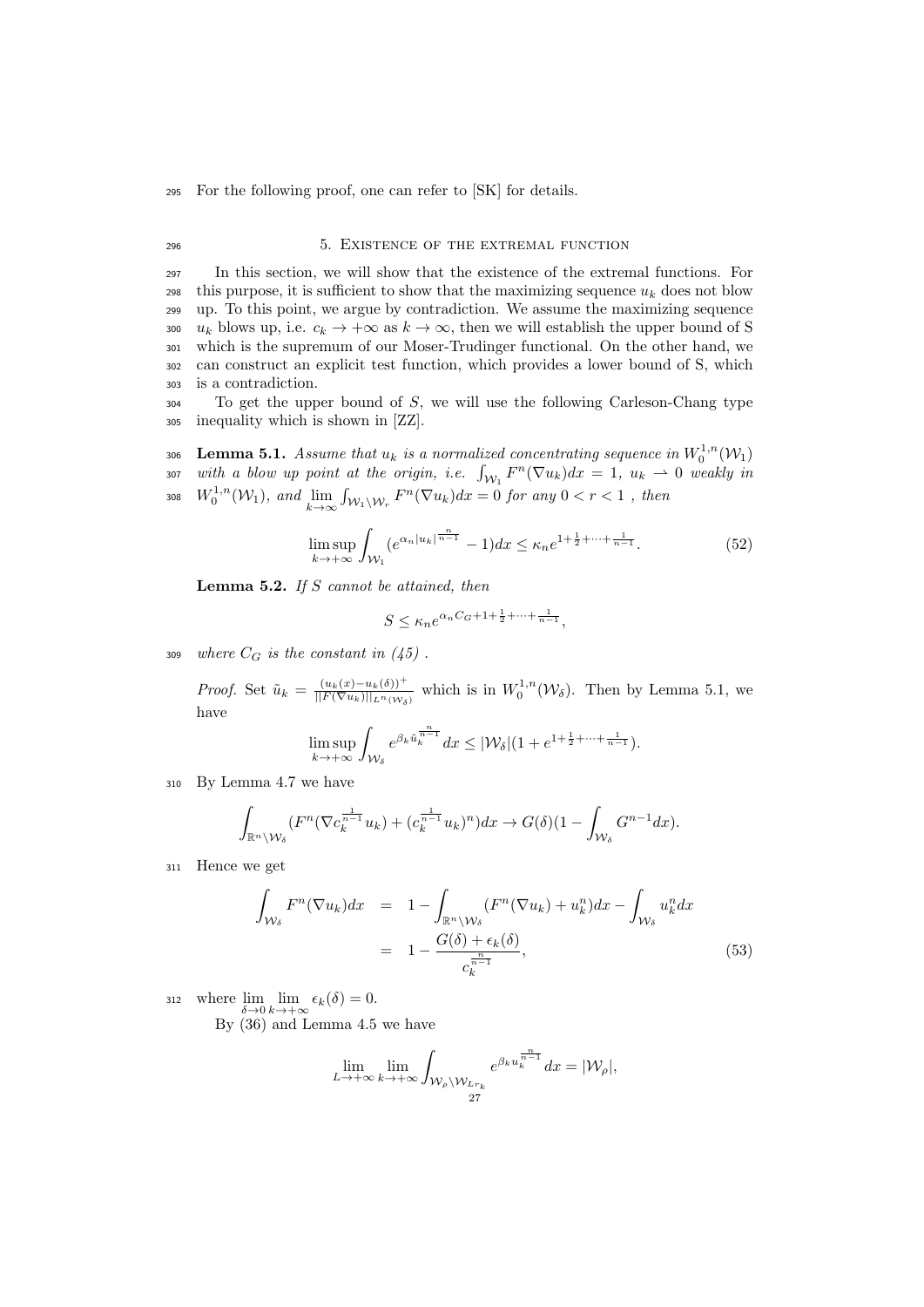For the following proof, one can refer to [SK] for details.

## 5. Existence of the extremal function

In this section, we will show that the existence of the extremal functions. For this purpose, it is sufficient to show that the maximizing sequence $u_k$ does not blow up. To this point, we argue by contradiction. We assume the maximizing sequence $u_k$ blows up, i.e. $c_k \to +\infty$ as $k \to \infty$, then we will establish the upper bound of S which is the supremum of our Moser-Trudinger functional. On the other hand, we can construct an explicit test function, which provides a lower bound of S, which is a contradiction.

To get the upper bound of $S$, we will use the following Carleson-Chang type inequality which is shown in [ZZ].

**Lemma 5.1.** *Assume that $u_k$ is a normalized concentrating sequence in $W_0^{1,n}(\mathcal{W}_1)$ with a blow up point at the origin, i.e. $\int_{\mathcal{W}_1} F^n(\nabla u_k)dx = 1$, $u_k \rightharpoonup 0$ weakly in $W_0^{1,n}(\mathcal{W}_1)$, and $\lim\limits_{k\to\infty} \int_{\mathcal{W}_1 \setminus \mathcal{W}_r} F^n(\nabla u_k)dx = 0$ for any $0 < r < 1$ , then*

$$\limsup_{k\to+\infty} \int_{\mathcal{W}_1} (e^{\alpha_n |u_k|^{\frac{n}{n-1}}} - 1)dx \leq \kappa_n e^{1+\frac{1}{2}+\cdots+\frac{1}{n-1}}. \tag{52}$$

**Lemma 5.2.** *If $S$ cannot be attained, then*

$$S \leq \kappa_n e^{\alpha_n C_G + 1 + \frac{1}{2}+\cdots+\frac{1}{n-1}},$$

*where $C_G$ is the constant in (45) .*

*Proof.* Set $\tilde{u}_k = \frac{(u_k(x)-u_k(\delta))^+}{\|F(\nabla u_k)\|_{L^n(\mathcal{W}_\delta)}}$ which is in $W_0^{1,n}(\mathcal{W}_\delta)$. Then by Lemma 5.1, we have

$$\limsup_{k\to+\infty} \int_{\mathcal{W}_\delta} e^{\beta_k \tilde{u}_k^{\frac{n}{n-1}}} dx \leq |\mathcal{W}_\delta|(1 + e^{1+\frac{1}{2}+\cdots+\frac{1}{n-1}}).$$

By Lemma 4.7 we have

$$\int_{\mathbb{R}^n \setminus \mathcal{W}_\delta} (F^n(\nabla c_k^{\frac{1}{n-1}} u_k) + (c_k^{\frac{1}{n-1}} u_k)^n)dx \to G(\delta)(1 - \int_{\mathcal{W}_\delta} G^{n-1}dx).$$

Hence we get

$$\begin{aligned}
\int_{\mathcal{W}_\delta} F^n(\nabla u_k)dx &= 1 - \int_{\mathbb{R}^n \setminus \mathcal{W}_\delta} (F^n(\nabla u_k) + u_k^n)dx - \int_{\mathcal{W}_\delta} u_k^n dx \\
&= 1 - \frac{G(\delta) + \epsilon_k(\delta)}{c_k^{\frac{n}{n-1}}},
\end{aligned} \tag{53}$$

where $\lim\limits_{\delta\to 0} \lim\limits_{k\to+\infty} \epsilon_k(\delta) = 0$.

By (36) and Lemma 4.5 we have

$$\lim_{L\to+\infty} \lim_{k\to+\infty} \int_{\mathcal{W}_\rho \setminus \mathcal{W}_{Lr_k}} e^{\beta_k u_k^{\frac{n}{n-1}}} dx = |\mathcal{W}_\rho|,$$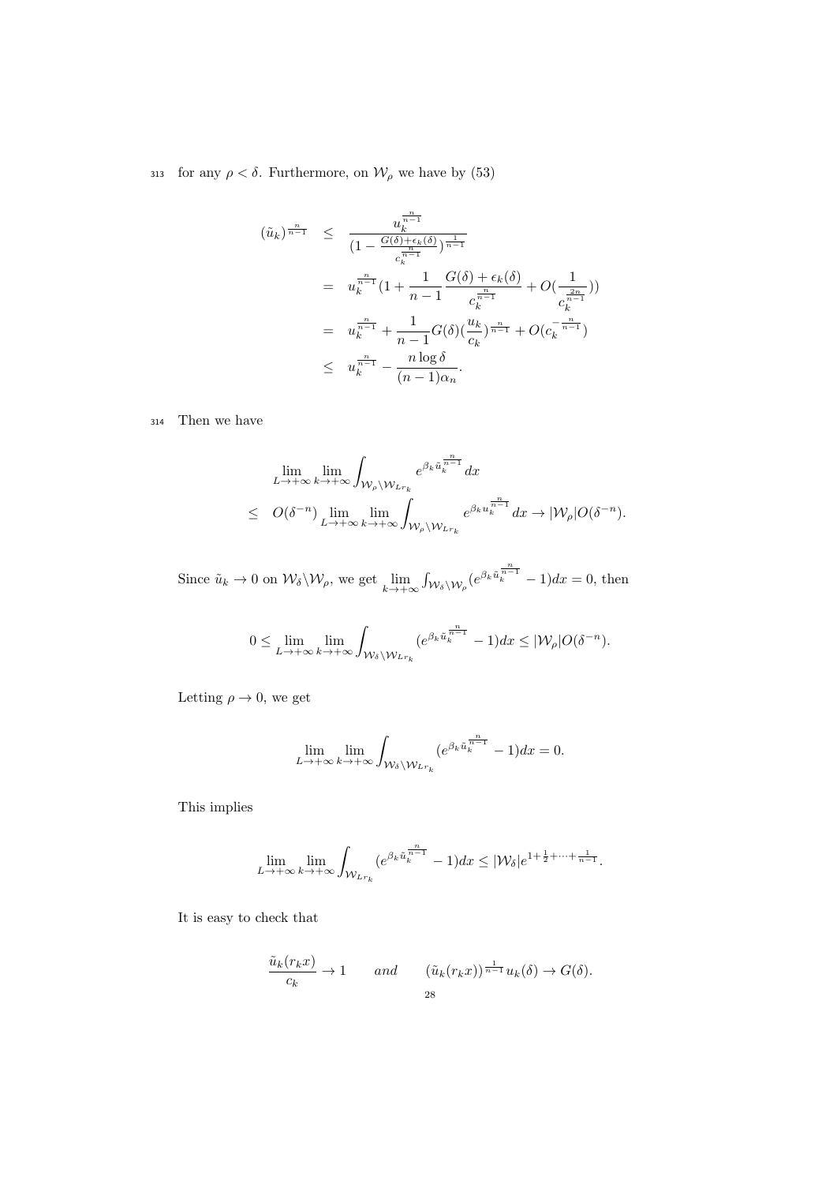for any $\rho < \delta$. Furthermore, on $\mathcal{W}_\rho$ we have by (53)

$$
\begin{aligned}
(\tilde{u}_k)^{\frac{n}{n-1}} &\leq \frac{u_k^{\frac{n}{n-1}}}{(1-\frac{G(\delta)+\epsilon_k(\delta)}{c_k^{\frac{n}{n-1}}})^{\frac{1}{n-1}}} \\
&= u_k^{\frac{n}{n-1}}(1+\frac{1}{n-1}\frac{G(\delta)+\epsilon_k(\delta)}{c_k^{\frac{n}{n-1}}}+O(\frac{1}{c_k^{\frac{2n}{n-1}}})) \\
&= u_k^{\frac{n}{n-1}}+\frac{1}{n-1}G(\delta)(\frac{u_k}{c_k})^{\frac{n}{n-1}}+O(c_k^{-\frac{n}{n-1}}) \\
&\leq u_k^{\frac{n}{n-1}}-\frac{n\log\delta}{(n-1)\alpha_n}.
\end{aligned}
$$

Then we have

$$
\begin{aligned}
&\lim_{L\to+\infty}\lim_{k\to+\infty}\int_{\mathcal{W}_\rho\backslash\mathcal{W}_{Lr_k}} e^{\beta_k\tilde{u}_k^{\frac{n}{n-1}}}dx \\
\leq\;& O(\delta^{-n})\lim_{L\to+\infty}\lim_{k\to+\infty}\int_{\mathcal{W}_\rho\backslash\mathcal{W}_{Lr_k}} e^{\beta_k u_k^{\frac{n}{n-1}}}dx \to |\mathcal{W}_\rho|O(\delta^{-n}).
\end{aligned}
$$

Since $\tilde{u}_k \to 0$ on $\mathcal{W}_\delta\backslash\mathcal{W}_\rho$, we get $\lim\limits_{k\to+\infty}\int_{\mathcal{W}_\delta\backslash\mathcal{W}_\rho}(e^{\beta_k\tilde{u}_k^{\frac{n}{n-1}}}-1)dx = 0$, then

$$
0 \leq \lim_{L\to+\infty}\lim_{k\to+\infty}\int_{\mathcal{W}_\delta\backslash\mathcal{W}_{Lr_k}}(e^{\beta_k\tilde{u}_k^{\frac{n}{n-1}}}-1)dx \leq |\mathcal{W}_\rho|O(\delta^{-n}).
$$

Letting $\rho \to 0$, we get

$$
\lim_{L\to+\infty}\lim_{k\to+\infty}\int_{\mathcal{W}_\delta\backslash\mathcal{W}_{Lr_k}}(e^{\beta_k\tilde{u}_k^{\frac{n}{n-1}}}-1)dx = 0.
$$

This implies

$$
\lim_{L\to+\infty}\lim_{k\to+\infty}\int_{\mathcal{W}_{Lr_k}}(e^{\beta_k\tilde{u}_k^{\frac{n}{n-1}}}-1)dx \leq |\mathcal{W}_\delta|e^{1+\frac{1}{2}+\cdots+\frac{1}{n-1}}.
$$

It is easy to check that

$$
\frac{\tilde{u}_k(r_kx)}{c_k} \to 1 \qquad \textit{and} \qquad (\tilde{u}_k(r_kx))^{\frac{1}{n-1}}u_k(\delta) \to G(\delta).
$$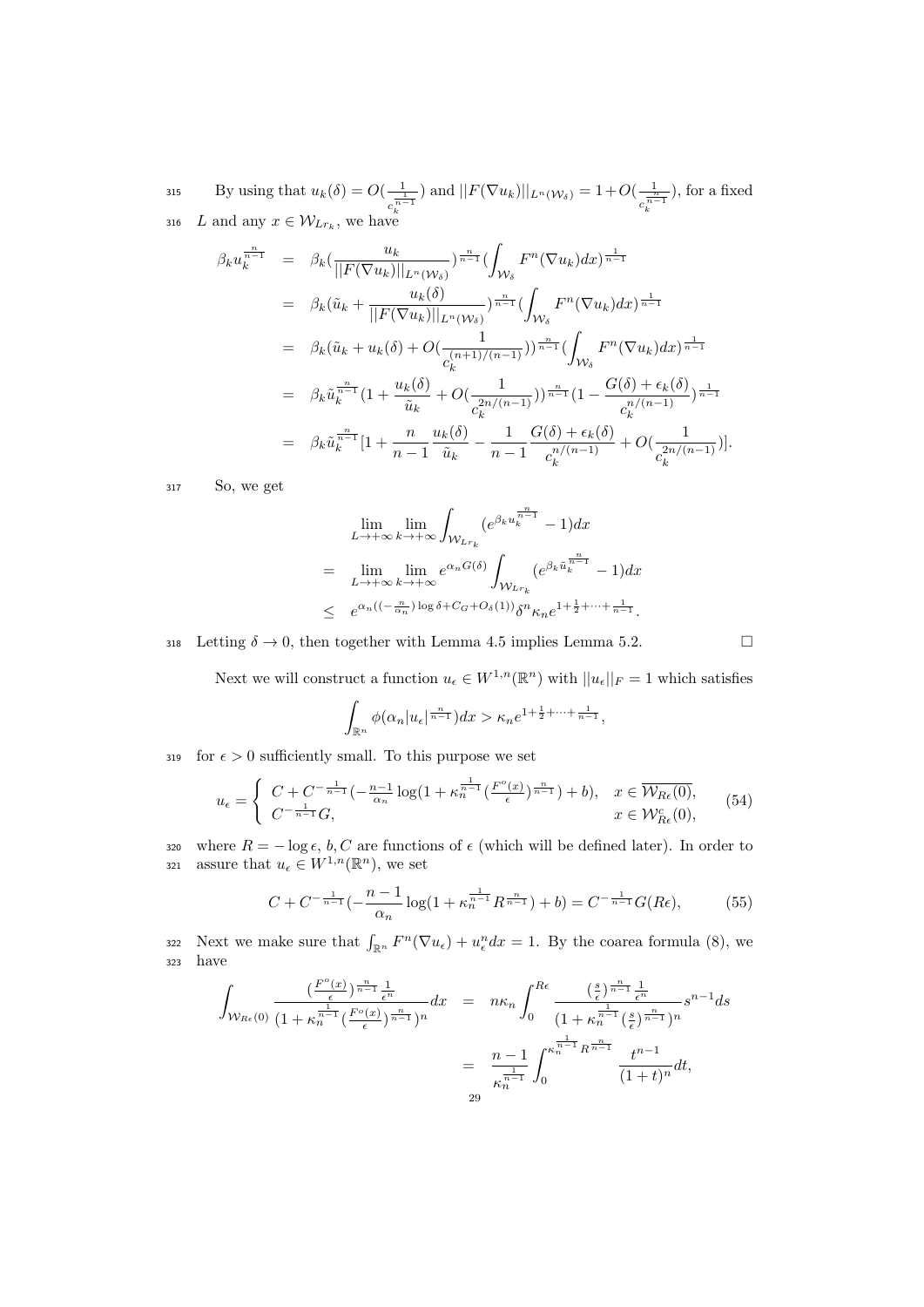By using that $u_k(\delta) = O(\frac{1}{c_k^{\frac{1}{n-1}}})$ and $||F(\nabla u_k)||_{L^n(\mathcal{W}_\delta)} = 1 + O(\frac{1}{c_k^{\frac{n}{n-1}}})$, for a fixed $L$ and any $x \in \mathcal{W}_{Lr_k}$, we have

$$
\begin{aligned}
\beta_k u_k^{\frac{n}{n-1}} &= \beta_k \Big(\frac{u_k}{||F(\nabla u_k)||_{L^n(\mathcal{W}_\delta)}}\Big)^{\frac{n}{n-1}} \Big(\int_{\mathcal{W}_\delta} F^n(\nabla u_k)dx\Big)^{\frac{1}{n-1}} \\
&= \beta_k \Big(\tilde{u}_k + \frac{u_k(\delta)}{||F(\nabla u_k)||_{L^n(\mathcal{W}_\delta)}}\Big)^{\frac{n}{n-1}} \Big(\int_{\mathcal{W}_\delta} F^n(\nabla u_k)dx\Big)^{\frac{1}{n-1}} \\
&= \beta_k \Big(\tilde{u}_k + u_k(\delta) + O\big(\frac{1}{c_k^{(n+1)/(n-1)}}\big)\Big)^{\frac{n}{n-1}} \Big(\int_{\mathcal{W}_\delta} F^n(\nabla u_k)dx\Big)^{\frac{1}{n-1}} \\
&= \beta_k \tilde{u}_k^{\frac{n}{n-1}} \Big(1 + \frac{u_k(\delta)}{\tilde{u}_k} + O\big(\frac{1}{c_k^{2n/(n-1)}}\big)\Big)^{\frac{n}{n-1}} \Big(1 - \frac{G(\delta) + \epsilon_k(\delta)}{c_k^{n/(n-1)}}\Big)^{\frac{1}{n-1}} \\
&= \beta_k \tilde{u}_k^{\frac{n}{n-1}} \Big[1 + \frac{n}{n-1}\frac{u_k(\delta)}{\tilde{u}_k} - \frac{1}{n-1}\frac{G(\delta)+\epsilon_k(\delta)}{c_k^{n/(n-1)}} + O\big(\frac{1}{c_k^{2n/(n-1)}}\big)\Big].
\end{aligned}
$$

So, we get

$$
\begin{aligned}
& \lim_{L\to+\infty}\lim_{k\to+\infty}\int_{\mathcal{W}_{Lr_k}} (e^{\beta_k u_k^{\frac{n}{n-1}}} - 1)dx \\
=\ & \lim_{L\to+\infty}\lim_{k\to+\infty} e^{\alpha_n G(\delta)} \int_{\mathcal{W}_{Lr_k}} (e^{\beta_k \tilde{u}_k^{\frac{n}{n-1}}} - 1)dx \\
\le\ & e^{\alpha_n((-\frac{n}{\alpha_n})\log\delta + C_G + O_\delta(1))}\delta^n \kappa_n e^{1+\frac{1}{2}+\cdots+\frac{1}{n-1}}.
\end{aligned}
$$

Letting $\delta \to 0$, then together with Lemma 4.5 implies Lemma 5.2. $\square$

Next we will construct a function $u_\epsilon \in W^{1,n}(\mathbb{R}^n)$ with $||u_\epsilon||_F = 1$ which satisfies

$$
\int_{\mathbb{R}^n} \phi(\alpha_n |u_\epsilon|^{\frac{n}{n-1}})dx > \kappa_n e^{1+\frac{1}{2}+\cdots+\frac{1}{n-1}},
$$

for $\epsilon > 0$ sufficiently small. To this purpose we set

$$
u_\epsilon = \begin{cases} C + C^{-\frac{1}{n-1}}\big(-\frac{n-1}{\alpha_n}\log(1+\kappa_n^{\frac{1}{n-1}}(\frac{F^o(x)}{\epsilon})^{\frac{n}{n-1}}) + b\big), & x \in \overline{\mathcal{W}_{R\epsilon}(0)}, \\ C^{-\frac{1}{n-1}}G, & x \in \mathcal{W}^c_{R\epsilon}(0), \end{cases} \tag{54}
$$

where $R = -\log\epsilon$, $b, C$ are functions of $\epsilon$ (which will be defined later). In order to assure that $u_\epsilon \in W^{1,n}(\mathbb{R}^n)$, we set

$$
C + C^{-\frac{1}{n-1}}\big(-\frac{n-1}{\alpha_n}\log(1+\kappa_n^{\frac{1}{n-1}}R^{\frac{n}{n-1}}) + b\big) = C^{-\frac{1}{n-1}}G(R\epsilon), \tag{55}
$$

Next we make sure that $\int_{\mathbb{R}^n} F^n(\nabla u_\epsilon) + u_\epsilon^n dx = 1$. By the coarea formula (8), we have

$$
\begin{aligned}
\int_{\mathcal{W}_{R\epsilon}(0)} \frac{(\frac{F^o(x)}{\epsilon})^{\frac{n}{n-1}}\frac{1}{\epsilon^n}}{(1+\kappa_n^{\frac{1}{n-1}}(\frac{F^o(x)}{\epsilon})^{\frac{n}{n-1}})^n}dx &= n\kappa_n \int_0^{R\epsilon} \frac{(\frac{s}{\epsilon})^{\frac{n}{n-1}}\frac{1}{\epsilon^n}}{(1+\kappa_n^{\frac{1}{n-1}}(\frac{s}{\epsilon})^{\frac{n}{n-1}})^n} s^{n-1}ds \\
&= \frac{n-1}{\kappa_n^{\frac{1}{n-1}}} \int_0^{\kappa_n^{\frac{1}{n-1}}R^{\frac{n}{n-1}}} \frac{t^{n-1}}{(1+t)^n}dt,
\end{aligned}
$$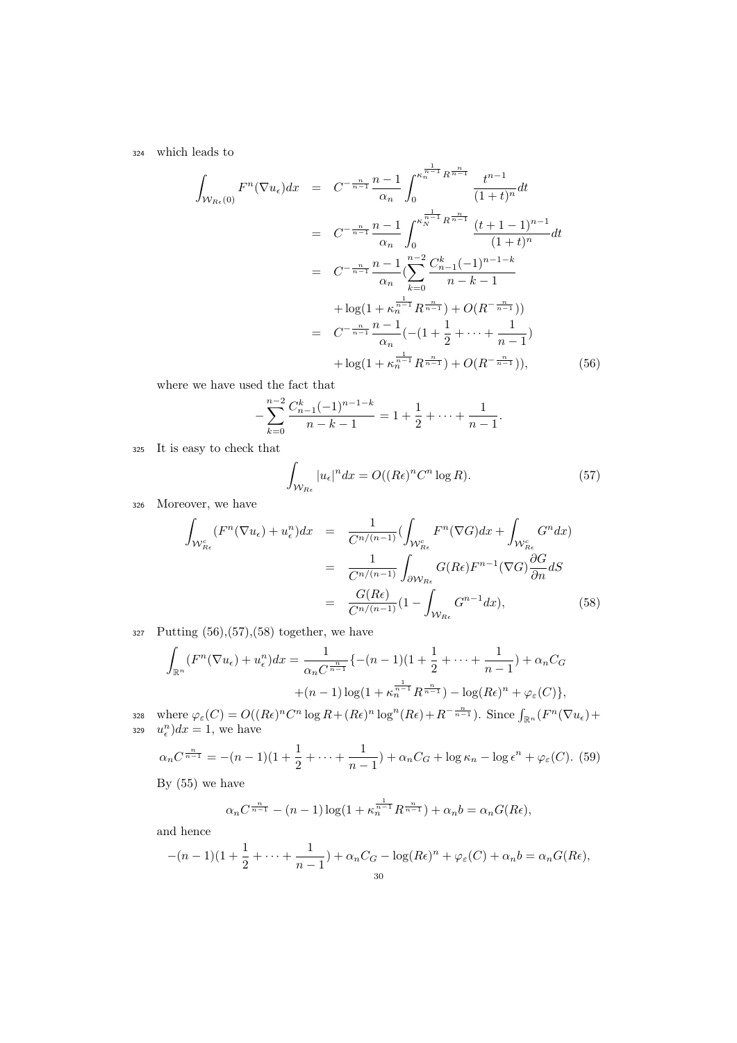which leads to

$$
\begin{aligned}
\int_{\mathcal{W}_{R\epsilon}(0)} F^n(\nabla u_\epsilon)dx &= C^{-\frac{n}{n-1}}\frac{n-1}{\alpha_n}\int_0^{\kappa_n^{\frac{1}{n-1}}R^{\frac{n}{n-1}}} \frac{t^{n-1}}{(1+t)^n}dt \\
&= C^{-\frac{n}{n-1}}\frac{n-1}{\alpha_n}\int_0^{\kappa_N^{\frac{1}{n-1}}R^{\frac{n}{n-1}}} \frac{(t+1-1)^{n-1}}{(1+t)^n}dt \\
&= C^{-\frac{n}{n-1}}\frac{n-1}{\alpha_n}(\sum_{k=0}^{n-2}\frac{C_{n-1}^k(-1)^{n-1-k}}{n-k-1} \\
&\quad +\log(1+\kappa_n^{\frac{1}{n-1}}R^{\frac{n}{n-1}})+O(R^{-\frac{n}{n-1}})) \\
&= C^{-\frac{n}{n-1}}\frac{n-1}{\alpha_n}(-(1+\frac{1}{2}+\cdots+\frac{1}{n-1}) \\
&\quad +\log(1+\kappa_n^{\frac{1}{n-1}}R^{\frac{n}{n-1}})+O(R^{-\frac{n}{n-1}})), \qquad (56)
\end{aligned}
$$

where we have used the fact that

$$
-\sum_{k=0}^{n-2}\frac{C_{n-1}^k(-1)^{n-1-k}}{n-k-1} = 1+\frac{1}{2}+\cdots+\frac{1}{n-1}.
$$

It is easy to check that

$$
\int_{\mathcal{W}_{R\epsilon}} |u_\epsilon|^n dx = O((R\epsilon)^n C^n \log R). \qquad (57)
$$

Moreover, we have

$$
\begin{aligned}
\int_{\mathcal{W}_{R\epsilon}^c}(F^n(\nabla u_\epsilon)+u_\epsilon^n)dx &= \frac{1}{C^{n/(n-1)}}(\int_{\mathcal{W}_{R\epsilon}^c}F^n(\nabla G)dx+\int_{\mathcal{W}_{R\epsilon}^c}G^n dx) \\
&= \frac{1}{C^{n/(n-1)}}\int_{\partial\mathcal{W}_{R\epsilon}} G(R\epsilon)F^{n-1}(\nabla G)\frac{\partial G}{\partial n}dS \\
&= \frac{G(R\epsilon)}{C^{n/(n-1)}}(1-\int_{\mathcal{W}_{R\epsilon}}G^{n-1}dx), \qquad (58)
\end{aligned}
$$

Putting (56),(57),(58) together, we have

$$
\begin{aligned}
\int_{\mathbb{R}^n}(F^n(\nabla u_\epsilon)+u_\epsilon^n)dx = \frac{1}{\alpha_n C^{\frac{n}{n-1}}}\{&-(n-1)(1+\frac{1}{2}+\cdots+\frac{1}{n-1})+\alpha_n C_G \\
&+(n-1)\log(1+\kappa_n^{\frac{1}{n-1}}R^{\frac{n}{n-1}})-\log(R\epsilon)^n+\varphi_\varepsilon(C)\},
\end{aligned}
$$

where $\varphi_\varepsilon(C) = O((R\epsilon)^n C^n \log R + (R\epsilon)^n \log^n(R\epsilon) + R^{-\frac{n}{n-1}})$. Since $\int_{\mathbb{R}^n}(F^n(\nabla u_\epsilon)+u_\epsilon^n)dx = 1$, we have

$$
\alpha_n C^{\frac{n}{n-1}} = -(n-1)(1+\frac{1}{2}+\cdots+\frac{1}{n-1})+\alpha_n C_G+\log\kappa_n-\log\epsilon^n+\varphi_\varepsilon(C). \qquad (59)
$$

By (55) we have

$$
\alpha_n C^{\frac{n}{n-1}}-(n-1)\log(1+\kappa_n^{\frac{1}{n-1}}R^{\frac{n}{n-1}})+\alpha_n b = \alpha_n G(R\epsilon),
$$

and hence

$$
-(n-1)(1+\frac{1}{2}+\cdots+\frac{1}{n-1})+\alpha_n C_G-\log(R\epsilon)^n+\varphi_\varepsilon(C)+\alpha_n b = \alpha_n G(R\epsilon),
$$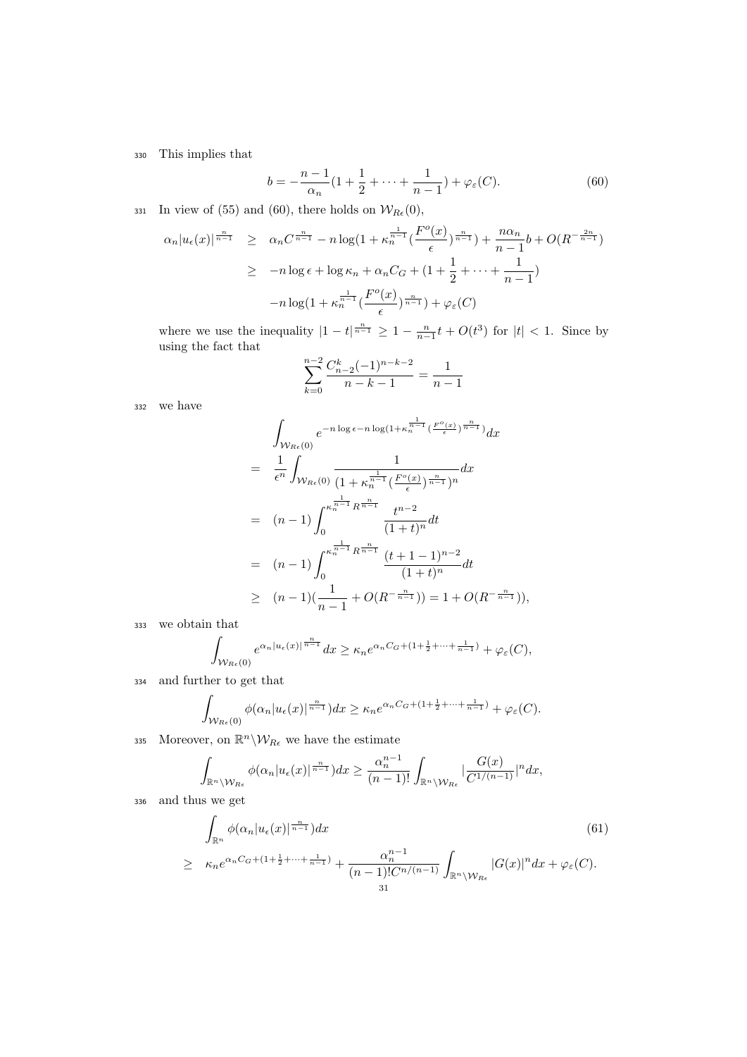This implies that

$$b = -\frac{n-1}{\alpha_n}(1+\frac{1}{2}+\cdots+\frac{1}{n-1}) + \varphi_\varepsilon(C). \tag{60}$$

In view of (55) and (60), there holds on $\mathcal{W}_{R\epsilon}(0)$,

$$\begin{aligned}
\alpha_n|u_\epsilon(x)|^{\frac{n}{n-1}} &\geq \alpha_n C^{\frac{n}{n-1}} - n\log(1+\kappa_n^{\frac{1}{n-1}}(\frac{F^o(x)}{\epsilon})^{\frac{n}{n-1}}) + \frac{n\alpha_n}{n-1}b + O(R^{-\frac{2n}{n-1}}) \\
&\geq -n\log\epsilon + \log\kappa_n + \alpha_n C_G + (1+\frac{1}{2}+\cdots+\frac{1}{n-1}) \\
&\quad -n\log(1+\kappa_n^{\frac{1}{n-1}}(\frac{F^o(x)}{\epsilon})^{\frac{n}{n-1}}) + \varphi_\varepsilon(C)
\end{aligned}$$

where we use the inequality $|1-t|^{\frac{n}{n-1}} \geq 1 - \frac{n}{n-1}t + O(t^3)$ for $|t| < 1$. Since by using the fact that

$$\sum_{k=0}^{n-2}\frac{C_{n-2}^k(-1)^{n-k-2}}{n-k-1} = \frac{1}{n-1}$$

we have

$$\begin{aligned}
&\int_{\mathcal{W}_{R\epsilon}(0)} e^{-n\log\epsilon - n\log(1+\kappa_n^{\frac{1}{n-1}}(\frac{F^o(x)}{\epsilon})^{\frac{n}{n-1}})}dx \\
&= \frac{1}{\epsilon^n}\int_{\mathcal{W}_{R\epsilon}(0)}\frac{1}{(1+\kappa_n^{\frac{1}{n-1}}(\frac{F^o(x)}{\epsilon})^{\frac{n}{n-1}})^n}dx \\
&= (n-1)\int_0^{\kappa_n^{\frac{1}{n-1}}R^{\frac{n}{n-1}}}\frac{t^{n-2}}{(1+t)^n}dt \\
&= (n-1)\int_0^{\kappa_n^{\frac{1}{n-1}}R^{\frac{n}{n-1}}}\frac{(t+1-1)^{n-2}}{(1+t)^n}dt \\
&\geq (n-1)(\frac{1}{n-1} + O(R^{-\frac{n}{n-1}})) = 1 + O(R^{-\frac{n}{n-1}})),
\end{aligned}$$

we obtain that

$$\int_{\mathcal{W}_{R\epsilon}(0)} e^{\alpha_n|u_\epsilon(x)|^{\frac{n}{n-1}}}dx \geq \kappa_n e^{\alpha_n C_G + (1+\frac{1}{2}+\cdots+\frac{1}{n-1})} + \varphi_\varepsilon(C),$$

and further to get that

$$\int_{\mathcal{W}_{R\epsilon}(0)} \phi(\alpha_n|u_\epsilon(x)|^{\frac{n}{n-1}})dx \geq \kappa_n e^{\alpha_n C_G + (1+\frac{1}{2}+\cdots+\frac{1}{n-1})} + \varphi_\varepsilon(C).$$

Moreover, on $\mathbb{R}^n\backslash\mathcal{W}_{R\epsilon}$ we have the estimate

$$\int_{\mathbb{R}^n\backslash\mathcal{W}_{R\epsilon}} \phi(\alpha_n|u_\epsilon(x)|^{\frac{n}{n-1}})dx \geq \frac{\alpha_n^{n-1}}{(n-1)!}\int_{\mathbb{R}^n\backslash\mathcal{W}_{R\epsilon}}|\frac{G(x)}{C^{1/(n-1)}}|^n dx,$$

and thus we get

$$\begin{aligned}
&\int_{\mathbb{R}^n} \phi(\alpha_n|u_\epsilon(x)|^{\frac{n}{n-1}})dx \qquad (61)\\
&\geq \kappa_n e^{\alpha_n C_G + (1+\frac{1}{2}+\cdots+\frac{1}{n-1})} + \frac{\alpha_n^{n-1}}{(n-1)!C^{n/(n-1)}}\int_{\mathbb{R}^n\backslash\mathcal{W}_{R\epsilon}}|G(x)|^n dx + \varphi_\varepsilon(C).
\end{aligned}$$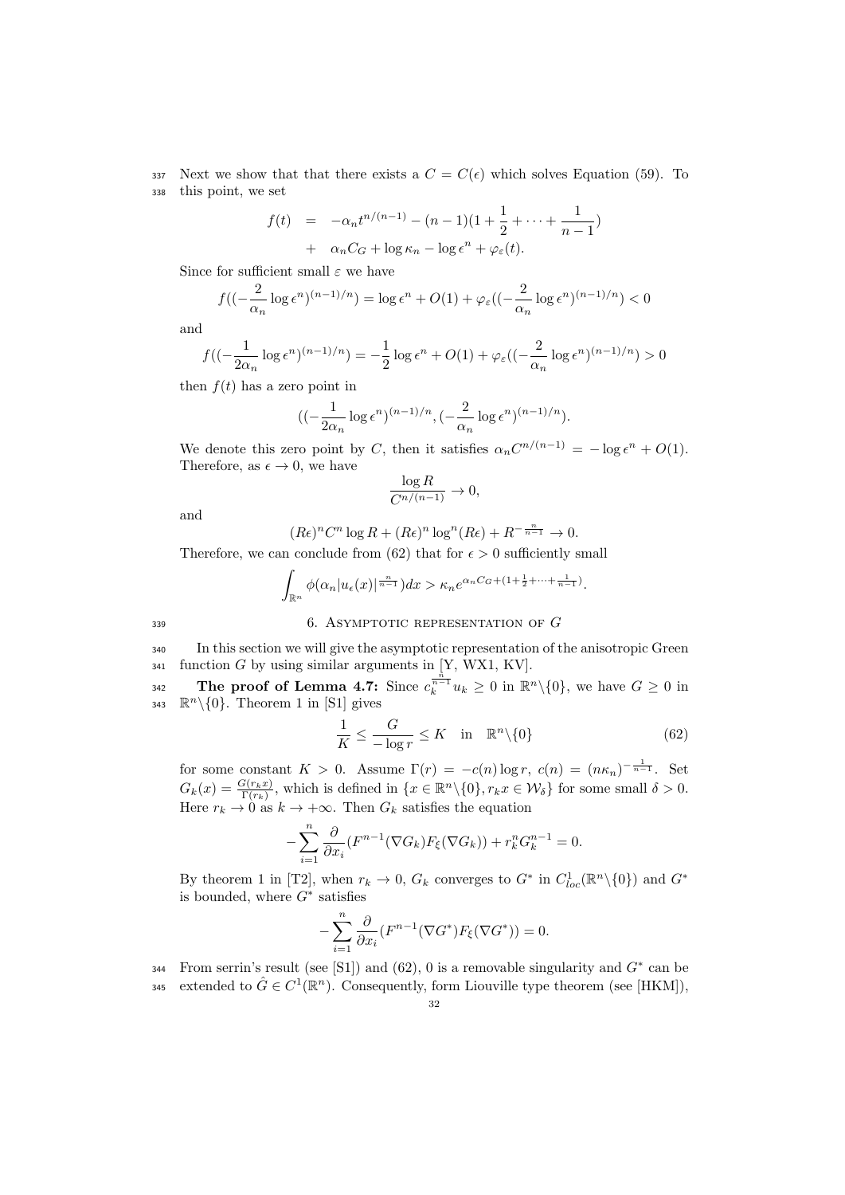Next we show that that there exists a $C = C(\epsilon)$ which solves Equation (59). To this point, we set

$$
\begin{aligned}
f(t) &= -\alpha_n t^{n/(n-1)} - (n-1)(1 + \frac{1}{2} + \cdots + \frac{1}{n-1}) \\
&+ \alpha_n C_G + \log \kappa_n - \log \epsilon^n + \varphi_\varepsilon(t).
\end{aligned}
$$

Since for sufficient small $\varepsilon$ we have

$$
f((-\frac{2}{\alpha_n}\log \epsilon^n)^{(n-1)/n}) = \log \epsilon^n + O(1) + \varphi_\varepsilon((-\frac{2}{\alpha_n}\log \epsilon^n)^{(n-1)/n}) < 0
$$

and

$$
f((-\frac{1}{2\alpha_n}\log \epsilon^n)^{(n-1)/n}) = -\frac{1}{2}\log \epsilon^n + O(1) + \varphi_\varepsilon((-\frac{2}{\alpha_n}\log \epsilon^n)^{(n-1)/n}) > 0
$$

then $f(t)$ has a zero point in

$$
((-\frac{1}{2\alpha_n}\log \epsilon^n)^{(n-1)/n}, (-\frac{2}{\alpha_n}\log \epsilon^n)^{(n-1)/n}).
$$

We denote this zero point by $C$, then it satisfies $\alpha_n C^{n/(n-1)} = -\log \epsilon^n + O(1)$. Therefore, as $\epsilon \to 0$, we have

$$
\frac{\log R}{C^{n/(n-1)}} \to 0,
$$

and

$$
(R\epsilon)^n C^n \log R + (R\epsilon)^n \log^n(R\epsilon) + R^{-\frac{n}{n-1}} \to 0.
$$

Therefore, we can conclude from (62) that for $\epsilon > 0$ sufficiently small

$$
\int_{\mathbb{R}^n} \phi(\alpha_n |u_\epsilon(x)|^{\frac{n}{n-1}})dx > \kappa_n e^{\alpha_n C_G + (1 + \frac{1}{2} + \cdots + \frac{1}{n-1})}.
$$

## 6. Asymptotic representation of $G$

In this section we will give the asymptotic representation of the anisotropic Green function $G$ by using similar arguments in [Y, WX1, KV].

**The proof of Lemma 4.7:** Since $c_k^{\frac{n}{n-1}} u_k \geq 0$ in $\mathbb{R}^n \backslash \{0\}$, we have $G \geq 0$ in $\mathbb{R}^n \backslash \{0\}$. Theorem 1 in [S1] gives

$$
\frac{1}{K} \leq \frac{G}{-\log r} \leq K \quad \text{in} \quad \mathbb{R}^n \backslash \{0\} \tag{62}
$$

for some constant $K > 0$. Assume $\Gamma(r) = -c(n)\log r$, $c(n) = (n\kappa_n)^{-\frac{1}{n-1}}$. Set $G_k(x) = \frac{G(r_k x)}{\Gamma(r_k)}$, which is defined in $\{x \in \mathbb{R}^n \backslash \{0\}, r_k x \in \mathcal{W}_\delta\}$ for some small $\delta > 0$. Here $r_k \to 0$ as $k \to +\infty$. Then $G_k$ satisfies the equation

$$
-\sum_{i=1}^{n} \frac{\partial}{\partial x_i}(F^{n-1}(\nabla G_k) F_\xi(\nabla G_k)) + r_k^n G_k^{n-1} = 0.
$$

By theorem 1 in [T2], when $r_k \to 0$, $G_k$ converges to $G^*$ in $C^1_{loc}(\mathbb{R}^n \backslash \{0\})$ and $G^*$ is bounded, where $G^*$ satisfies

$$
-\sum_{i=1}^{n} \frac{\partial}{\partial x_i}(F^{n-1}(\nabla G^*) F_\xi(\nabla G^*)) = 0.
$$

From serrin's result (see [S1]) and (62), 0 is a removable singularity and $G^*$ can be extended to $\hat{G} \in C^1(\mathbb{R}^n)$. Consequently, form Liouville type theorem (see [HKM]),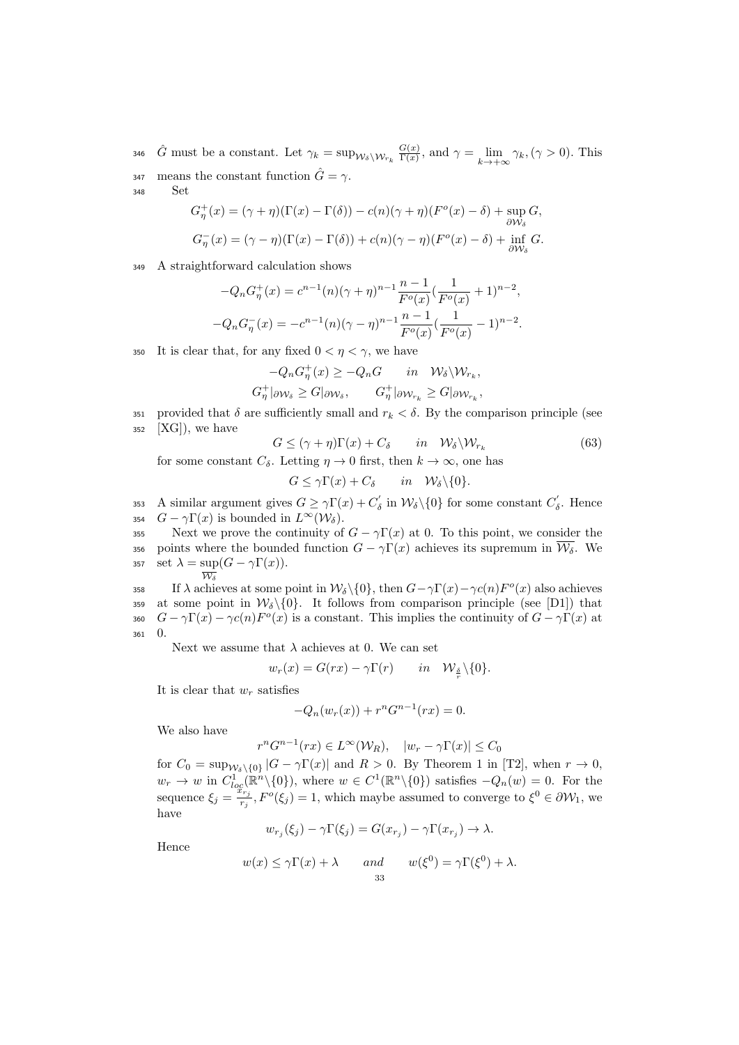$\hat{G}$ must be a constant. Let $\gamma_k = \sup_{\mathcal{W}_\delta \backslash \mathcal{W}_{r_k}} \frac{G(x)}{\Gamma(x)}$, and $\gamma = \lim_{k \to +\infty} \gamma_k, (\gamma > 0)$. This means the constant function $\hat{G} = \gamma$.

Set

$$G_\eta^+(x) = (\gamma + \eta)(\Gamma(x) - \Gamma(\delta)) - c(n)(\gamma + \eta)(F^o(x) - \delta) + \sup_{\partial \mathcal{W}_\delta} G,$$

$$G_\eta^-(x) = (\gamma - \eta)(\Gamma(x) - \Gamma(\delta)) + c(n)(\gamma - \eta)(F^o(x) - \delta) + \inf_{\partial \mathcal{W}_\delta} G.$$

A straightforward calculation shows

$$-Q_n G_\eta^+(x) = c^{n-1}(n)(\gamma + \eta)^{n-1} \frac{n-1}{F^o(x)} \left(\frac{1}{F^o(x)} + 1\right)^{n-2},$$

$$-Q_n G_\eta^-(x) = -c^{n-1}(n)(\gamma - \eta)^{n-1} \frac{n-1}{F^o(x)} \left(\frac{1}{F^o(x)} - 1\right)^{n-2}.$$

It is clear that, for any fixed $0 < \eta < \gamma$, we have

$$-Q_n G_\eta^+(x) \geq -Q_n G \qquad in \quad \mathcal{W}_\delta \backslash \mathcal{W}_{r_k},$$

$$G_\eta^+|_{\partial \mathcal{W}_\delta} \geq G|_{\partial \mathcal{W}_\delta}, \qquad G_\eta^+|_{\partial \mathcal{W}_{r_k}} \geq G|_{\partial \mathcal{W}_{r_k}},$$

provided that $\delta$ are sufficiently small and $r_k < \delta$. By the comparison principle (see [XG]), we have

$$G \leq (\gamma + \eta)\Gamma(x) + C_\delta \qquad in \quad \mathcal{W}_\delta \backslash \mathcal{W}_{r_k} \tag{63}$$

for some constant $C_\delta$. Letting $\eta \to 0$ first, then $k \to \infty$, one has

$$G \leq \gamma \Gamma(x) + C_\delta \qquad in \quad \mathcal{W}_\delta \backslash \{0\}.$$

A similar argument gives $G \geq \gamma \Gamma(x) + C_\delta'$ in $\mathcal{W}_\delta \backslash \{0\}$ for some constant $C_\delta'$. Hence $G - \gamma \Gamma(x)$ is bounded in $L^\infty(\mathcal{W}_\delta)$.

Next we prove the continuity of $G - \gamma \Gamma(x)$ at 0. To this point, we consider the points where the bounded function $G - \gamma \Gamma(x)$ achieves its supremum in $\overline{\mathcal{W}_\delta}$. We set $\lambda = \sup_{\overline{\mathcal{W}_\delta}} (G - \gamma \Gamma(x))$.

If $\lambda$ achieves at some point in $\mathcal{W}_\delta \backslash \{0\}$, then $G - \gamma \Gamma(x) - \gamma c(n) F^o(x)$ also achieves at some point in $\mathcal{W}_\delta \backslash \{0\}$. It follows from comparison principle (see [D1]) that $G - \gamma \Gamma(x) - \gamma c(n) F^o(x)$ is a constant. This implies the continuity of $G - \gamma \Gamma(x)$ at 0.

Next we assume that $\lambda$ achieves at 0. We can set

$$w_r(x) = G(rx) - \gamma \Gamma(r) \qquad in \quad \mathcal{W}_{\frac{\delta}{r}} \backslash \{0\}.$$

It is clear that $w_r$ satisfies

$$-Q_n(w_r(x)) + r^n G^{n-1}(rx) = 0.$$

We also have

$$r^n G^{n-1}(rx) \in L^\infty(\mathcal{W}_R), \quad |w_r - \gamma \Gamma(x)| \leq C_0$$

for $C_0 = \sup_{\mathcal{W}_\delta \backslash \{0\}} |G - \gamma \Gamma(x)|$ and $R > 0$. By Theorem 1 in [T2], when $r \to 0$, $w_r \to w$ in $C^1_{loc}(\mathbb{R}^n \backslash \{0\})$, where $w \in C^1(\mathbb{R}^n \backslash \{0\})$ satisfies $-Q_n(w) = 0$. For the sequence $\xi_j = \frac{x_{r_j}}{r_j}, F^o(\xi_j) = 1$, which maybe assumed to converge to $\xi^0 \in \partial \mathcal{W}_1$, we have

$$w_{r_j}(\xi_j) - \gamma \Gamma(\xi_j) = G(x_{r_j}) - \gamma \Gamma(x_{r_j}) \to \lambda.$$

Hence

$$w(x) \leq \gamma \Gamma(x) + \lambda \qquad and \qquad w(\xi^0) = \gamma \Gamma(\xi^0) + \lambda.$$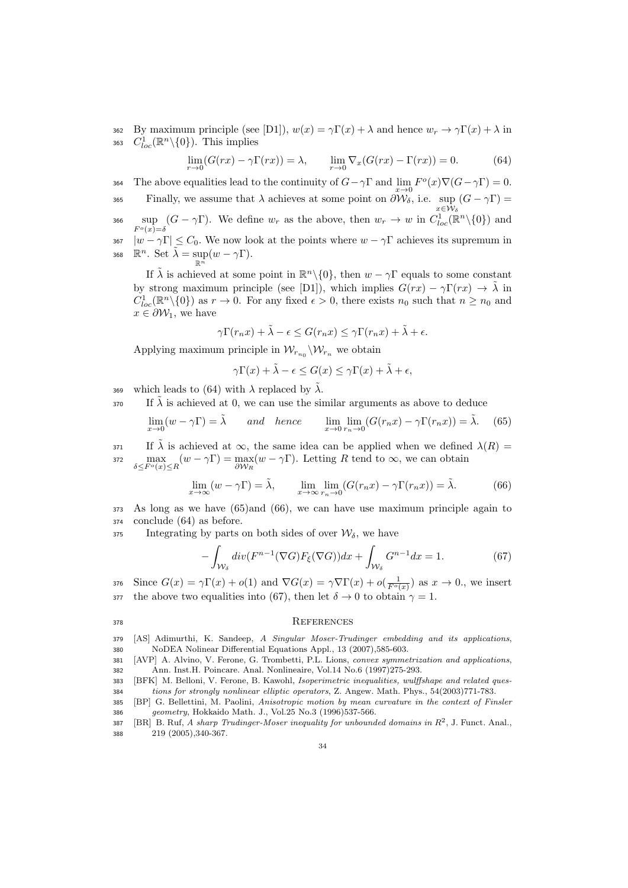By maximum principle (see [D1]), $w(x) = \gamma\Gamma(x) + \lambda$ and hence $w_r \to \gamma\Gamma(x) + \lambda$ in $C^1_{loc}(\mathbb{R}^n\backslash\{0\})$. This implies

$$\lim_{r\to 0}(G(rx) - \gamma\Gamma(rx)) = \lambda, \qquad \lim_{r\to 0}\nabla_x(G(rx) - \Gamma(rx)) = 0. \tag{64}$$

The above equalities lead to the continuity of $G - \gamma\Gamma$ and $\lim_{x\to 0} F^o(x)\nabla(G - \gamma\Gamma) = 0$.

Finally, we assume that $\lambda$ achieves at some point on $\partial\mathcal{W}_\delta$, i.e. $\sup_{x\in\mathcal{W}_\delta}(G - \gamma\Gamma) = \sup_{F^o(x)=\delta}(G - \gamma\Gamma)$. We define $w_r$ as the above, then $w_r \to w$ in $C^1_{loc}(\mathbb{R}^n\backslash\{0\})$ and $|w - \gamma\Gamma| \le C_0$. We now look at the points where $w - \gamma\Gamma$ achieves its supremum in $\mathbb{R}^n$. Set $\tilde{\lambda} = \sup_{\mathbb{R}^n}(w - \gamma\Gamma)$.

If $\tilde{\lambda}$ is achieved at some point in $\mathbb{R}^n\backslash\{0\}$, then $w - \gamma\Gamma$ equals to some constant by strong maximum principle (see [D1]), which implies $G(rx) - \gamma\Gamma(rx) \to \tilde{\lambda}$ in $C^1_{loc}(\mathbb{R}^n\backslash\{0\})$ as $r \to 0$. For any fixed $\epsilon > 0$, there exists $n_0$ such that $n \ge n_0$ and $x \in \partial\mathcal{W}_1$, we have

$$\gamma\Gamma(r_n x) + \tilde{\lambda} - \epsilon \le G(r_n x) \le \gamma\Gamma(r_n x) + \tilde{\lambda} + \epsilon.$$

Applying maximum principle in $\mathcal{W}_{r_{n_0}}\backslash\mathcal{W}_{r_n}$ we obtain

$$\gamma\Gamma(x) + \tilde{\lambda} - \epsilon \le G(x) \le \gamma\Gamma(x) + \tilde{\lambda} + \epsilon,$$

which leads to (64) with $\lambda$ replaced by $\tilde{\lambda}$.

If $\tilde{\lambda}$ is achieved at 0, we can use the similar arguments as above to deduce

$$\lim_{x\to 0}(w - \gamma\Gamma) = \tilde{\lambda} \qquad \textit{and} \quad \textit{hence} \qquad \lim_{x\to 0}\lim_{r_n\to 0}(G(r_n x) - \gamma\Gamma(r_n x)) = \tilde{\lambda}. \tag{65}$$

If $\tilde{\lambda}$ is achieved at $\infty$, the same idea can be applied when we defined $\lambda(R) = \max_{\delta\le F^o(x)\le R}(w - \gamma\Gamma) = \max_{\partial\mathcal{W}_R}(w - \gamma\Gamma)$. Letting $R$ tend to $\infty$, we can obtain

$$\lim_{x\to\infty}(w - \gamma\Gamma) = \tilde{\lambda}, \qquad \lim_{x\to\infty}\lim_{r_n\to 0}(G(r_n x) - \gamma\Gamma(r_n x)) = \tilde{\lambda}. \tag{66}$$

As long as we have (65)and (66), we can have use maximum principle again to conclude (64) as before.

Integrating by parts on both sides of over $\mathcal{W}_\delta$, we have

$$-\int_{\mathcal{W}_\delta} div(F^{n-1}(\nabla G)F_\xi(\nabla G))dx + \int_{\mathcal{W}_\delta} G^{n-1}dx = 1. \tag{67}$$

Since $G(x) = \gamma\Gamma(x) + o(1)$ and $\nabla G(x) = \gamma\nabla\Gamma(x) + o(\frac{1}{F^o(x)})$ as $x \to 0.$, we insert the above two equalities into (67), then let $\delta \to 0$ to obtain $\gamma = 1$.

## References

[AS] Adimurthi, K. Sandeep, *A Singular Moser-Trudinger embedding and its applications*, NoDEA Nolinear Differential Equations Appl., 13 (2007),585-603.

[AVP] A. Alvino, V. Ferone, G. Trombetti, P.L. Lions, *convex symmetrization and applications*, Ann. Inst.H. Poincare. Anal. Nonlineaire, Vol.14 No.6 (1997)275-293.

[BFK] M. Belloni, V. Ferone, B. Kawohl, *Isoperimetric inequalities, wulffshape and related questions for strongly nonlinear elliptic operators*, Z. Angew. Math. Phys., 54(2003)771-783.

[BP] G. Bellettini, M. Paolini, *Anisotropic motion by mean curvature in the context of Finsler geometry*, Hokkaido Math. J., Vol.25 No.3 (1996)537-566.

[BR] B. Ruf, *A sharp Trudinger-Moser inequality for unbounded domains in $R^2$*, J. Funct. Anal., 219 (2005),340-367.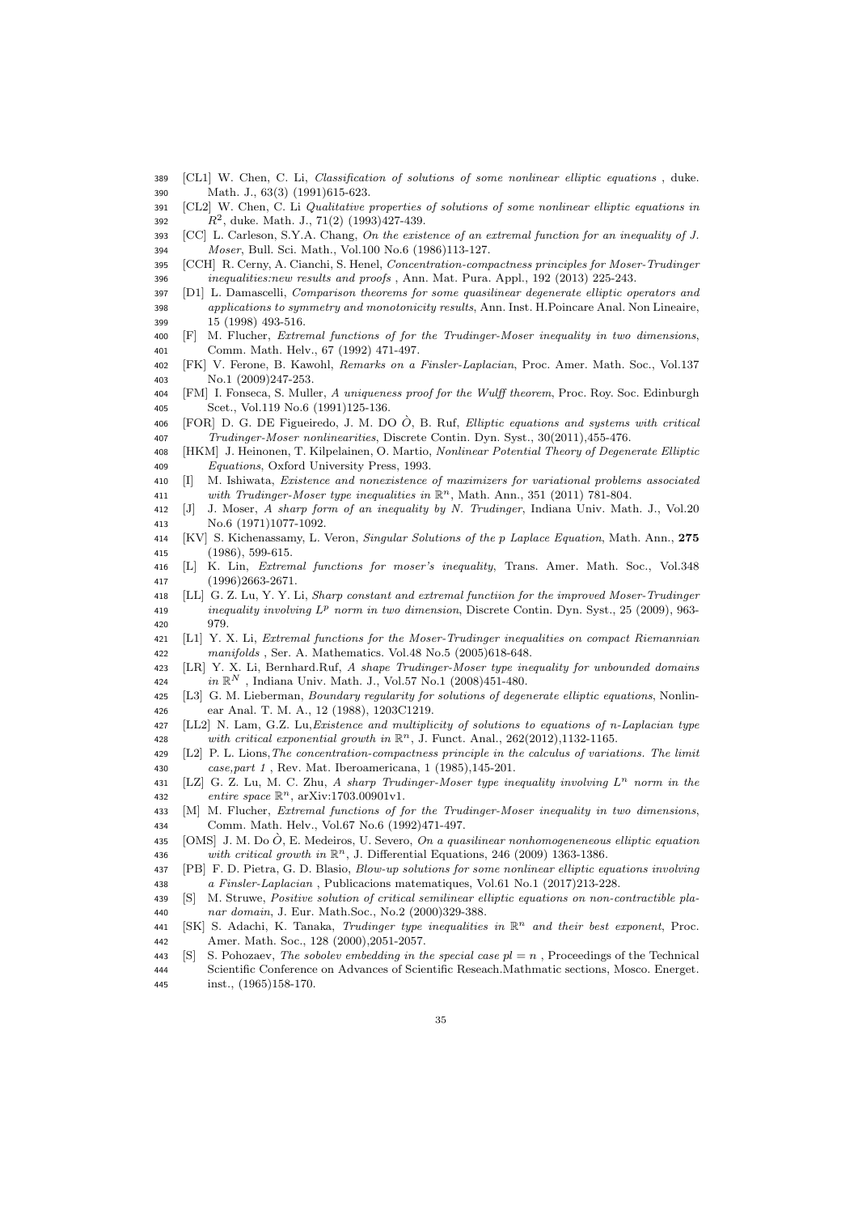[CL1] W. Chen, C. Li, *Classification of solutions of some nonlinear elliptic equations* , duke. Math. J., 63(3) (1991)615-623.

[CL2] W. Chen, C. Li *Qualitative properties of solutions of some nonlinear elliptic equations in* $R^2$, duke. Math. J., 71(2) (1993)427-439.

[CC] L. Carleson, S.Y.A. Chang, *On the existence of an extremal function for an inequality of J. Moser*, Bull. Sci. Math., Vol.100 No.6 (1986)113-127.

[CCH] R. Cerny, A. Cianchi, S. Henel, *Concentration-compactness principles for Moser-Trudinger inequalities:new results and proofs* , Ann. Mat. Pura. Appl., 192 (2013) 225-243.

[D1] L. Damascelli, *Comparison theorems for some quasilinear degenerate elliptic operators and applications to symmetry and monotonicity results*, Ann. Inst. H.Poincare Anal. Non Lineaire, 15 (1998) 493-516.

[F] M. Flucher, *Extremal functions of for the Trudinger-Moser inequality in two dimensions*, Comm. Math. Helv., 67 (1992) 471-497.

[FK] V. Ferone, B. Kawohl, *Remarks on a Finsler-Laplacian*, Proc. Amer. Math. Soc., Vol.137 No.1 (2009)247-253.

[FM] I. Fonseca, S. Muller, *A uniqueness proof for the Wulff theorem*, Proc. Roy. Soc. Edinburgh Scet., Vol.119 No.6 (1991)125-136.

[FOR] D. G. DE Figueiredo, J. M. DO Ò, B. Ruf, *Elliptic equations and systems with critical Trudinger-Moser nonlinearities*, Discrete Contin. Dyn. Syst., 30(2011),455-476.

[HKM] J. Heinonen, T. Kilpelainen, O. Martio, *Nonlinear Potential Theory of Degenerate Elliptic Equations*, Oxford University Press, 1993.

[I] M. Ishiwata, *Existence and nonexistence of maximizers for variational problems associated with Trudinger-Moser type inequalities in* $\mathbb{R}^n$, Math. Ann., 351 (2011) 781-804.

[J] J. Moser, *A sharp form of an inequality by N. Trudinger*, Indiana Univ. Math. J., Vol.20 No.6 (1971)1077-1092.

[KV] S. Kichenassamy, L. Veron, *Singular Solutions of the p Laplace Equation*, Math. Ann., **275** (1986), 599-615.

[L] K. Lin, *Extremal functions for moser's inequality*, Trans. Amer. Math. Soc., Vol.348 (1996)2663-2671.

[LL] G. Z. Lu, Y. Y. Li, *Sharp constant and extremal functiion for the improved Moser-Trudinger inequality involving* $L^p$ *norm in two dimension*, Discrete Contin. Dyn. Syst., 25 (2009), 963-979.

[L1] Y. X. Li, *Extremal functions for the Moser-Trudinger inequalities on compact Riemannian manifolds* , Ser. A. Mathematics. Vol.48 No.5 (2005)618-648.

[LR] Y. X. Li, Bernhard.Ruf, *A shape Trudinger-Moser type inequality for unbounded domains in* $\mathbb{R}^N$ , Indiana Univ. Math. J., Vol.57 No.1 (2008)451-480.

[L3] G. M. Lieberman, *Boundary regularity for solutions of degenerate elliptic equations*, Nonlinear Anal. T. M. A., 12 (1988), 1203C1219.

[LL2] N. Lam, G.Z. Lu,*Existence and multiplicity of solutions to equations of n-Laplacian type with critical exponential growth in* $\mathbb{R}^n$, J. Funct. Anal., 262(2012),1132-1165.

[L2] P. L. Lions,*The concentration-compactness principle in the calculus of variations. The limit case,part 1* , Rev. Mat. Iberoamericana, 1 (1985),145-201.

[LZ] G. Z. Lu, M. C. Zhu, *A sharp Trudinger-Moser type inequality involving* $L^n$ *norm in the entire space* $\mathbb{R}^n$, arXiv:1703.00901v1.

[M] M. Flucher, *Extremal functions of for the Trudinger-Moser inequality in two dimensions*, Comm. Math. Helv., Vol.67 No.6 (1992)471-497.

[OMS] J. M. Do Ò, E. Medeiros, U. Severo, *On a quasilinear nonhomogeneneous elliptic equation with critical growth in* $\mathbb{R}^n$, J. Differential Equations, 246 (2009) 1363-1386.

[PB] F. D. Pietra, G. D. Blasio, *Blow-up solutions for some nonlinear elliptic equations involving a Finsler-Laplacian* , Publicacions matematiques, Vol.61 No.1 (2017)213-228.

[S] M. Struwe, *Positive solution of critical semilinear elliptic equations on non-contractible planar domain*, J. Eur. Math.Soc., No.2 (2000)329-388.

[SK] S. Adachi, K. Tanaka, *Trudinger type inequalities in* $\mathbb{R}^n$ *and their best exponent*, Proc. Amer. Math. Soc., 128 (2000),2051-2057.

[S] S. Pohozaev, *The sobolev embedding in the special case* $pl = n$ , Proceedings of the Technical Scientific Conference on Advances of Scientific Reseach.Mathmatic sections, Mosco. Energet. inst., (1965)158-170.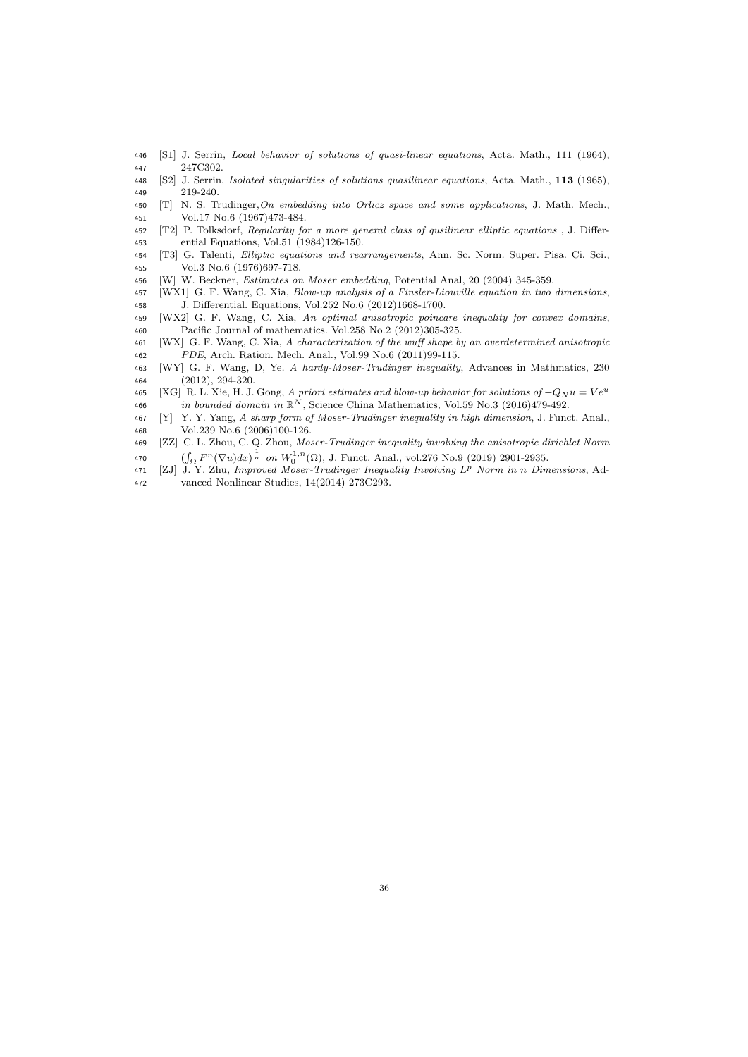[S1] J. Serrin, *Local behavior of solutions of quasi-linear equations*, Acta. Math., 111 (1964), 247C302.

[S2] J. Serrin, *Isolated singularities of solutions quasilinear equations*, Acta. Math., **113** (1965), 219-240.

[T] N. S. Trudinger,*On embedding into Orlicz space and some applications*, J. Math. Mech., Vol.17 No.6 (1967)473-484.

[T2] P. Tolksdorf, *Regularity for a more general class of qusilinear elliptic equations* , J. Differential Equations, Vol.51 (1984)126-150.

[T3] G. Talenti, *Elliptic equations and rearrangements*, Ann. Sc. Norm. Super. Pisa. Ci. Sci., Vol.3 No.6 (1976)697-718.

[W] W. Beckner, *Estimates on Moser embedding*, Potential Anal, 20 (2004) 345-359.

[WX1] G. F. Wang, C. Xia, *Blow-up analysis of a Finsler-Liouville equation in two dimensions*, J. Differential. Equations, Vol.252 No.6 (2012)1668-1700.

[WX2] G. F. Wang, C. Xia, *An optimal anisotropic poincare inequality for convex domains*, Pacific Journal of mathematics. Vol.258 No.2 (2012)305-325.

[WX] G. F. Wang, C. Xia, *A characterization of the wuff shape by an overdetermined anisotropic PDE*, Arch. Ration. Mech. Anal., Vol.99 No.6 (2011)99-115.

[WY] G. F. Wang, D, Ye. *A hardy-Moser-Trudinger inequality*, Advances in Mathmatics, 230 (2012), 294-320.

[XG] R. L. Xie, H. J. Gong, *A priori estimates and blow-up behavior for solutions of $-Q_N u = Ve^u$ in bounded domain in $\mathbb{R}^N$*, Science China Mathematics, Vol.59 No.3 (2016)479-492.

[Y] Y. Y. Yang, *A sharp form of Moser-Trudinger inequality in high dimension*, J. Funct. Anal., Vol.239 No.6 (2006)100-126.

[ZZ] C. L. Zhou, C. Q. Zhou, *Moser-Trudinger inequality involving the anisotropic dirichlet Norm $(\int_\Omega F^n(\nabla u)dx)^{\frac{1}{n}}$ on $W_0^{1,n}(\Omega)$*, J. Funct. Anal., vol.276 No.9 (2019) 2901-2935.

[ZJ] J. Y. Zhu, *Improved Moser-Trudinger Inequality Involving $L^p$ Norm in n Dimensions*, Advanced Nonlinear Studies, 14(2014) 273C293.